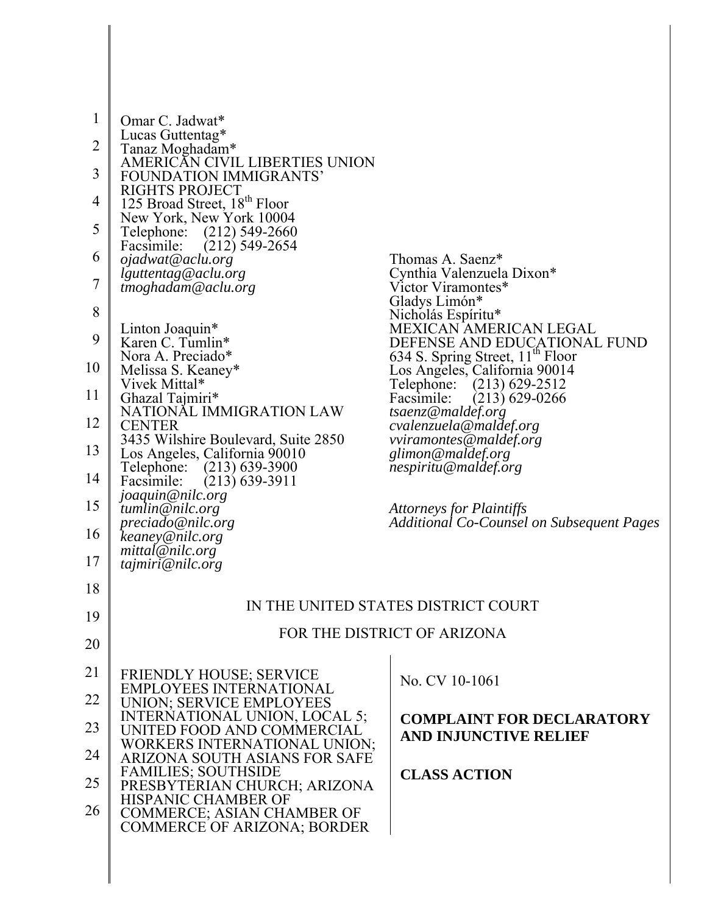Omar C. Jadwat*
Lucas Guttentag*
Tanaz Moghadam*
AMERICAN CIVIL LIBERTIES UNION FOUNDATION IMMIGRANTS' RIGHTS PROJECT
125 Broad Street, 18th Floor
New York, New York 10004
Telephone: (212) 549-2660
Facsimile: (212) 549-2654
*ojadwat@aclu.org*
*lguttentag@aclu.org*
*tmoghadam@aclu.org*

Linton Joaquin*
Karen C. Tumlin*
Nora A. Preciado*
Melissa S. Keaney*
Vivek Mittal*
Ghazal Tajmiri*
NATIONAL IMMIGRATION LAW CENTER
3435 Wilshire Boulevard, Suite 2850
Los Angeles, California 90010
Telephone: (213) 639-3900
Facsimile: (213) 639-3911
*joaquin@nilc.org*
*tumlin@nilc.org*
*preciado@nilc.org*
*keaney@nilc.org*
*mittal@nilc.org*
*tajmiri@nilc.org*

Thomas A. Saenz*
Cynthia Valenzuela Dixon*
Victor Viramontes*
Gladys Limón*
Nicholás Espíritu*
MEXICAN AMERICAN LEGAL DEFENSE AND EDUCATIONAL FUND
634 S. Spring Street, 11th Floor
Los Angeles, California 90014
Telephone: (213) 629-2512
Facsimile: (213) 629-0266
*tsaenz@maldef.org*
*cvalenzuela@maldef.org*
*vviramontes@maldef.org*
*glimon@maldef.org*
*nespiritu@maldef.org*

*Attorneys for Plaintiffs*
*Additional Co-Counsel on Subsequent Pages*

IN THE UNITED STATES DISTRICT COURT

FOR THE DISTRICT OF ARIZONA

FRIENDLY HOUSE; SERVICE EMPLOYEES INTERNATIONAL UNION; SERVICE EMPLOYEES INTERNATIONAL UNION, LOCAL 5; UNITED FOOD AND COMMERCIAL WORKERS INTERNATIONAL UNION; ARIZONA SOUTH ASIANS FOR SAFE FAMILIES; SOUTHSIDE PRESBYTERIAN CHURCH; ARIZONA HISPANIC CHAMBER OF COMMERCE; ASIAN CHAMBER OF COMMERCE OF ARIZONA; BORDER

No. CV 10-1061

**COMPLAINT FOR DECLARATORY AND INJUNCTIVE RELIEF**

**CLASS ACTION**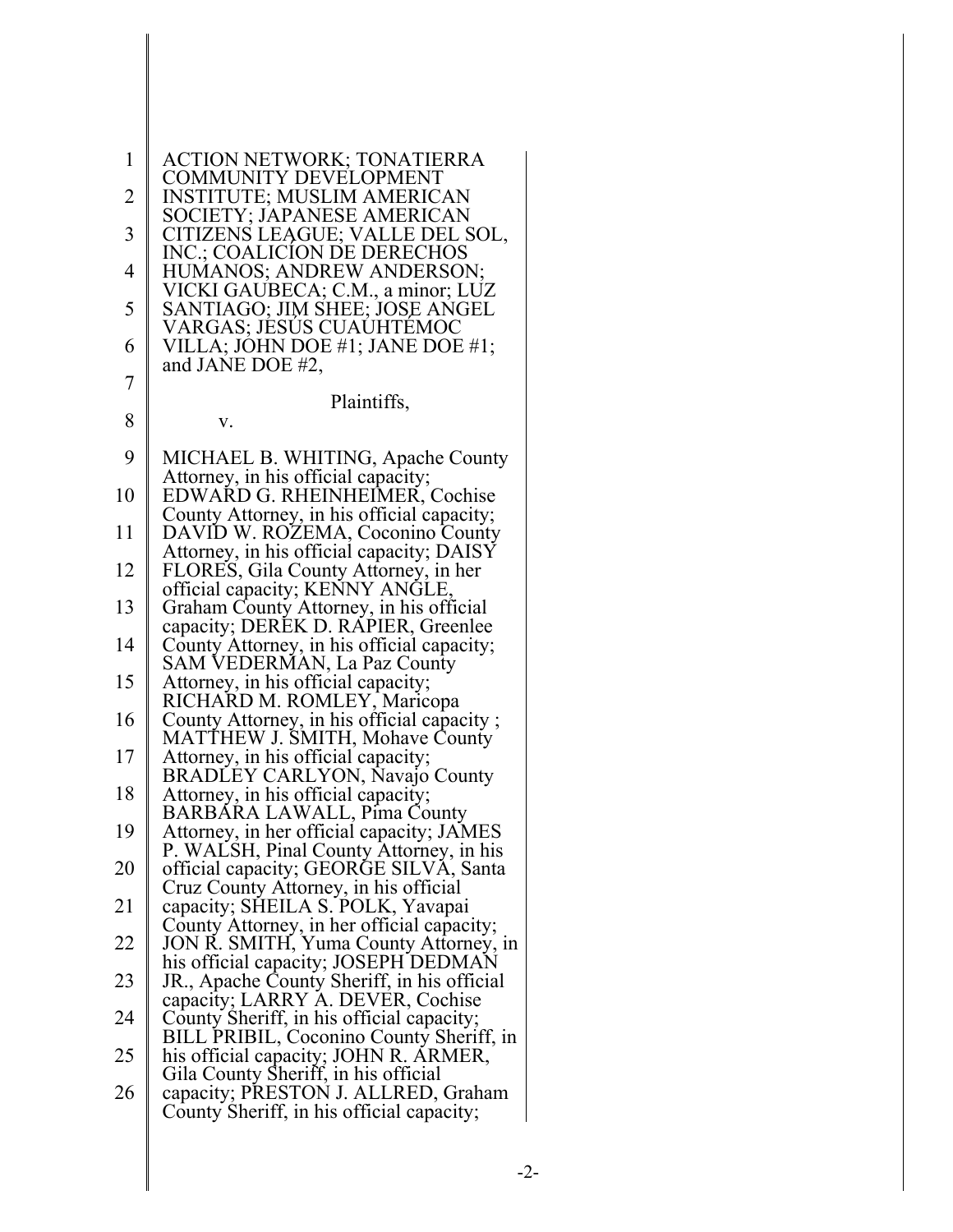ACTION NETWORK; TONATIERRA COMMUNITY DEVELOPMENT INSTITUTE; MUSLIM AMERICAN SOCIETY; JAPANESE AMERICAN CITIZENS LEAGUE; VALLE DEL SOL, INC.; COALICÍON DE DERECHOS HUMANOS; ANDREW ANDERSON; VICKI GAUBECA; C.M., a minor; LUZ SANTIAGO; JIM SHEE; JOSE ANGEL VARGAS; JESÚS CUAUHTÉMOC VILLA; JOHN DOE #1; JANE DOE #1; and JANE DOE #2,

Plaintiffs,

v.

MICHAEL B. WHITING, Apache County Attorney, in his official capacity; EDWARD G. RHEINHEIMER, Cochise County Attorney, in his official capacity; DAVID W. ROZEMA, Coconino County Attorney, in his official capacity; DAISY FLORES, Gila County Attorney, in her official capacity; KENNY ANGLE, Graham County Attorney, in his official capacity; DEREK D. RAPIER, Greenlee County Attorney, in his official capacity; SAM VEDERMAN, La Paz County Attorney, in his official capacity; RICHARD M. ROMLEY, Maricopa County Attorney, in his official capacity ; MATTHEW J. SMITH, Mohave County Attorney, in his official capacity; BRADLEY CARLYON, Navajo County Attorney, in his official capacity; BARBARA LAWALL, Pima County Attorney, in her official capacity; JAMES P. WALSH, Pinal County Attorney, in his official capacity; GEORGE SILVA, Santa Cruz County Attorney, in his official capacity; SHEILA S. POLK, Yavapai County Attorney, in her official capacity; JON R. SMITH, Yuma County Attorney, in his official capacity; JOSEPH DEDMAN JR., Apache County Sheriff, in his official capacity; LARRY A. DEVER, Cochise County Sheriff, in his official capacity; BILL PRIBIL, Coconino County Sheriff, in his official capacity; JOHN R. ARMER, Gila County Sheriff, in his official capacity; PRESTON J. ALLRED, Graham County Sheriff, in his official capacity;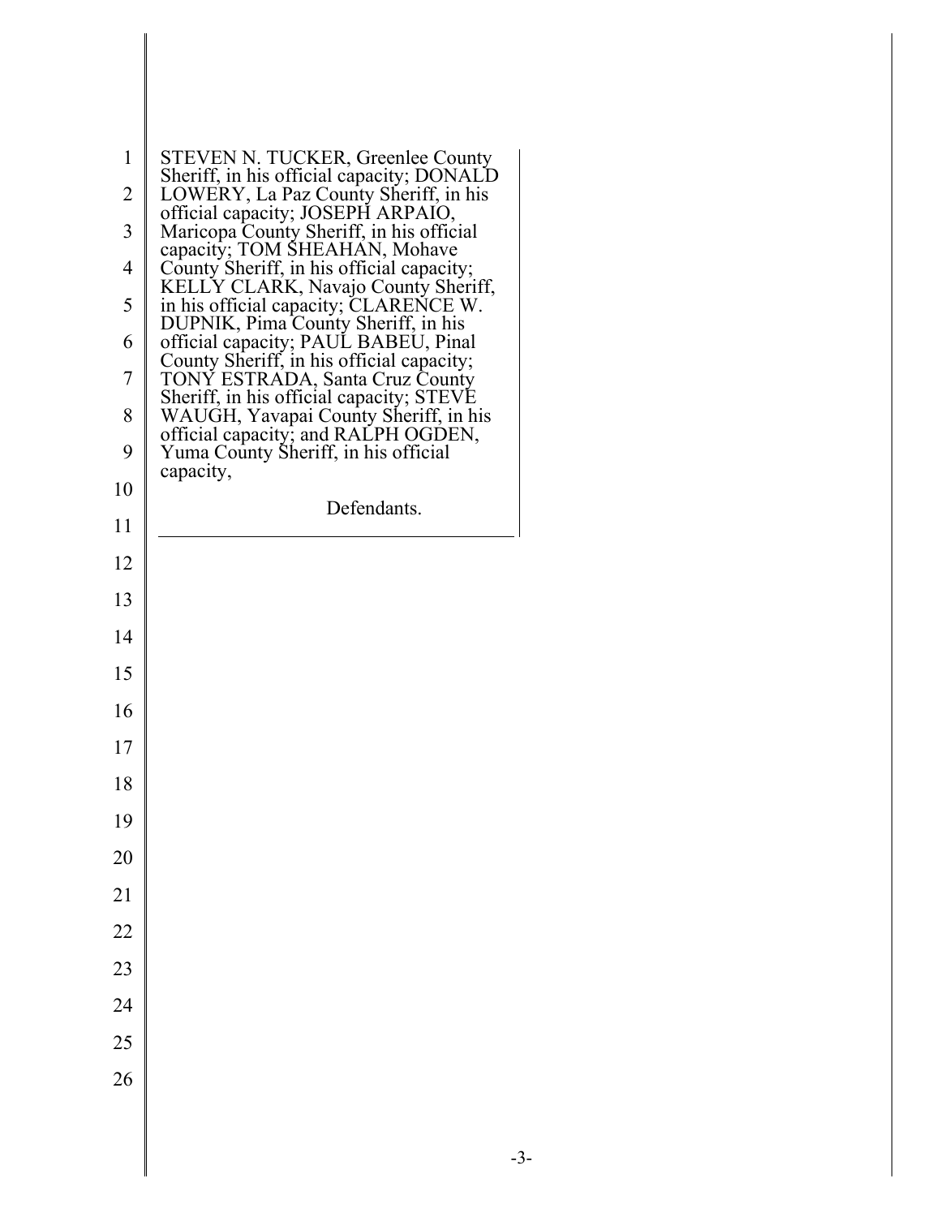STEVEN N. TUCKER, Greenlee County Sheriff, in his official capacity; DONALD LOWERY, La Paz County Sheriff, in his official capacity; JOSEPH ARPAIO, Maricopa County Sheriff, in his official capacity; TOM SHEAHAN, Mohave County Sheriff, in his official capacity; KELLY CLARK, Navajo County Sheriff, in his official capacity; CLARENCE W. DUPNIK, Pima County Sheriff, in his official capacity; PAUL BABEU, Pinal County Sheriff, in his official capacity; TONY ESTRADA, Santa Cruz County Sheriff, in his official capacity; STEVE WAUGH, Yavapai County Sheriff, in his official capacity; and RALPH OGDEN, Yuma County Sheriff, in his official capacity,

Defendants.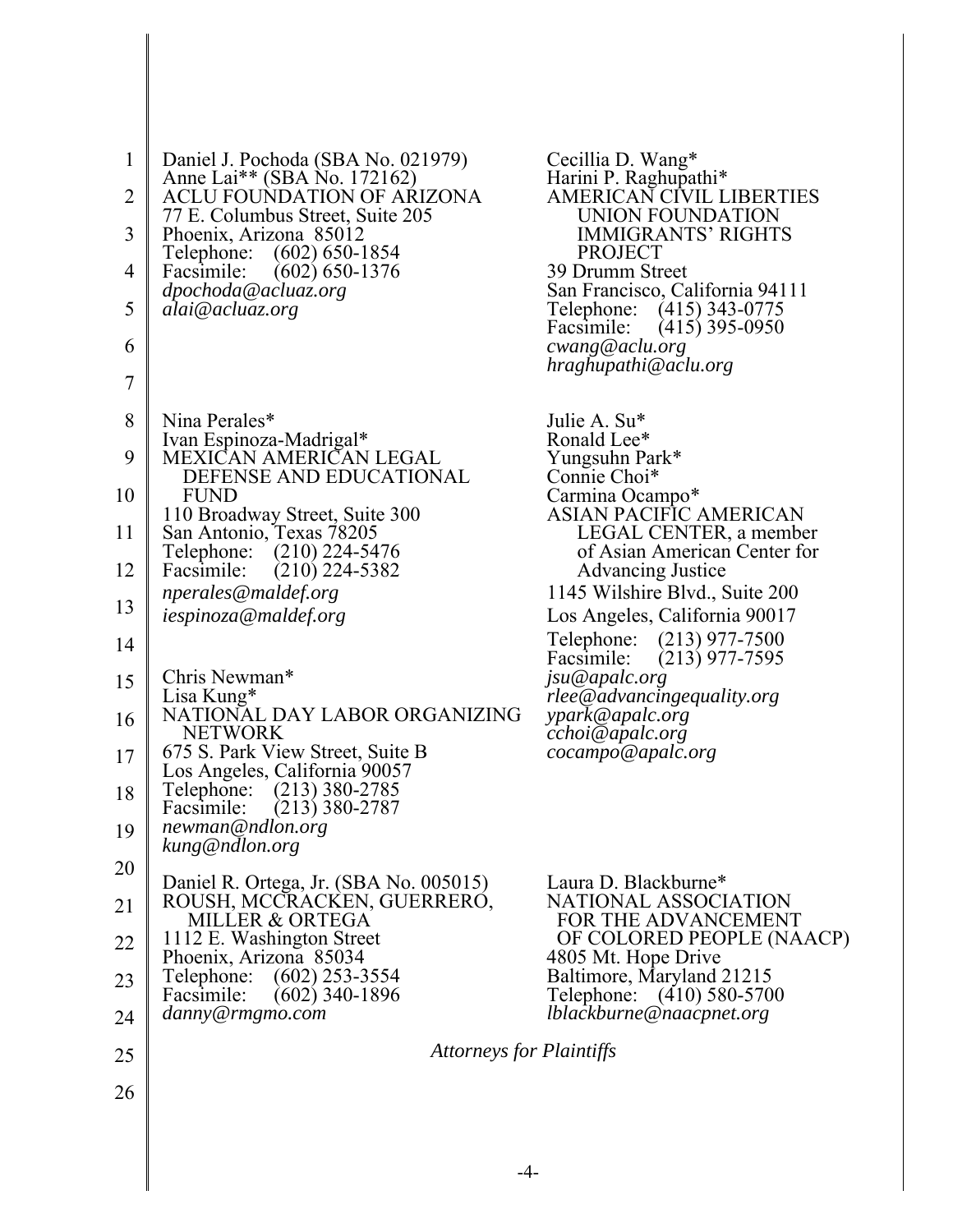Daniel J. Pochoda (SBA No. 021979)
Anne Lai** (SBA No. 172162)
ACLU FOUNDATION OF ARIZONA
77 E. Columbus Street, Suite 205
Phoenix, Arizona 85012
Telephone: (602) 650-1854
Facsimile: (602) 650-1376
*dpochoda@acluaz.org*
*alai@acluaz.org*

Cecillia D. Wang*
Harini P. Raghupathi*
AMERICAN CIVIL LIBERTIES UNION FOUNDATION IMMIGRANTS' RIGHTS PROJECT
39 Drumm Street
San Francisco, California 94111
Telephone: (415) 343-0775
Facsimile: (415) 395-0950
*cwang@aclu.org*
*hraghupathi@aclu.org*

Nina Perales*
Ivan Espinoza-Madrigal*
MEXICAN AMERICAN LEGAL DEFENSE AND EDUCATIONAL FUND
110 Broadway Street, Suite 300
San Antonio, Texas 78205
Telephone: (210) 224-5476
Facsimile: (210) 224-5382
*nperales@maldef.org*
*iespinoza@maldef.org*

Julie A. Su*
Ronald Lee*
Yungsuhn Park*
Connie Choi*
Carmina Ocampo*
ASIAN PACIFIC AMERICAN LEGAL CENTER, a member of Asian American Center for Advancing Justice
1145 Wilshire Blvd., Suite 200
Los Angeles, California 90017
Telephone: (213) 977-7500
Facsimile: (213) 977-7595
*jsu@apalc.org*
*rlee@advancingequality.org*
*ypark@apalc.org*
*cchoi@apalc.org*
*cocampo@apalc.org*

Chris Newman*
Lisa Kung*
NATIONAL DAY LABOR ORGANIZING NETWORK
675 S. Park View Street, Suite B
Los Angeles, California 90057
Telephone: (213) 380-2785
Facsimile: (213) 380-2787
*newman@ndlon.org*
*kung@ndlon.org*

Daniel R. Ortega, Jr. (SBA No. 005015)
ROUSH, MCCRACKEN, GUERRERO, MILLER & ORTEGA
1112 E. Washington Street
Phoenix, Arizona 85034
Telephone: (602) 253-3554
Facsimile: (602) 340-1896
*danny@rmgmo.com*

Laura D. Blackburne*
NATIONAL ASSOCIATION FOR THE ADVANCEMENT OF COLORED PEOPLE (NAACP)
4805 Mt. Hope Drive
Baltimore, Maryland 21215
Telephone: (410) 580-5700
*lblackburne@naacpnet.org*

*Attorneys for Plaintiffs*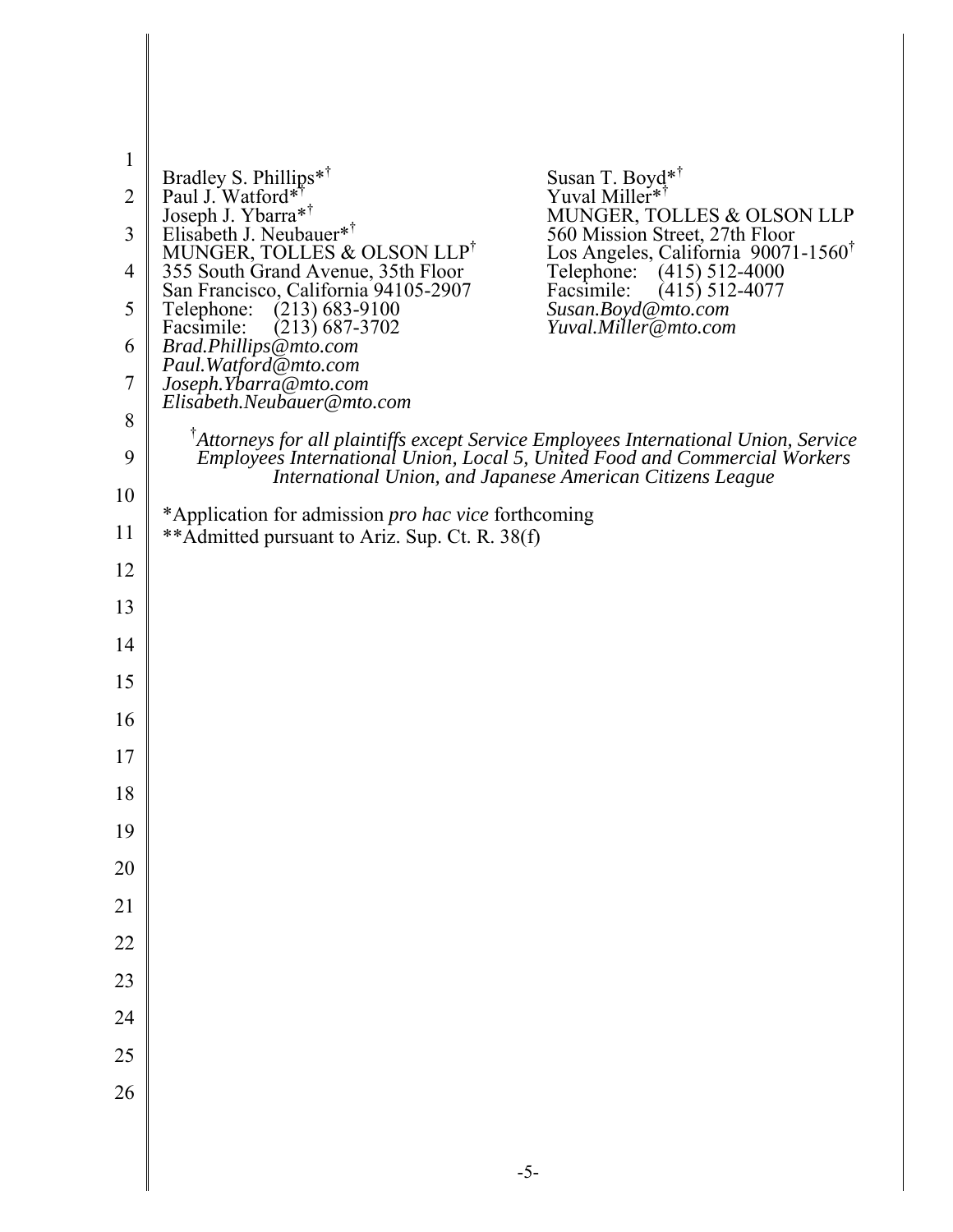Bradley S. Phillips*[†]
Paul J. Watford*[†]
Joseph J. Ybarra*[†]
Elisabeth J. Neubauer*[†]
MUNGER, TOLLES & OLSON LLP[†]
355 South Grand Avenue, 35th Floor
San Francisco, California 94105-2907
Telephone: (213) 683-9100
Facsimile: (213) 687-3702
*Brad.Phillips@mto.com*
*Paul.Watford@mto.com*
*Joseph.Ybarra@mto.com*
*Elisabeth.Neubauer@mto.com*

Susan T. Boyd*[†]
Yuval Miller*[†]
MUNGER, TOLLES & OLSON LLP
560 Mission Street, 27th Floor
Los Angeles, California 90071-1560[†]
Telephone: (415) 512-4000
Facsimile: (415) 512-4077
*Susan.Boyd@mto.com*
*Yuval.Miller@mto.com*

[†]*Attorneys for all plaintiffs except Service Employees International Union, Service Employees International Union, Local 5, United Food and Commercial Workers International Union, and Japanese American Citizens League*

*Application for admission *pro hac vice* forthcoming
**Admitted pursuant to Ariz. Sup. Ct. R. 38(f)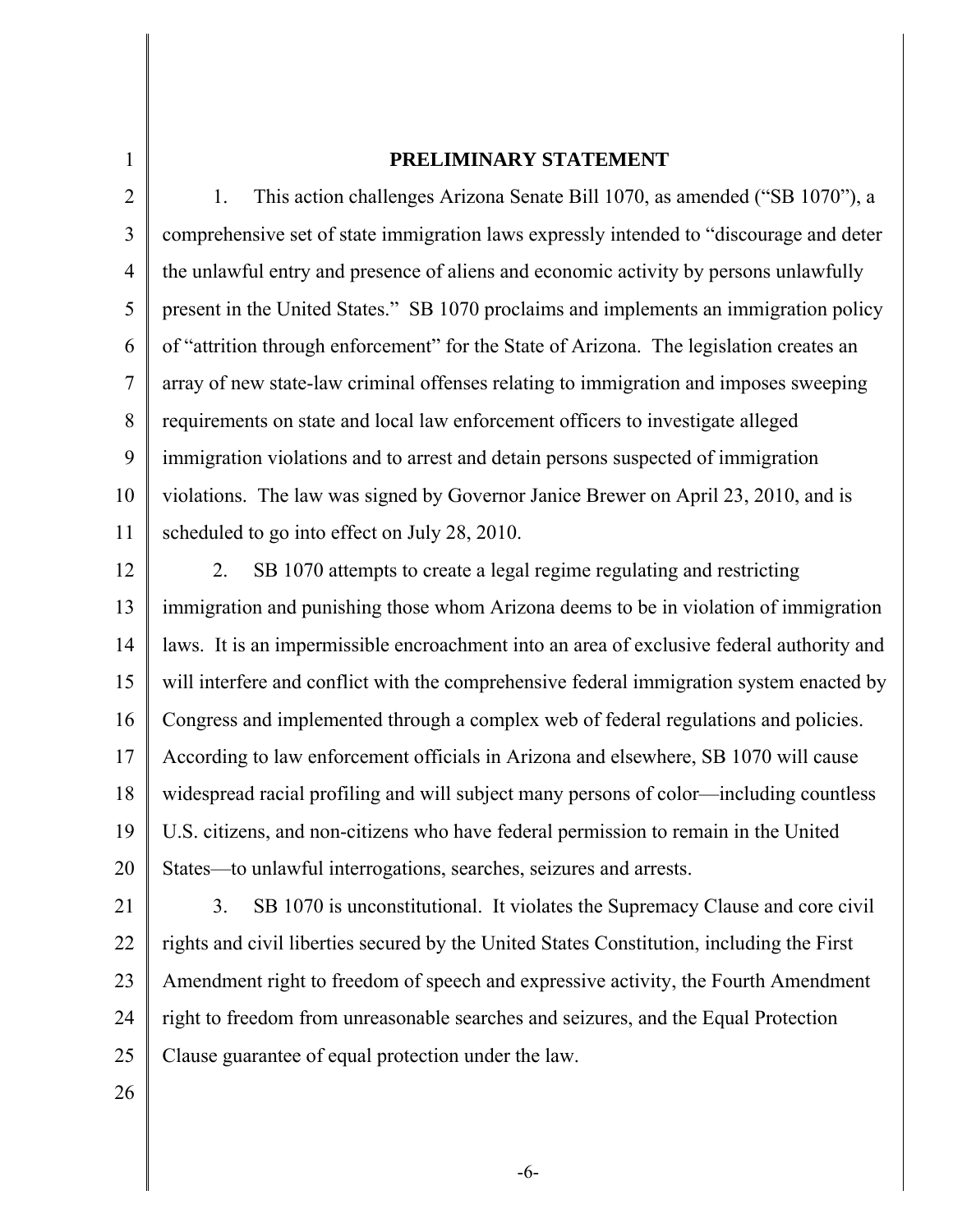## PRELIMINARY STATEMENT

1. This action challenges Arizona Senate Bill 1070, as amended ("SB 1070"), a comprehensive set of state immigration laws expressly intended to "discourage and deter the unlawful entry and presence of aliens and economic activity by persons unlawfully present in the United States." SB 1070 proclaims and implements an immigration policy of "attrition through enforcement" for the State of Arizona. The legislation creates an array of new state-law criminal offenses relating to immigration and imposes sweeping requirements on state and local law enforcement officers to investigate alleged immigration violations and to arrest and detain persons suspected of immigration violations. The law was signed by Governor Janice Brewer on April 23, 2010, and is scheduled to go into effect on July 28, 2010.

2. SB 1070 attempts to create a legal regime regulating and restricting immigration and punishing those whom Arizona deems to be in violation of immigration laws. It is an impermissible encroachment into an area of exclusive federal authority and will interfere and conflict with the comprehensive federal immigration system enacted by Congress and implemented through a complex web of federal regulations and policies. According to law enforcement officials in Arizona and elsewhere, SB 1070 will cause widespread racial profiling and will subject many persons of color—including countless U.S. citizens, and non-citizens who have federal permission to remain in the United States—to unlawful interrogations, searches, seizures and arrests.

3. SB 1070 is unconstitutional. It violates the Supremacy Clause and core civil rights and civil liberties secured by the United States Constitution, including the First Amendment right to freedom of speech and expressive activity, the Fourth Amendment right to freedom from unreasonable searches and seizures, and the Equal Protection Clause guarantee of equal protection under the law.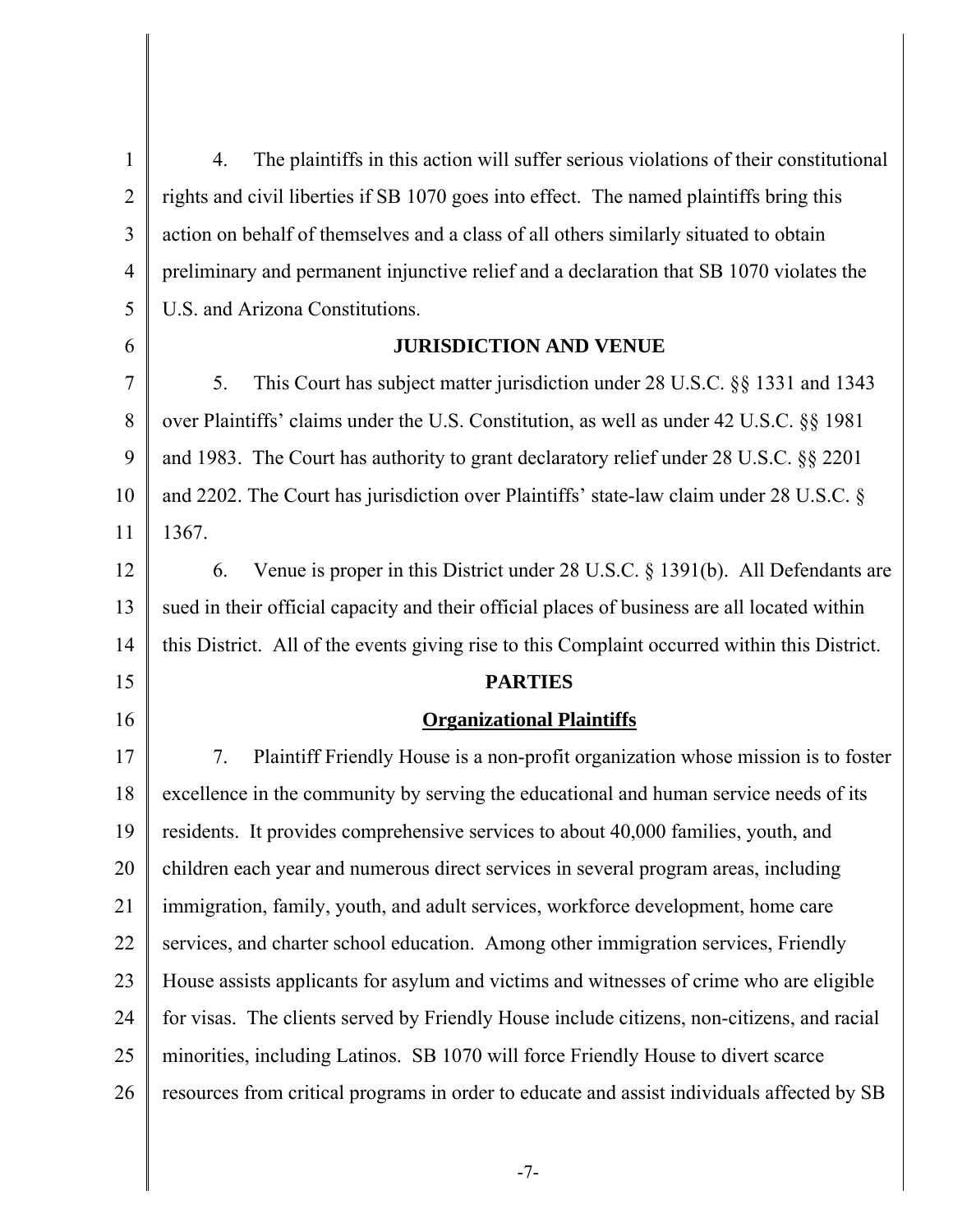4. The plaintiffs in this action will suffer serious violations of their constitutional rights and civil liberties if SB 1070 goes into effect. The named plaintiffs bring this action on behalf of themselves and a class of all others similarly situated to obtain preliminary and permanent injunctive relief and a declaration that SB 1070 violates the U.S. and Arizona Constitutions.

## JURISDICTION AND VENUE

5. This Court has subject matter jurisdiction under 28 U.S.C. §§ 1331 and 1343 over Plaintiffs' claims under the U.S. Constitution, as well as under 42 U.S.C. §§ 1981 and 1983. The Court has authority to grant declaratory relief under 28 U.S.C. §§ 2201 and 2202. The Court has jurisdiction over Plaintiffs' state-law claim under 28 U.S.C. § 1367.

6. Venue is proper in this District under 28 U.S.C. § 1391(b). All Defendants are sued in their official capacity and their official places of business are all located within this District. All of the events giving rise to this Complaint occurred within this District.

## PARTIES

### Organizational Plaintiffs

7. Plaintiff Friendly House is a non-profit organization whose mission is to foster excellence in the community by serving the educational and human service needs of its residents. It provides comprehensive services to about 40,000 families, youth, and children each year and numerous direct services in several program areas, including immigration, family, youth, and adult services, workforce development, home care services, and charter school education. Among other immigration services, Friendly House assists applicants for asylum and victims and witnesses of crime who are eligible for visas. The clients served by Friendly House include citizens, non-citizens, and racial minorities, including Latinos. SB 1070 will force Friendly House to divert scarce resources from critical programs in order to educate and assist individuals affected by SB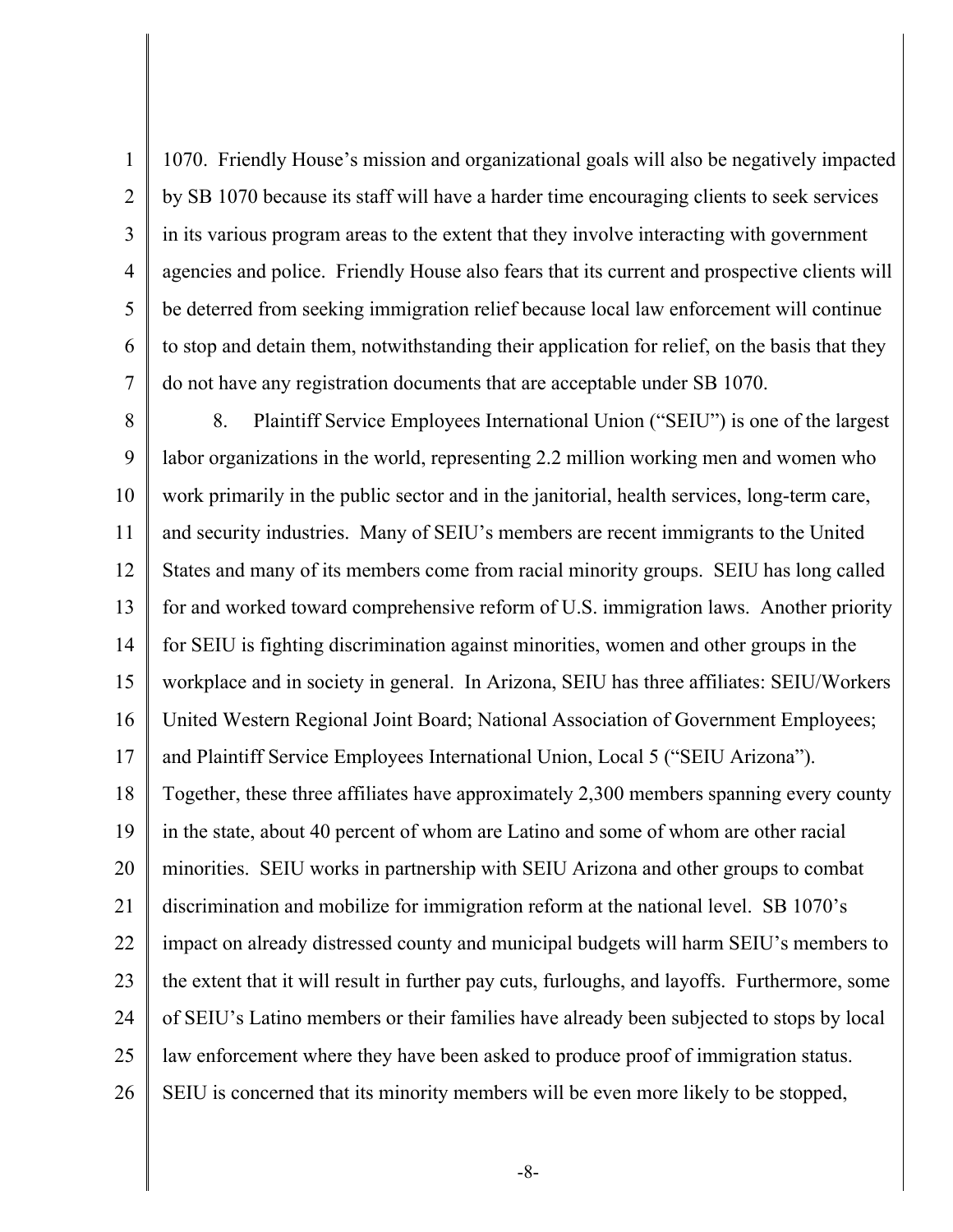1070. Friendly House's mission and organizational goals will also be negatively impacted by SB 1070 because its staff will have a harder time encouraging clients to seek services in its various program areas to the extent that they involve interacting with government agencies and police. Friendly House also fears that its current and prospective clients will be deterred from seeking immigration relief because local law enforcement will continue to stop and detain them, notwithstanding their application for relief, on the basis that they do not have any registration documents that are acceptable under SB 1070.

8. Plaintiff Service Employees International Union ("SEIU") is one of the largest labor organizations in the world, representing 2.2 million working men and women who work primarily in the public sector and in the janitorial, health services, long-term care, and security industries. Many of SEIU's members are recent immigrants to the United States and many of its members come from racial minority groups. SEIU has long called for and worked toward comprehensive reform of U.S. immigration laws. Another priority for SEIU is fighting discrimination against minorities, women and other groups in the workplace and in society in general. In Arizona, SEIU has three affiliates: SEIU/Workers United Western Regional Joint Board; National Association of Government Employees; and Plaintiff Service Employees International Union, Local 5 ("SEIU Arizona"). Together, these three affiliates have approximately 2,300 members spanning every county in the state, about 40 percent of whom are Latino and some of whom are other racial minorities. SEIU works in partnership with SEIU Arizona and other groups to combat discrimination and mobilize for immigration reform at the national level. SB 1070's impact on already distressed county and municipal budgets will harm SEIU's members to the extent that it will result in further pay cuts, furloughs, and layoffs. Furthermore, some of SEIU's Latino members or their families have already been subjected to stops by local law enforcement where they have been asked to produce proof of immigration status. SEIU is concerned that its minority members will be even more likely to be stopped,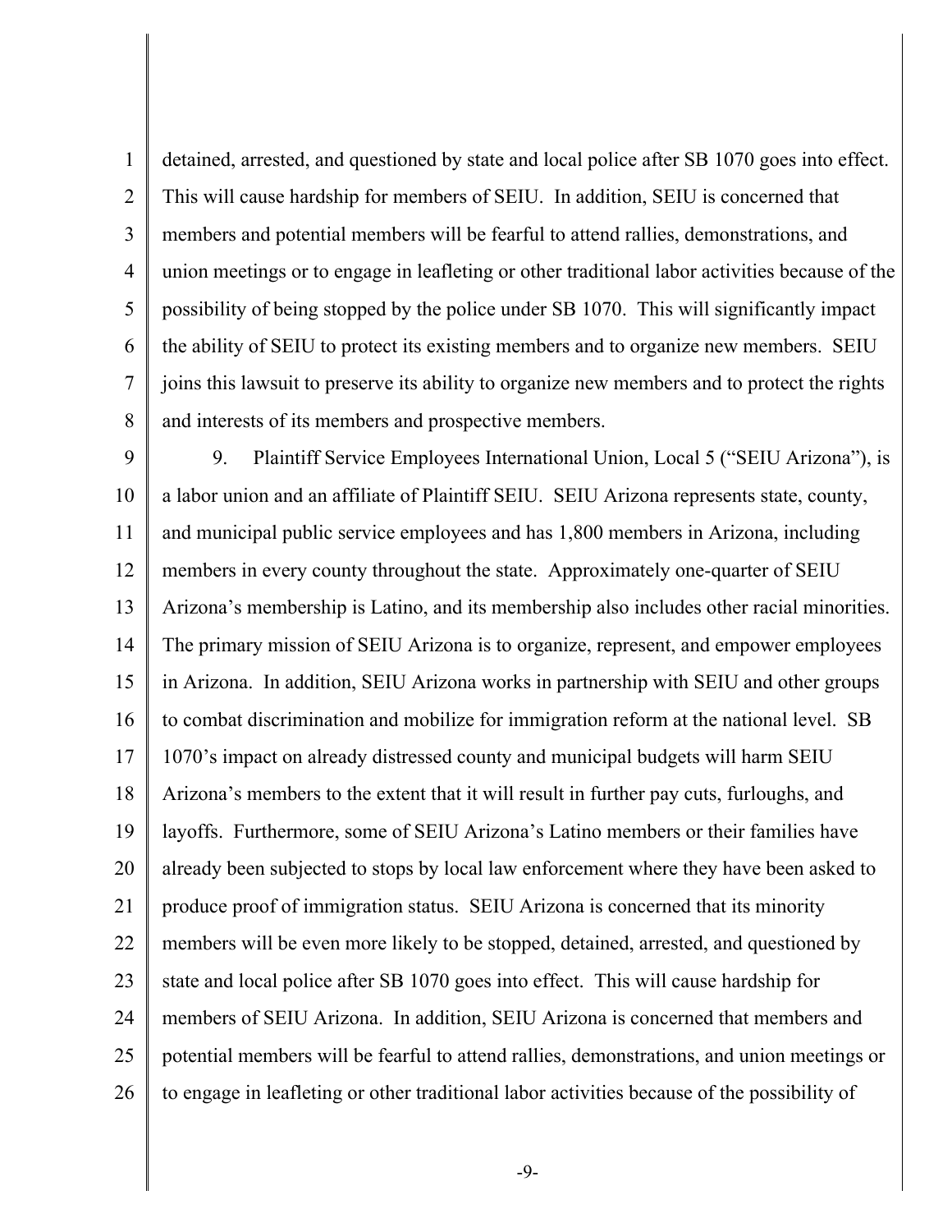detained, arrested, and questioned by state and local police after SB 1070 goes into effect. This will cause hardship for members of SEIU. In addition, SEIU is concerned that members and potential members will be fearful to attend rallies, demonstrations, and union meetings or to engage in leafleting or other traditional labor activities because of the possibility of being stopped by the police under SB 1070. This will significantly impact the ability of SEIU to protect its existing members and to organize new members. SEIU joins this lawsuit to preserve its ability to organize new members and to protect the rights and interests of its members and prospective members.

9. Plaintiff Service Employees International Union, Local 5 ("SEIU Arizona"), is a labor union and an affiliate of Plaintiff SEIU. SEIU Arizona represents state, county, and municipal public service employees and has 1,800 members in Arizona, including members in every county throughout the state. Approximately one-quarter of SEIU Arizona's membership is Latino, and its membership also includes other racial minorities. The primary mission of SEIU Arizona is to organize, represent, and empower employees in Arizona. In addition, SEIU Arizona works in partnership with SEIU and other groups to combat discrimination and mobilize for immigration reform at the national level. SB 1070's impact on already distressed county and municipal budgets will harm SEIU Arizona's members to the extent that it will result in further pay cuts, furloughs, and layoffs. Furthermore, some of SEIU Arizona's Latino members or their families have already been subjected to stops by local law enforcement where they have been asked to produce proof of immigration status. SEIU Arizona is concerned that its minority members will be even more likely to be stopped, detained, arrested, and questioned by state and local police after SB 1070 goes into effect. This will cause hardship for members of SEIU Arizona. In addition, SEIU Arizona is concerned that members and potential members will be fearful to attend rallies, demonstrations, and union meetings or to engage in leafleting or other traditional labor activities because of the possibility of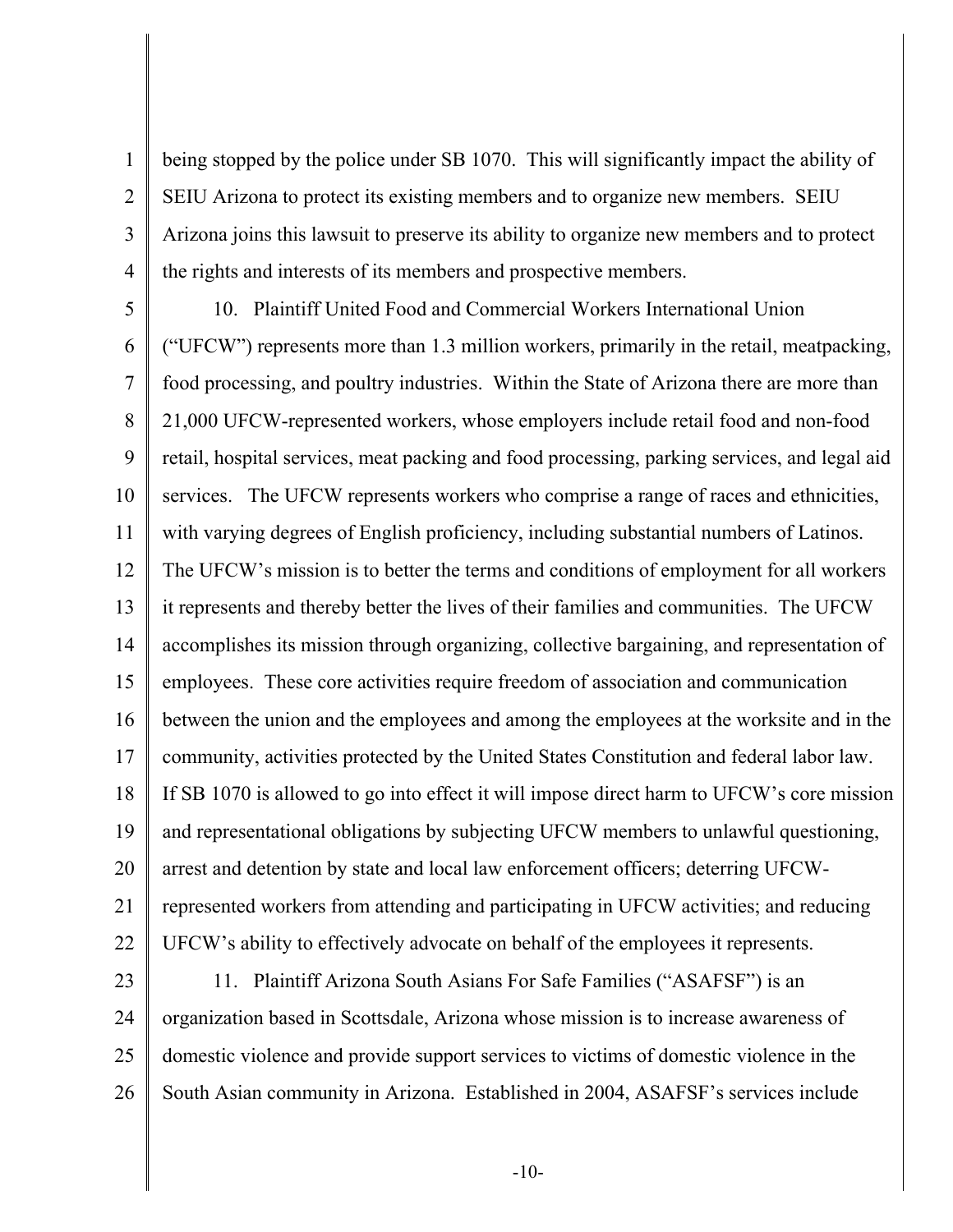being stopped by the police under SB 1070. This will significantly impact the ability of SEIU Arizona to protect its existing members and to organize new members. SEIU Arizona joins this lawsuit to preserve its ability to organize new members and to protect the rights and interests of its members and prospective members.

10. Plaintiff United Food and Commercial Workers International Union ("UFCW") represents more than 1.3 million workers, primarily in the retail, meatpacking, food processing, and poultry industries. Within the State of Arizona there are more than 21,000 UFCW-represented workers, whose employers include retail food and non-food retail, hospital services, meat packing and food processing, parking services, and legal aid services. The UFCW represents workers who comprise a range of races and ethnicities, with varying degrees of English proficiency, including substantial numbers of Latinos. The UFCW's mission is to better the terms and conditions of employment for all workers it represents and thereby better the lives of their families and communities. The UFCW accomplishes its mission through organizing, collective bargaining, and representation of employees. These core activities require freedom of association and communication between the union and the employees and among the employees at the worksite and in the community, activities protected by the United States Constitution and federal labor law. If SB 1070 is allowed to go into effect it will impose direct harm to UFCW's core mission and representational obligations by subjecting UFCW members to unlawful questioning, arrest and detention by state and local law enforcement officers; deterring UFCW-represented workers from attending and participating in UFCW activities; and reducing UFCW's ability to effectively advocate on behalf of the employees it represents.

11. Plaintiff Arizona South Asians For Safe Families ("ASAFSF") is an organization based in Scottsdale, Arizona whose mission is to increase awareness of domestic violence and provide support services to victims of domestic violence in the South Asian community in Arizona. Established in 2004, ASAFSF's services include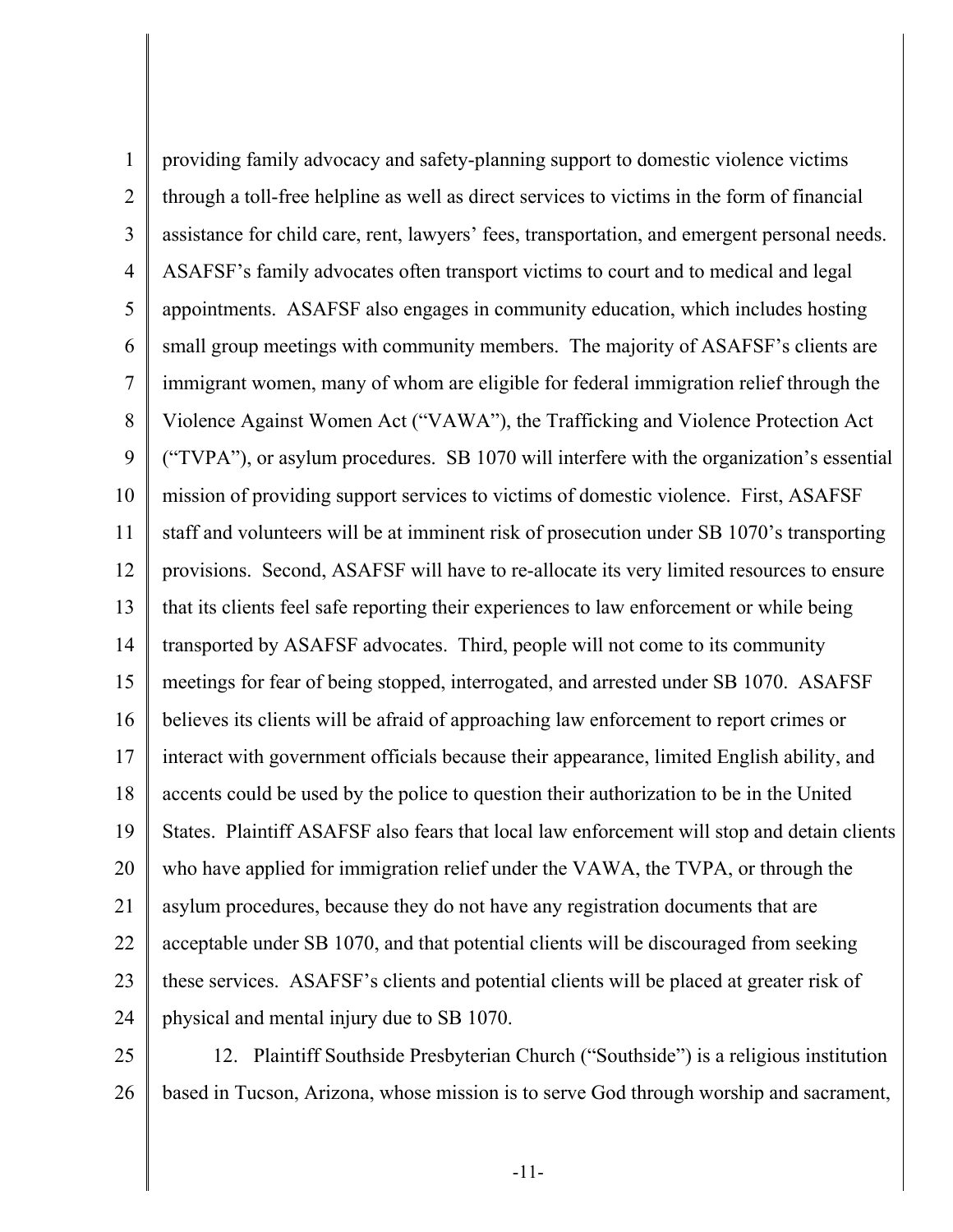providing family advocacy and safety-planning support to domestic violence victims through a toll-free helpline as well as direct services to victims in the form of financial assistance for child care, rent, lawyers' fees, transportation, and emergent personal needs. ASAFSF's family advocates often transport victims to court and to medical and legal appointments. ASAFSF also engages in community education, which includes hosting small group meetings with community members. The majority of ASAFSF's clients are immigrant women, many of whom are eligible for federal immigration relief through the Violence Against Women Act ("VAWA"), the Trafficking and Violence Protection Act ("TVPA"), or asylum procedures. SB 1070 will interfere with the organization's essential mission of providing support services to victims of domestic violence. First, ASAFSF staff and volunteers will be at imminent risk of prosecution under SB 1070's transporting provisions. Second, ASAFSF will have to re-allocate its very limited resources to ensure that its clients feel safe reporting their experiences to law enforcement or while being transported by ASAFSF advocates. Third, people will not come to its community meetings for fear of being stopped, interrogated, and arrested under SB 1070. ASAFSF believes its clients will be afraid of approaching law enforcement to report crimes or interact with government officials because their appearance, limited English ability, and accents could be used by the police to question their authorization to be in the United States. Plaintiff ASAFSF also fears that local law enforcement will stop and detain clients who have applied for immigration relief under the VAWA, the TVPA, or through the asylum procedures, because they do not have any registration documents that are acceptable under SB 1070, and that potential clients will be discouraged from seeking these services. ASAFSF's clients and potential clients will be placed at greater risk of physical and mental injury due to SB 1070.

12. Plaintiff Southside Presbyterian Church ("Southside") is a religious institution based in Tucson, Arizona, whose mission is to serve God through worship and sacrament,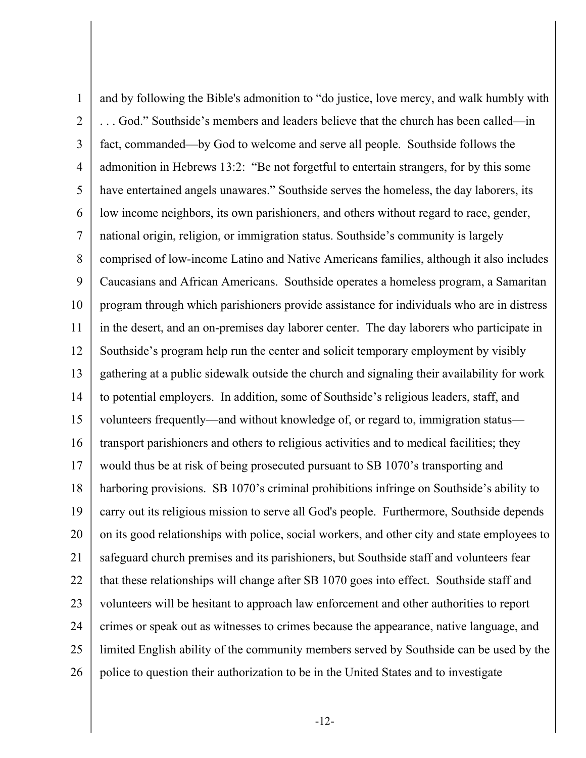and by following the Bible's admonition to "do justice, love mercy, and walk humbly with . . . God." Southside's members and leaders believe that the church has been called—in fact, commanded—by God to welcome and serve all people. Southside follows the admonition in Hebrews 13:2: "Be not forgetful to entertain strangers, for by this some have entertained angels unawares." Southside serves the homeless, the day laborers, its low income neighbors, its own parishioners, and others without regard to race, gender, national origin, religion, or immigration status. Southside's community is largely comprised of low-income Latino and Native Americans families, although it also includes Caucasians and African Americans. Southside operates a homeless program, a Samaritan program through which parishioners provide assistance for individuals who are in distress in the desert, and an on-premises day laborer center. The day laborers who participate in Southside's program help run the center and solicit temporary employment by visibly gathering at a public sidewalk outside the church and signaling their availability for work to potential employers. In addition, some of Southside's religious leaders, staff, and volunteers frequently—and without knowledge of, or regard to, immigration status—transport parishioners and others to religious activities and to medical facilities; they would thus be at risk of being prosecuted pursuant to SB 1070's transporting and harboring provisions. SB 1070's criminal prohibitions infringe on Southside's ability to carry out its religious mission to serve all God's people. Furthermore, Southside depends on its good relationships with police, social workers, and other city and state employees to safeguard church premises and its parishioners, but Southside staff and volunteers fear that these relationships will change after SB 1070 goes into effect. Southside staff and volunteers will be hesitant to approach law enforcement and other authorities to report crimes or speak out as witnesses to crimes because the appearance, native language, and limited English ability of the community members served by Southside can be used by the police to question their authorization to be in the United States and to investigate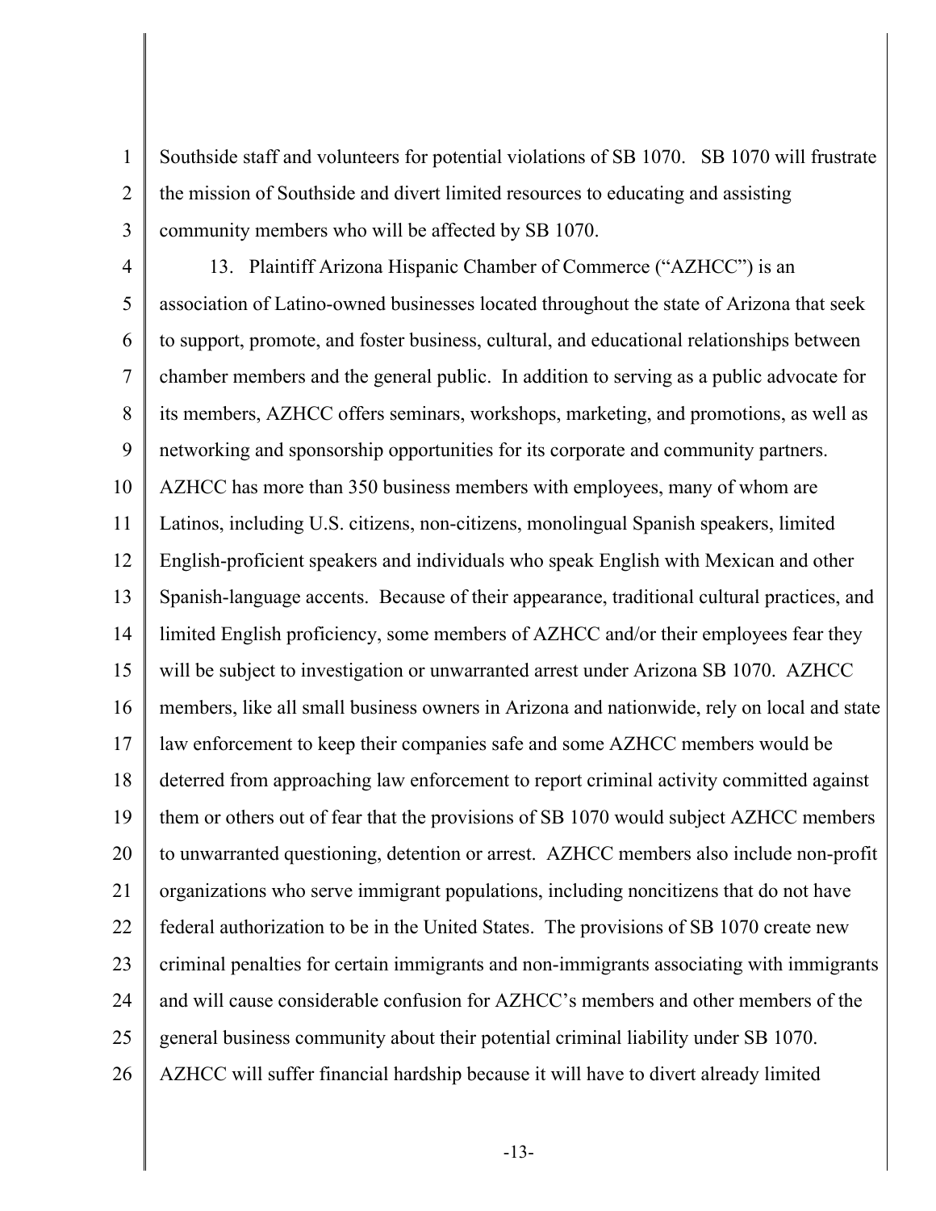Southside staff and volunteers for potential violations of SB 1070. SB 1070 will frustrate the mission of Southside and divert limited resources to educating and assisting community members who will be affected by SB 1070.

13. Plaintiff Arizona Hispanic Chamber of Commerce ("AZHCC") is an association of Latino-owned businesses located throughout the state of Arizona that seek to support, promote, and foster business, cultural, and educational relationships between chamber members and the general public. In addition to serving as a public advocate for its members, AZHCC offers seminars, workshops, marketing, and promotions, as well as networking and sponsorship opportunities for its corporate and community partners. AZHCC has more than 350 business members with employees, many of whom are Latinos, including U.S. citizens, non-citizens, monolingual Spanish speakers, limited English-proficient speakers and individuals who speak English with Mexican and other Spanish-language accents. Because of their appearance, traditional cultural practices, and limited English proficiency, some members of AZHCC and/or their employees fear they will be subject to investigation or unwarranted arrest under Arizona SB 1070. AZHCC members, like all small business owners in Arizona and nationwide, rely on local and state law enforcement to keep their companies safe and some AZHCC members would be deterred from approaching law enforcement to report criminal activity committed against them or others out of fear that the provisions of SB 1070 would subject AZHCC members to unwarranted questioning, detention or arrest. AZHCC members also include non-profit organizations who serve immigrant populations, including noncitizens that do not have federal authorization to be in the United States. The provisions of SB 1070 create new criminal penalties for certain immigrants and non-immigrants associating with immigrants and will cause considerable confusion for AZHCC's members and other members of the general business community about their potential criminal liability under SB 1070. AZHCC will suffer financial hardship because it will have to divert already limited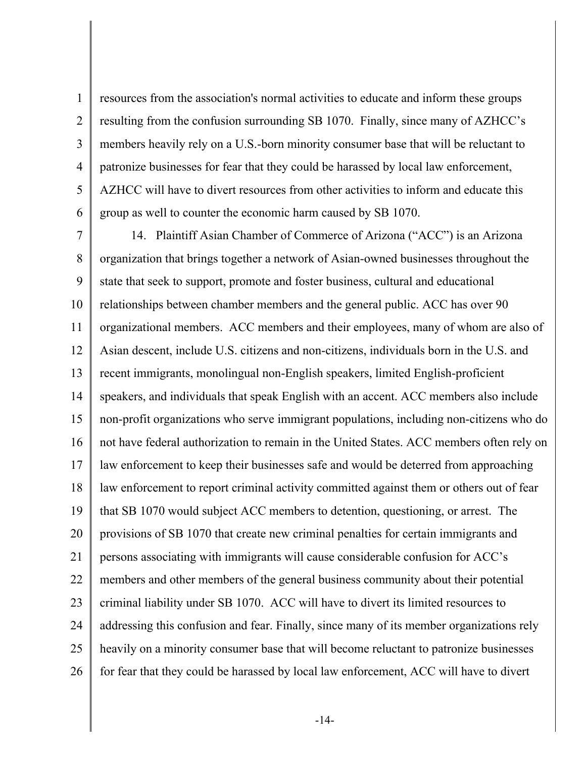resources from the association's normal activities to educate and inform these groups resulting from the confusion surrounding SB 1070. Finally, since many of AZHCC's members heavily rely on a U.S.-born minority consumer base that will be reluctant to patronize businesses for fear that they could be harassed by local law enforcement, AZHCC will have to divert resources from other activities to inform and educate this group as well to counter the economic harm caused by SB 1070.

14. Plaintiff Asian Chamber of Commerce of Arizona ("ACC") is an Arizona organization that brings together a network of Asian-owned businesses throughout the state that seek to support, promote and foster business, cultural and educational relationships between chamber members and the general public. ACC has over 90 organizational members. ACC members and their employees, many of whom are also of Asian descent, include U.S. citizens and non-citizens, individuals born in the U.S. and recent immigrants, monolingual non-English speakers, limited English-proficient speakers, and individuals that speak English with an accent. ACC members also include non-profit organizations who serve immigrant populations, including non-citizens who do not have federal authorization to remain in the United States. ACC members often rely on law enforcement to keep their businesses safe and would be deterred from approaching law enforcement to report criminal activity committed against them or others out of fear that SB 1070 would subject ACC members to detention, questioning, or arrest. The provisions of SB 1070 that create new criminal penalties for certain immigrants and persons associating with immigrants will cause considerable confusion for ACC's members and other members of the general business community about their potential criminal liability under SB 1070. ACC will have to divert its limited resources to addressing this confusion and fear. Finally, since many of its member organizations rely heavily on a minority consumer base that will become reluctant to patronize businesses for fear that they could be harassed by local law enforcement, ACC will have to divert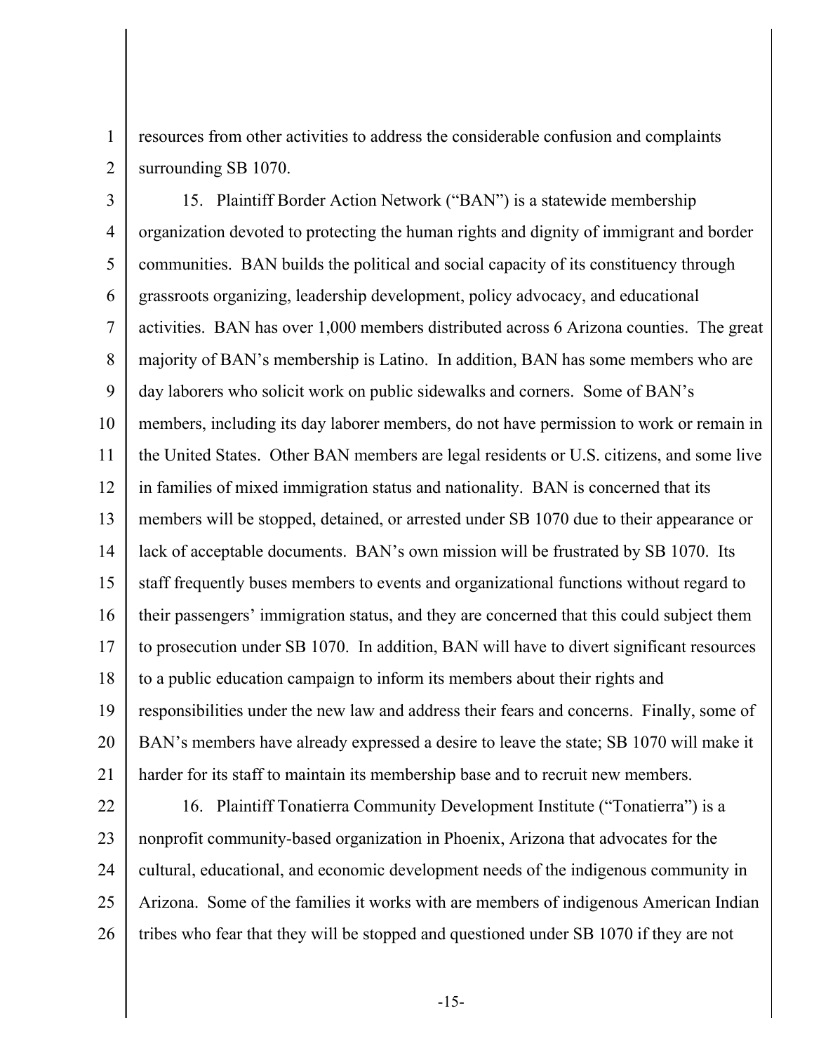resources from other activities to address the considerable confusion and complaints surrounding SB 1070.

15. Plaintiff Border Action Network ("BAN") is a statewide membership organization devoted to protecting the human rights and dignity of immigrant and border communities. BAN builds the political and social capacity of its constituency through grassroots organizing, leadership development, policy advocacy, and educational activities. BAN has over 1,000 members distributed across 6 Arizona counties. The great majority of BAN's membership is Latino. In addition, BAN has some members who are day laborers who solicit work on public sidewalks and corners. Some of BAN's members, including its day laborer members, do not have permission to work or remain in the United States. Other BAN members are legal residents or U.S. citizens, and some live in families of mixed immigration status and nationality. BAN is concerned that its members will be stopped, detained, or arrested under SB 1070 due to their appearance or lack of acceptable documents. BAN's own mission will be frustrated by SB 1070. Its staff frequently buses members to events and organizational functions without regard to their passengers' immigration status, and they are concerned that this could subject them to prosecution under SB 1070. In addition, BAN will have to divert significant resources to a public education campaign to inform its members about their rights and responsibilities under the new law and address their fears and concerns. Finally, some of BAN's members have already expressed a desire to leave the state; SB 1070 will make it harder for its staff to maintain its membership base and to recruit new members.

16. Plaintiff Tonatierra Community Development Institute ("Tonatierra") is a nonprofit community-based organization in Phoenix, Arizona that advocates for the cultural, educational, and economic development needs of the indigenous community in Arizona. Some of the families it works with are members of indigenous American Indian tribes who fear that they will be stopped and questioned under SB 1070 if they are not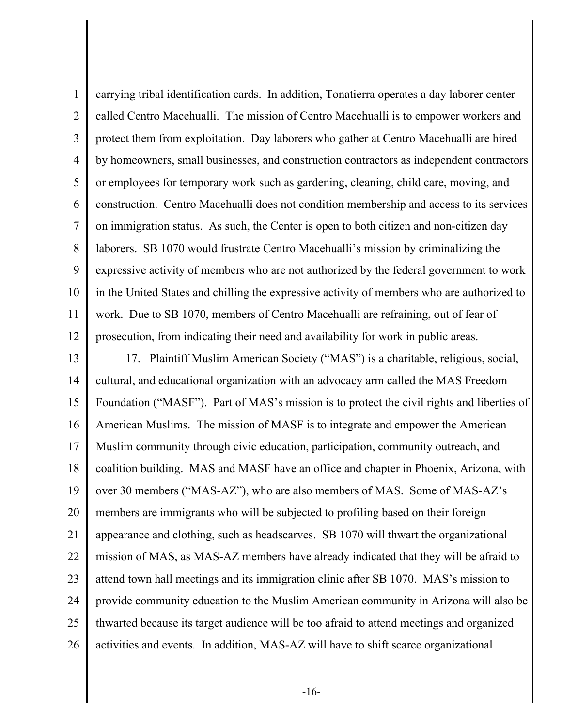carrying tribal identification cards. In addition, Tonatierra operates a day laborer center called Centro Macehualli. The mission of Centro Macehualli is to empower workers and protect them from exploitation. Day laborers who gather at Centro Macehualli are hired by homeowners, small businesses, and construction contractors as independent contractors or employees for temporary work such as gardening, cleaning, child care, moving, and construction. Centro Macehualli does not condition membership and access to its services on immigration status. As such, the Center is open to both citizen and non-citizen day laborers. SB 1070 would frustrate Centro Macehualli's mission by criminalizing the expressive activity of members who are not authorized by the federal government to work in the United States and chilling the expressive activity of members who are authorized to work. Due to SB 1070, members of Centro Macehualli are refraining, out of fear of prosecution, from indicating their need and availability for work in public areas.

17. Plaintiff Muslim American Society ("MAS") is a charitable, religious, social, cultural, and educational organization with an advocacy arm called the MAS Freedom Foundation ("MASF"). Part of MAS's mission is to protect the civil rights and liberties of American Muslims. The mission of MASF is to integrate and empower the American Muslim community through civic education, participation, community outreach, and coalition building. MAS and MASF have an office and chapter in Phoenix, Arizona, with over 30 members ("MAS-AZ"), who are also members of MAS. Some of MAS-AZ's members are immigrants who will be subjected to profiling based on their foreign appearance and clothing, such as headscarves. SB 1070 will thwart the organizational mission of MAS, as MAS-AZ members have already indicated that they will be afraid to attend town hall meetings and its immigration clinic after SB 1070. MAS's mission to provide community education to the Muslim American community in Arizona will also be thwarted because its target audience will be too afraid to attend meetings and organized activities and events. In addition, MAS-AZ will have to shift scarce organizational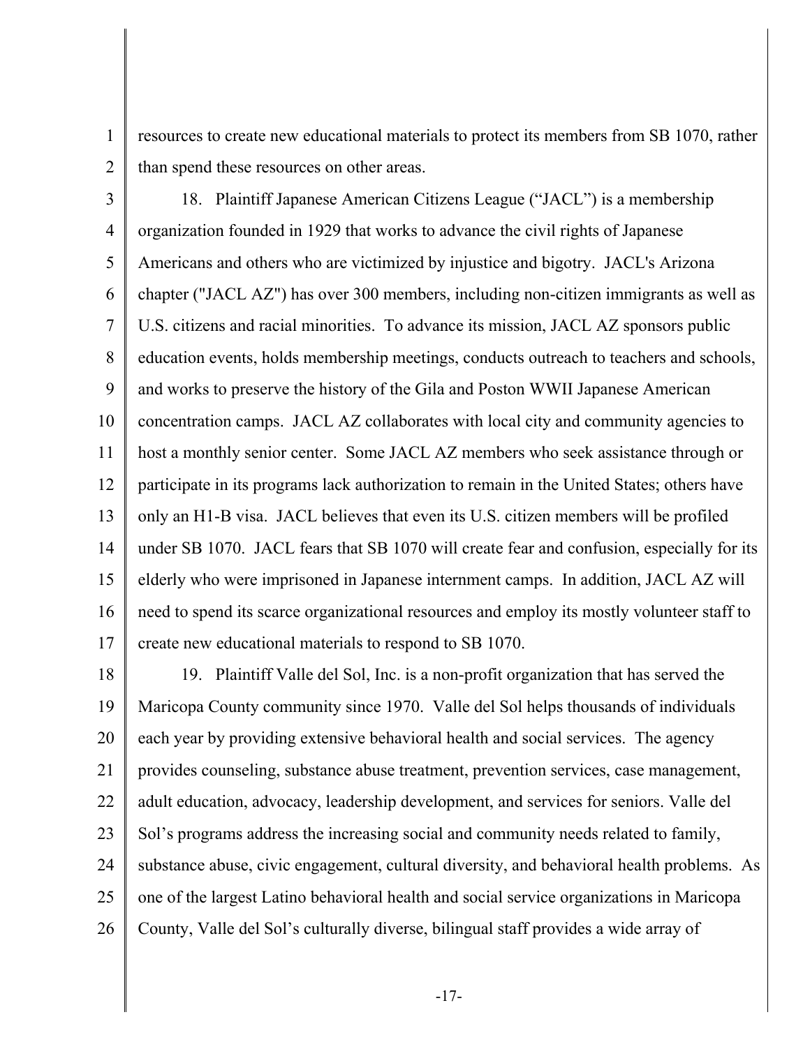resources to create new educational materials to protect its members from SB 1070, rather than spend these resources on other areas.

18. Plaintiff Japanese American Citizens League ("JACL") is a membership organization founded in 1929 that works to advance the civil rights of Japanese Americans and others who are victimized by injustice and bigotry. JACL's Arizona chapter ("JACL AZ") has over 300 members, including non-citizen immigrants as well as U.S. citizens and racial minorities. To advance its mission, JACL AZ sponsors public education events, holds membership meetings, conducts outreach to teachers and schools, and works to preserve the history of the Gila and Poston WWII Japanese American concentration camps. JACL AZ collaborates with local city and community agencies to host a monthly senior center. Some JACL AZ members who seek assistance through or participate in its programs lack authorization to remain in the United States; others have only an H1-B visa. JACL believes that even its U.S. citizen members will be profiled under SB 1070. JACL fears that SB 1070 will create fear and confusion, especially for its elderly who were imprisoned in Japanese internment camps. In addition, JACL AZ will need to spend its scarce organizational resources and employ its mostly volunteer staff to create new educational materials to respond to SB 1070.

19. Plaintiff Valle del Sol, Inc. is a non-profit organization that has served the Maricopa County community since 1970. Valle del Sol helps thousands of individuals each year by providing extensive behavioral health and social services. The agency provides counseling, substance abuse treatment, prevention services, case management, adult education, advocacy, leadership development, and services for seniors. Valle del Sol's programs address the increasing social and community needs related to family, substance abuse, civic engagement, cultural diversity, and behavioral health problems. As one of the largest Latino behavioral health and social service organizations in Maricopa County, Valle del Sol's culturally diverse, bilingual staff provides a wide array of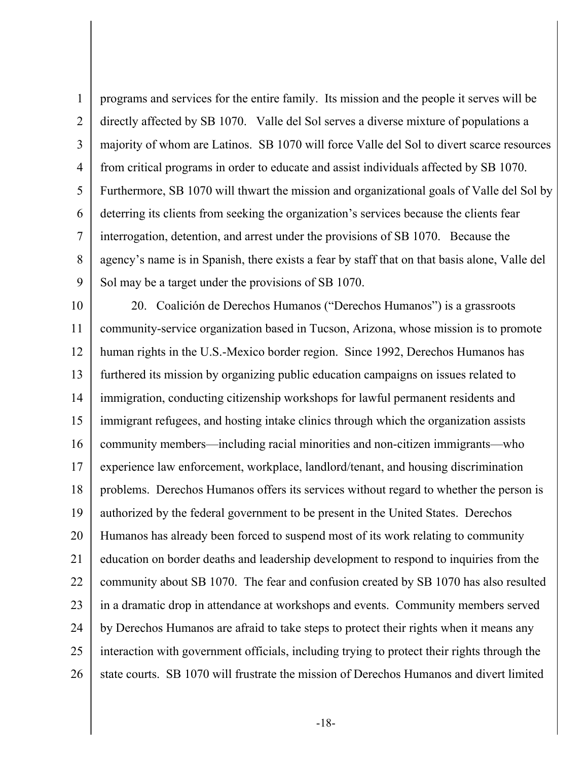programs and services for the entire family. Its mission and the people it serves will be directly affected by SB 1070. Valle del Sol serves a diverse mixture of populations a majority of whom are Latinos. SB 1070 will force Valle del Sol to divert scarce resources from critical programs in order to educate and assist individuals affected by SB 1070. Furthermore, SB 1070 will thwart the mission and organizational goals of Valle del Sol by deterring its clients from seeking the organization's services because the clients fear interrogation, detention, and arrest under the provisions of SB 1070. Because the agency's name is in Spanish, there exists a fear by staff that on that basis alone, Valle del Sol may be a target under the provisions of SB 1070.

20. Coalición de Derechos Humanos ("Derechos Humanos") is a grassroots community-service organization based in Tucson, Arizona, whose mission is to promote human rights in the U.S.-Mexico border region. Since 1992, Derechos Humanos has furthered its mission by organizing public education campaigns on issues related to immigration, conducting citizenship workshops for lawful permanent residents and immigrant refugees, and hosting intake clinics through which the organization assists community members—including racial minorities and non-citizen immigrants—who experience law enforcement, workplace, landlord/tenant, and housing discrimination problems. Derechos Humanos offers its services without regard to whether the person is authorized by the federal government to be present in the United States. Derechos Humanos has already been forced to suspend most of its work relating to community education on border deaths and leadership development to respond to inquiries from the community about SB 1070. The fear and confusion created by SB 1070 has also resulted in a dramatic drop in attendance at workshops and events. Community members served by Derechos Humanos are afraid to take steps to protect their rights when it means any interaction with government officials, including trying to protect their rights through the state courts. SB 1070 will frustrate the mission of Derechos Humanos and divert limited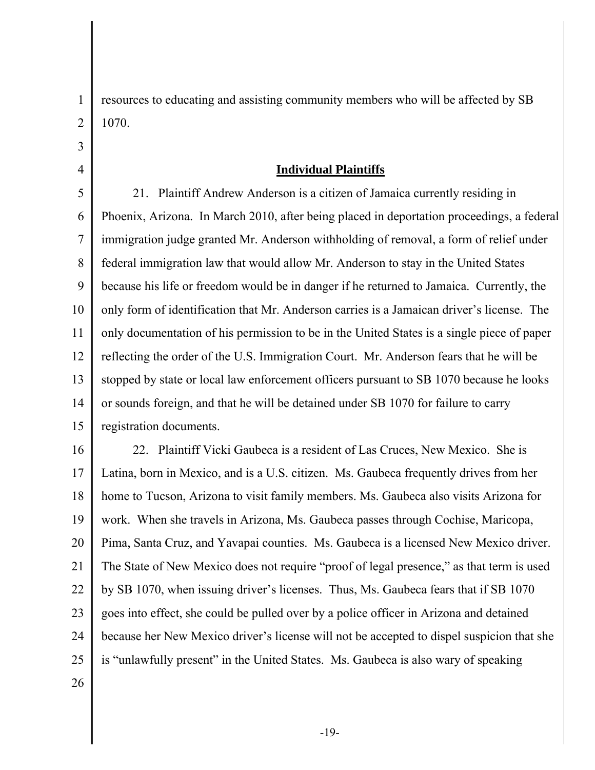resources to educating and assisting community members who will be affected by SB 1070.

## Individual Plaintiffs

21. Plaintiff Andrew Anderson is a citizen of Jamaica currently residing in Phoenix, Arizona. In March 2010, after being placed in deportation proceedings, a federal immigration judge granted Mr. Anderson withholding of removal, a form of relief under federal immigration law that would allow Mr. Anderson to stay in the United States because his life or freedom would be in danger if he returned to Jamaica. Currently, the only form of identification that Mr. Anderson carries is a Jamaican driver's license. The only documentation of his permission to be in the United States is a single piece of paper reflecting the order of the U.S. Immigration Court. Mr. Anderson fears that he will be stopped by state or local law enforcement officers pursuant to SB 1070 because he looks or sounds foreign, and that he will be detained under SB 1070 for failure to carry registration documents.

22. Plaintiff Vicki Gaubeca is a resident of Las Cruces, New Mexico. She is Latina, born in Mexico, and is a U.S. citizen. Ms. Gaubeca frequently drives from her home to Tucson, Arizona to visit family members. Ms. Gaubeca also visits Arizona for work. When she travels in Arizona, Ms. Gaubeca passes through Cochise, Maricopa, Pima, Santa Cruz, and Yavapai counties. Ms. Gaubeca is a licensed New Mexico driver. The State of New Mexico does not require "proof of legal presence," as that term is used by SB 1070, when issuing driver's licenses. Thus, Ms. Gaubeca fears that if SB 1070 goes into effect, she could be pulled over by a police officer in Arizona and detained because her New Mexico driver's license will not be accepted to dispel suspicion that she is "unlawfully present" in the United States. Ms. Gaubeca is also wary of speaking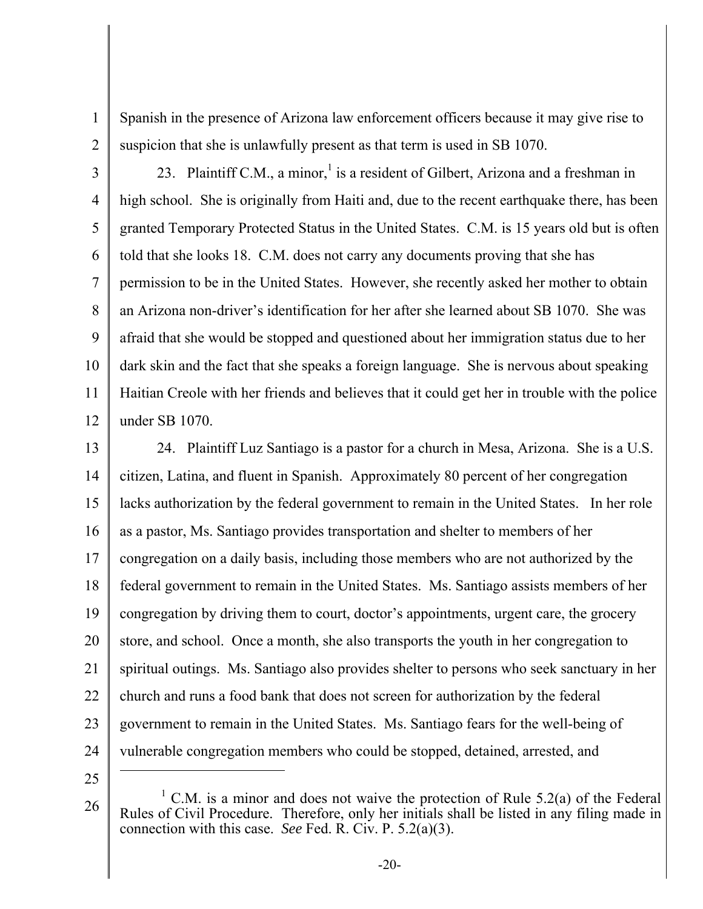Spanish in the presence of Arizona law enforcement officers because it may give rise to suspicion that she is unlawfully present as that term is used in SB 1070.

23. Plaintiff C.M., a minor,[1] is a resident of Gilbert, Arizona and a freshman in high school. She is originally from Haiti and, due to the recent earthquake there, has been granted Temporary Protected Status in the United States. C.M. is 15 years old but is often told that she looks 18. C.M. does not carry any documents proving that she has permission to be in the United States. However, she recently asked her mother to obtain an Arizona non-driver's identification for her after she learned about SB 1070. She was afraid that she would be stopped and questioned about her immigration status due to her dark skin and the fact that she speaks a foreign language. She is nervous about speaking Haitian Creole with her friends and believes that it could get her in trouble with the police under SB 1070.

24. Plaintiff Luz Santiago is a pastor for a church in Mesa, Arizona. She is a U.S. citizen, Latina, and fluent in Spanish. Approximately 80 percent of her congregation lacks authorization by the federal government to remain in the United States. In her role as a pastor, Ms. Santiago provides transportation and shelter to members of her congregation on a daily basis, including those members who are not authorized by the federal government to remain in the United States. Ms. Santiago assists members of her congregation by driving them to court, doctor's appointments, urgent care, the grocery store, and school. Once a month, she also transports the youth in her congregation to spiritual outings. Ms. Santiago also provides shelter to persons who seek sanctuary in her church and runs a food bank that does not screen for authorization by the federal government to remain in the United States. Ms. Santiago fears for the well-being of vulnerable congregation members who could be stopped, detained, arrested, and

---

[1] C.M. is a minor and does not waive the protection of Rule 5.2(a) of the Federal Rules of Civil Procedure. Therefore, only her initials shall be listed in any filing made in connection with this case. *See* Fed. R. Civ. P. 5.2(a)(3).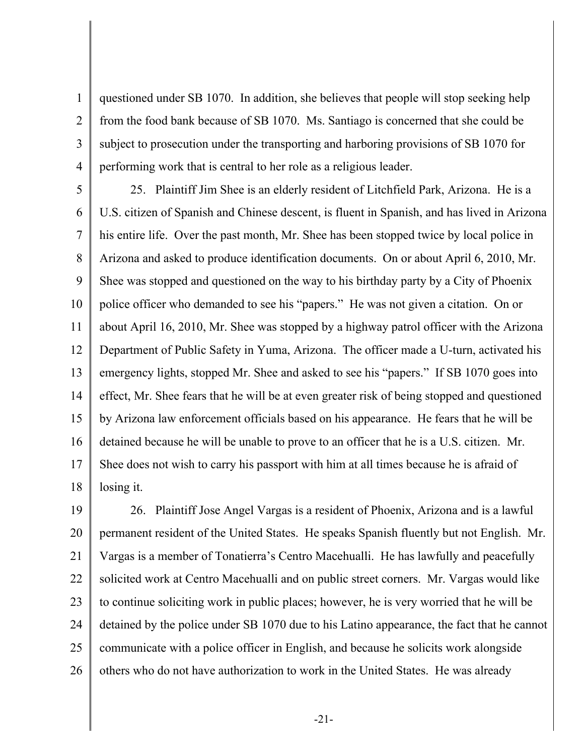questioned under SB 1070. In addition, she believes that people will stop seeking help from the food bank because of SB 1070. Ms. Santiago is concerned that she could be subject to prosecution under the transporting and harboring provisions of SB 1070 for performing work that is central to her role as a religious leader.

25. Plaintiff Jim Shee is an elderly resident of Litchfield Park, Arizona. He is a U.S. citizen of Spanish and Chinese descent, is fluent in Spanish, and has lived in Arizona his entire life. Over the past month, Mr. Shee has been stopped twice by local police in Arizona and asked to produce identification documents. On or about April 6, 2010, Mr. Shee was stopped and questioned on the way to his birthday party by a City of Phoenix police officer who demanded to see his "papers." He was not given a citation. On or about April 16, 2010, Mr. Shee was stopped by a highway patrol officer with the Arizona Department of Public Safety in Yuma, Arizona. The officer made a U-turn, activated his emergency lights, stopped Mr. Shee and asked to see his "papers." If SB 1070 goes into effect, Mr. Shee fears that he will be at even greater risk of being stopped and questioned by Arizona law enforcement officials based on his appearance. He fears that he will be detained because he will be unable to prove to an officer that he is a U.S. citizen. Mr. Shee does not wish to carry his passport with him at all times because he is afraid of losing it.

26. Plaintiff Jose Angel Vargas is a resident of Phoenix, Arizona and is a lawful permanent resident of the United States. He speaks Spanish fluently but not English. Mr. Vargas is a member of Tonatierra's Centro Macehualli. He has lawfully and peacefully solicited work at Centro Macehualli and on public street corners. Mr. Vargas would like to continue soliciting work in public places; however, he is very worried that he will be detained by the police under SB 1070 due to his Latino appearance, the fact that he cannot communicate with a police officer in English, and because he solicits work alongside others who do not have authorization to work in the United States. He was already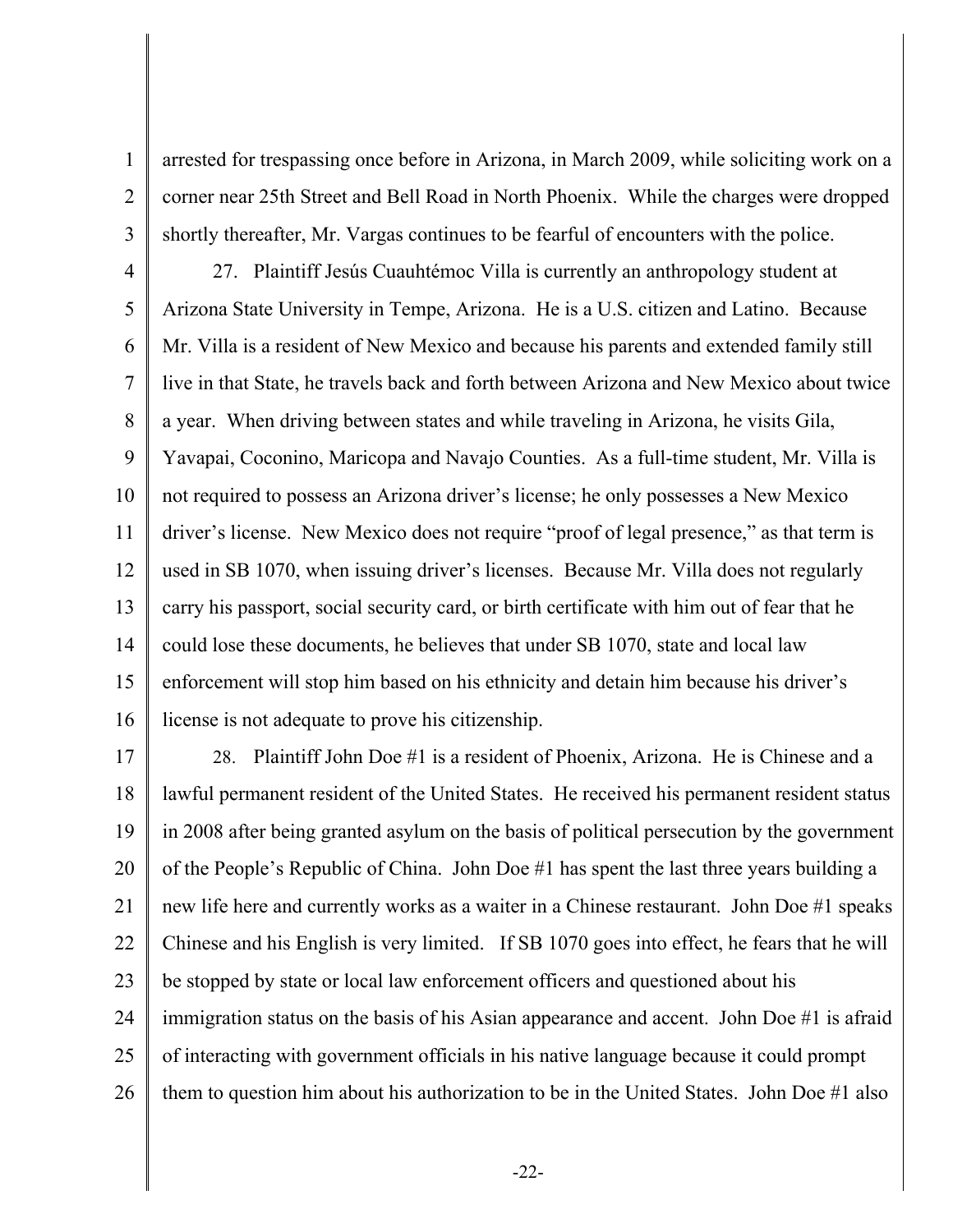arrested for trespassing once before in Arizona, in March 2009, while soliciting work on a corner near 25th Street and Bell Road in North Phoenix. While the charges were dropped shortly thereafter, Mr. Vargas continues to be fearful of encounters with the police.

27. Plaintiff Jesús Cuauhtémoc Villa is currently an anthropology student at Arizona State University in Tempe, Arizona. He is a U.S. citizen and Latino. Because Mr. Villa is a resident of New Mexico and because his parents and extended family still live in that State, he travels back and forth between Arizona and New Mexico about twice a year. When driving between states and while traveling in Arizona, he visits Gila, Yavapai, Coconino, Maricopa and Navajo Counties. As a full-time student, Mr. Villa is not required to possess an Arizona driver's license; he only possesses a New Mexico driver's license. New Mexico does not require "proof of legal presence," as that term is used in SB 1070, when issuing driver's licenses. Because Mr. Villa does not regularly carry his passport, social security card, or birth certificate with him out of fear that he could lose these documents, he believes that under SB 1070, state and local law enforcement will stop him based on his ethnicity and detain him because his driver's license is not adequate to prove his citizenship.

28. Plaintiff John Doe #1 is a resident of Phoenix, Arizona. He is Chinese and a lawful permanent resident of the United States. He received his permanent resident status in 2008 after being granted asylum on the basis of political persecution by the government of the People's Republic of China. John Doe #1 has spent the last three years building a new life here and currently works as a waiter in a Chinese restaurant. John Doe #1 speaks Chinese and his English is very limited. If SB 1070 goes into effect, he fears that he will be stopped by state or local law enforcement officers and questioned about his immigration status on the basis of his Asian appearance and accent. John Doe #1 is afraid of interacting with government officials in his native language because it could prompt them to question him about his authorization to be in the United States. John Doe #1 also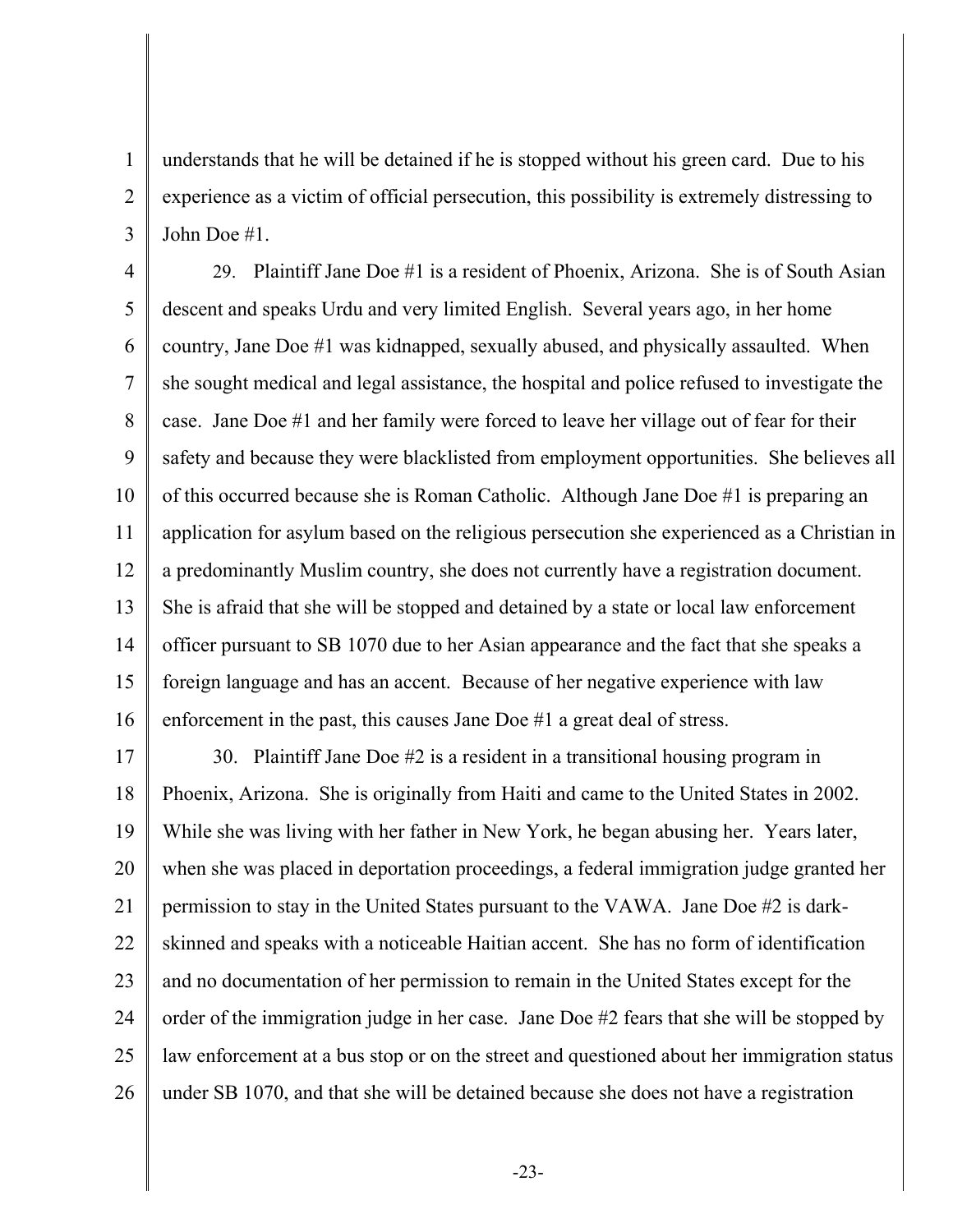understands that he will be detained if he is stopped without his green card. Due to his experience as a victim of official persecution, this possibility is extremely distressing to John Doe #1.

29. Plaintiff Jane Doe #1 is a resident of Phoenix, Arizona. She is of South Asian descent and speaks Urdu and very limited English. Several years ago, in her home country, Jane Doe #1 was kidnapped, sexually abused, and physically assaulted. When she sought medical and legal assistance, the hospital and police refused to investigate the case. Jane Doe #1 and her family were forced to leave her village out of fear for their safety and because they were blacklisted from employment opportunities. She believes all of this occurred because she is Roman Catholic. Although Jane Doe #1 is preparing an application for asylum based on the religious persecution she experienced as a Christian in a predominantly Muslim country, she does not currently have a registration document. She is afraid that she will be stopped and detained by a state or local law enforcement officer pursuant to SB 1070 due to her Asian appearance and the fact that she speaks a foreign language and has an accent. Because of her negative experience with law enforcement in the past, this causes Jane Doe #1 a great deal of stress.

30. Plaintiff Jane Doe #2 is a resident in a transitional housing program in Phoenix, Arizona. She is originally from Haiti and came to the United States in 2002. While she was living with her father in New York, he began abusing her. Years later, when she was placed in deportation proceedings, a federal immigration judge granted her permission to stay in the United States pursuant to the VAWA. Jane Doe #2 is dark-skinned and speaks with a noticeable Haitian accent. She has no form of identification and no documentation of her permission to remain in the United States except for the order of the immigration judge in her case. Jane Doe #2 fears that she will be stopped by law enforcement at a bus stop or on the street and questioned about her immigration status under SB 1070, and that she will be detained because she does not have a registration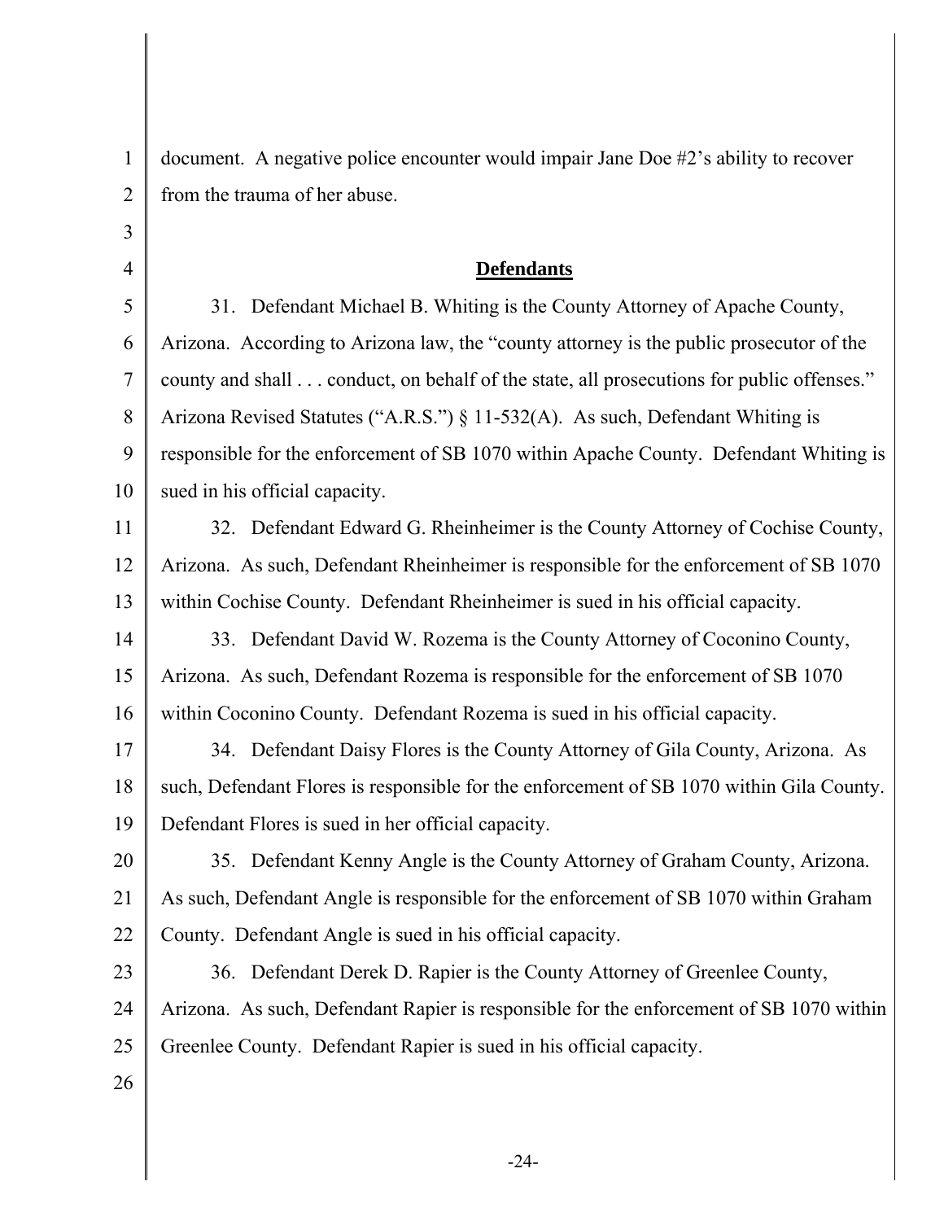document. A negative police encounter would impair Jane Doe #2's ability to recover from the trauma of her abuse.

## **Defendants**

31. Defendant Michael B. Whiting is the County Attorney of Apache County, Arizona. According to Arizona law, the "county attorney is the public prosecutor of the county and shall . . . conduct, on behalf of the state, all prosecutions for public offenses." Arizona Revised Statutes ("A.R.S.") § 11-532(A). As such, Defendant Whiting is responsible for the enforcement of SB 1070 within Apache County. Defendant Whiting is sued in his official capacity.

32. Defendant Edward G. Rheinheimer is the County Attorney of Cochise County, Arizona. As such, Defendant Rheinheimer is responsible for the enforcement of SB 1070 within Cochise County. Defendant Rheinheimer is sued in his official capacity.

33. Defendant David W. Rozema is the County Attorney of Coconino County, Arizona. As such, Defendant Rozema is responsible for the enforcement of SB 1070 within Coconino County. Defendant Rozema is sued in his official capacity.

34. Defendant Daisy Flores is the County Attorney of Gila County, Arizona. As such, Defendant Flores is responsible for the enforcement of SB 1070 within Gila County. Defendant Flores is sued in her official capacity.

35. Defendant Kenny Angle is the County Attorney of Graham County, Arizona. As such, Defendant Angle is responsible for the enforcement of SB 1070 within Graham County. Defendant Angle is sued in his official capacity.

36. Defendant Derek D. Rapier is the County Attorney of Greenlee County, Arizona. As such, Defendant Rapier is responsible for the enforcement of SB 1070 within Greenlee County. Defendant Rapier is sued in his official capacity.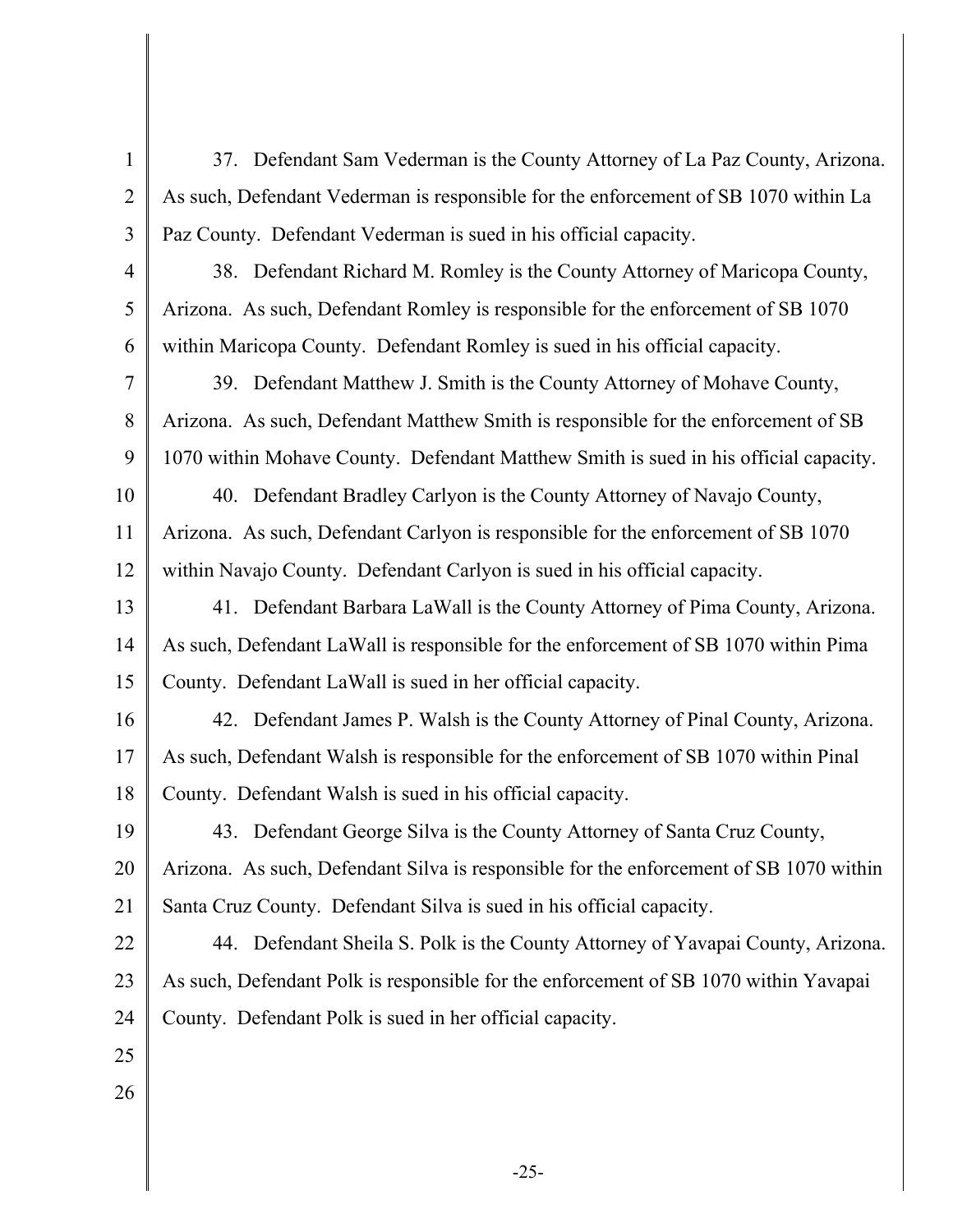37. Defendant Sam Vederman is the County Attorney of La Paz County, Arizona. As such, Defendant Vederman is responsible for the enforcement of SB 1070 within La Paz County. Defendant Vederman is sued in his official capacity.

38. Defendant Richard M. Romley is the County Attorney of Maricopa County, Arizona. As such, Defendant Romley is responsible for the enforcement of SB 1070 within Maricopa County. Defendant Romley is sued in his official capacity.

39. Defendant Matthew J. Smith is the County Attorney of Mohave County, Arizona. As such, Defendant Matthew Smith is responsible for the enforcement of SB 1070 within Mohave County. Defendant Matthew Smith is sued in his official capacity.

40. Defendant Bradley Carlyon is the County Attorney of Navajo County, Arizona. As such, Defendant Carlyon is responsible for the enforcement of SB 1070 within Navajo County. Defendant Carlyon is sued in his official capacity.

41. Defendant Barbara LaWall is the County Attorney of Pima County, Arizona. As such, Defendant LaWall is responsible for the enforcement of SB 1070 within Pima County. Defendant LaWall is sued in her official capacity.

42. Defendant James P. Walsh is the County Attorney of Pinal County, Arizona. As such, Defendant Walsh is responsible for the enforcement of SB 1070 within Pinal County. Defendant Walsh is sued in his official capacity.

43. Defendant George Silva is the County Attorney of Santa Cruz County, Arizona. As such, Defendant Silva is responsible for the enforcement of SB 1070 within Santa Cruz County. Defendant Silva is sued in his official capacity.

44. Defendant Sheila S. Polk is the County Attorney of Yavapai County, Arizona. As such, Defendant Polk is responsible for the enforcement of SB 1070 within Yavapai County. Defendant Polk is sued in her official capacity.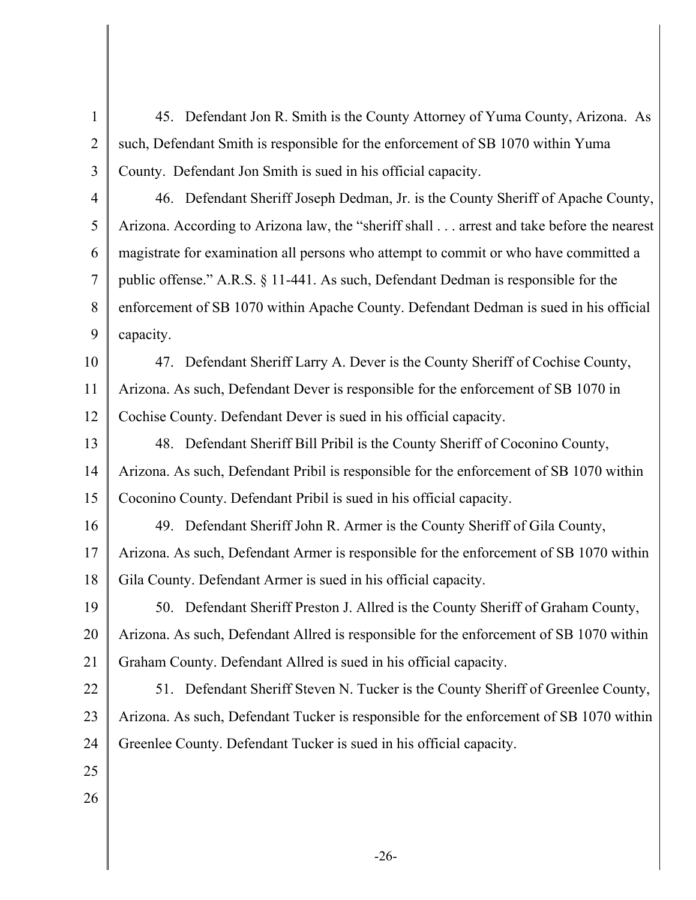45. Defendant Jon R. Smith is the County Attorney of Yuma County, Arizona. As such, Defendant Smith is responsible for the enforcement of SB 1070 within Yuma County. Defendant Jon Smith is sued in his official capacity.

46. Defendant Sheriff Joseph Dedman, Jr. is the County Sheriff of Apache County, Arizona. According to Arizona law, the "sheriff shall . . . arrest and take before the nearest magistrate for examination all persons who attempt to commit or who have committed a public offense." A.R.S. § 11-441. As such, Defendant Dedman is responsible for the enforcement of SB 1070 within Apache County. Defendant Dedman is sued in his official capacity.

47. Defendant Sheriff Larry A. Dever is the County Sheriff of Cochise County, Arizona. As such, Defendant Dever is responsible for the enforcement of SB 1070 in Cochise County. Defendant Dever is sued in his official capacity.

48. Defendant Sheriff Bill Pribil is the County Sheriff of Coconino County, Arizona. As such, Defendant Pribil is responsible for the enforcement of SB 1070 within Coconino County. Defendant Pribil is sued in his official capacity.

49. Defendant Sheriff John R. Armer is the County Sheriff of Gila County, Arizona. As such, Defendant Armer is responsible for the enforcement of SB 1070 within Gila County. Defendant Armer is sued in his official capacity.

50. Defendant Sheriff Preston J. Allred is the County Sheriff of Graham County, Arizona. As such, Defendant Allred is responsible for the enforcement of SB 1070 within Graham County. Defendant Allred is sued in his official capacity.

51. Defendant Sheriff Steven N. Tucker is the County Sheriff of Greenlee County, Arizona. As such, Defendant Tucker is responsible for the enforcement of SB 1070 within Greenlee County. Defendant Tucker is sued in his official capacity.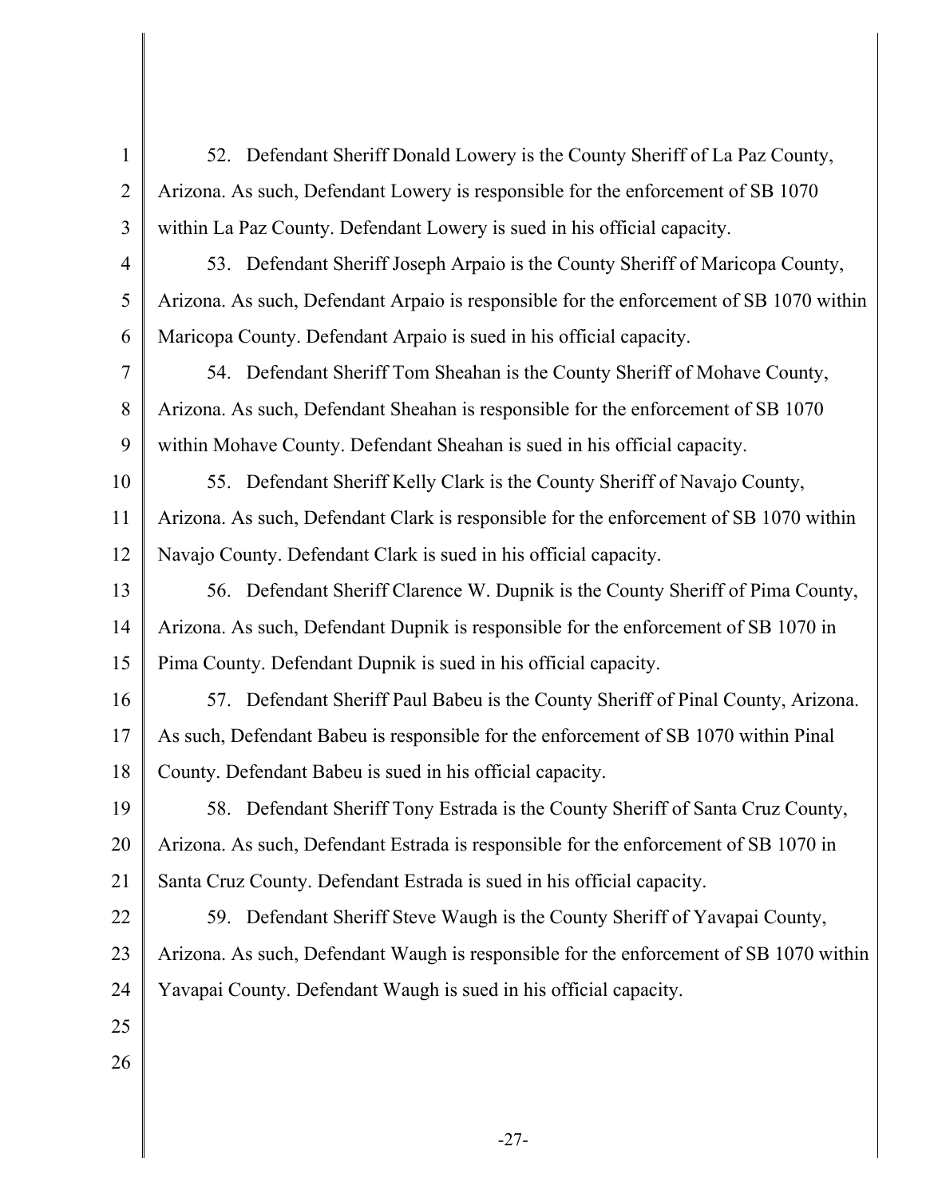52. Defendant Sheriff Donald Lowery is the County Sheriff of La Paz County, Arizona. As such, Defendant Lowery is responsible for the enforcement of SB 1070 within La Paz County. Defendant Lowery is sued in his official capacity.

53. Defendant Sheriff Joseph Arpaio is the County Sheriff of Maricopa County, Arizona. As such, Defendant Arpaio is responsible for the enforcement of SB 1070 within Maricopa County. Defendant Arpaio is sued in his official capacity.

54. Defendant Sheriff Tom Sheahan is the County Sheriff of Mohave County, Arizona. As such, Defendant Sheahan is responsible for the enforcement of SB 1070 within Mohave County. Defendant Sheahan is sued in his official capacity.

55. Defendant Sheriff Kelly Clark is the County Sheriff of Navajo County, Arizona. As such, Defendant Clark is responsible for the enforcement of SB 1070 within Navajo County. Defendant Clark is sued in his official capacity.

56. Defendant Sheriff Clarence W. Dupnik is the County Sheriff of Pima County, Arizona. As such, Defendant Dupnik is responsible for the enforcement of SB 1070 in Pima County. Defendant Dupnik is sued in his official capacity.

57. Defendant Sheriff Paul Babeu is the County Sheriff of Pinal County, Arizona. As such, Defendant Babeu is responsible for the enforcement of SB 1070 within Pinal County. Defendant Babeu is sued in his official capacity.

58. Defendant Sheriff Tony Estrada is the County Sheriff of Santa Cruz County, Arizona. As such, Defendant Estrada is responsible for the enforcement of SB 1070 in Santa Cruz County. Defendant Estrada is sued in his official capacity.

59. Defendant Sheriff Steve Waugh is the County Sheriff of Yavapai County, Arizona. As such, Defendant Waugh is responsible for the enforcement of SB 1070 within Yavapai County. Defendant Waugh is sued in his official capacity.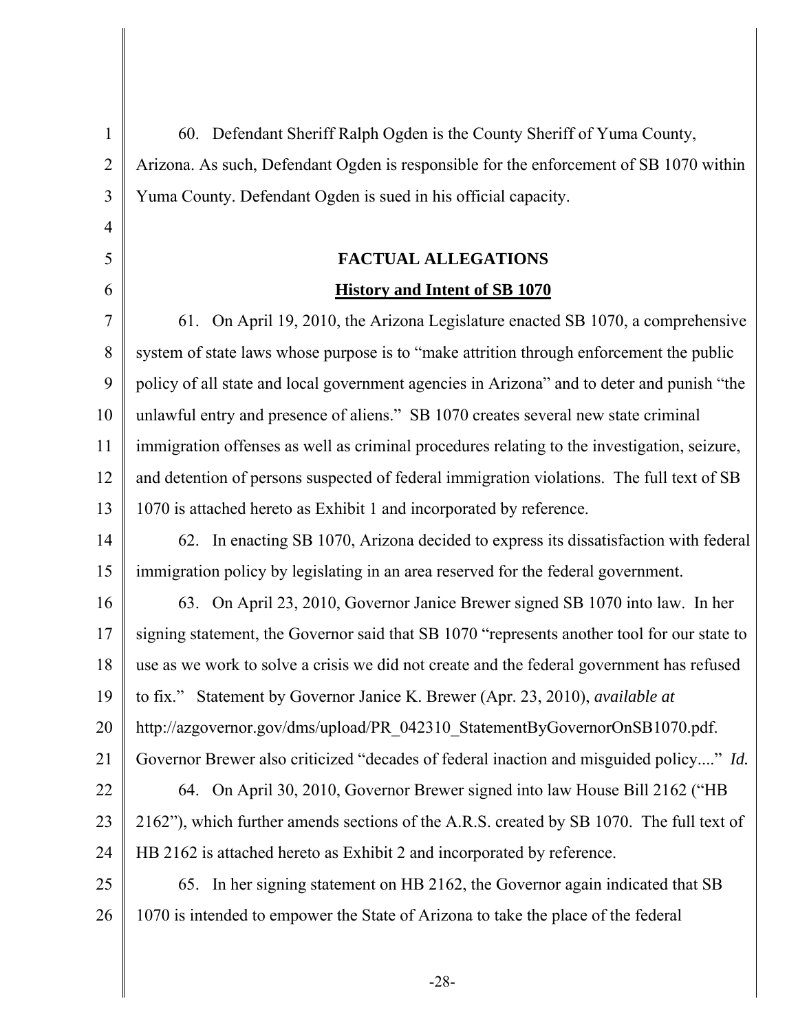60. Defendant Sheriff Ralph Ogden is the County Sheriff of Yuma County, Arizona. As such, Defendant Ogden is responsible for the enforcement of SB 1070 within Yuma County. Defendant Ogden is sued in his official capacity.

## FACTUAL ALLEGATIONS

### History and Intent of SB 1070

61. On April 19, 2010, the Arizona Legislature enacted SB 1070, a comprehensive system of state laws whose purpose is to "make attrition through enforcement the public policy of all state and local government agencies in Arizona" and to deter and punish "the unlawful entry and presence of aliens." SB 1070 creates several new state criminal immigration offenses as well as criminal procedures relating to the investigation, seizure, and detention of persons suspected of federal immigration violations. The full text of SB 1070 is attached hereto as Exhibit 1 and incorporated by reference.

62. In enacting SB 1070, Arizona decided to express its dissatisfaction with federal immigration policy by legislating in an area reserved for the federal government.

63. On April 23, 2010, Governor Janice Brewer signed SB 1070 into law. In her signing statement, the Governor said that SB 1070 "represents another tool for our state to use as we work to solve a crisis we did not create and the federal government has refused to fix." Statement by Governor Janice K. Brewer (Apr. 23, 2010), *available at* http://azgovernor.gov/dms/upload/PR_042310_StatementByGovernorOnSB1070.pdf. Governor Brewer also criticized "decades of federal inaction and misguided policy...." *Id.*

64. On April 30, 2010, Governor Brewer signed into law House Bill 2162 ("HB 2162"), which further amends sections of the A.R.S. created by SB 1070. The full text of HB 2162 is attached hereto as Exhibit 2 and incorporated by reference.

65. In her signing statement on HB 2162, the Governor again indicated that SB 1070 is intended to empower the State of Arizona to take the place of the federal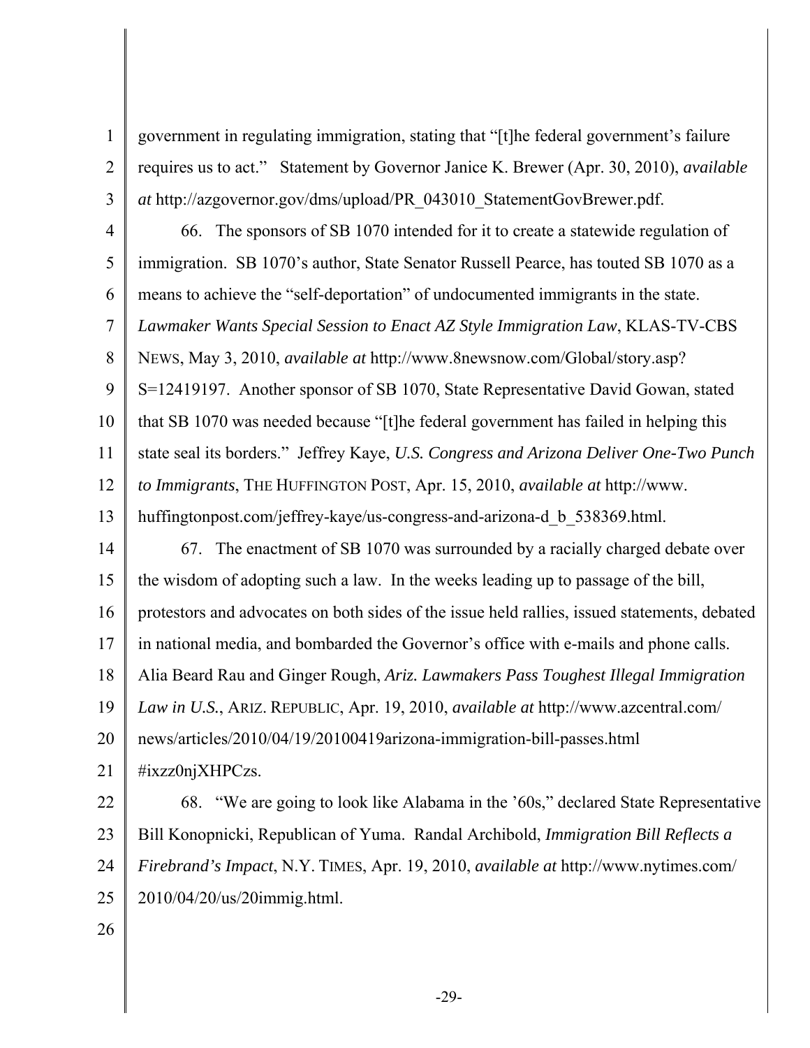government in regulating immigration, stating that "[t]he federal government's failure requires us to act." Statement by Governor Janice K. Brewer (Apr. 30, 2010), *available at* http://azgovernor.gov/dms/upload/PR_043010_StatementGovBrewer.pdf.

66. The sponsors of SB 1070 intended for it to create a statewide regulation of immigration. SB 1070's author, State Senator Russell Pearce, has touted SB 1070 as a means to achieve the "self-deportation" of undocumented immigrants in the state. *Lawmaker Wants Special Session to Enact AZ Style Immigration Law*, KLAS-TV-CBS NEWS, May 3, 2010, *available at* http://www.8newsnow.com/Global/story.asp?S=12419197. Another sponsor of SB 1070, State Representative David Gowan, stated that SB 1070 was needed because "[t]he federal government has failed in helping this state seal its borders." Jeffrey Kaye, *U.S. Congress and Arizona Deliver One-Two Punch to Immigrants*, THE HUFFINGTON POST, Apr. 15, 2010, *available at* http://www.huffingtonpost.com/jeffrey-kaye/us-congress-and-arizona-d_b_538369.html.

67. The enactment of SB 1070 was surrounded by a racially charged debate over the wisdom of adopting such a law. In the weeks leading up to passage of the bill, protestors and advocates on both sides of the issue held rallies, issued statements, debated in national media, and bombarded the Governor's office with e-mails and phone calls. Alia Beard Rau and Ginger Rough, *Ariz. Lawmakers Pass Toughest Illegal Immigration Law in U.S.*, ARIZ. REPUBLIC, Apr. 19, 2010, *available at* http://www.azcentral.com/news/articles/2010/04/19/20100419arizona-immigration-bill-passes.html#ixzz0njXHPCzs.

68. "We are going to look like Alabama in the '60s," declared State Representative Bill Konopnicki, Republican of Yuma. Randal Archibold, *Immigration Bill Reflects a Firebrand's Impact*, N.Y. TIMES, Apr. 19, 2010, *available at* http://www.nytimes.com/2010/04/20/us/20immig.html.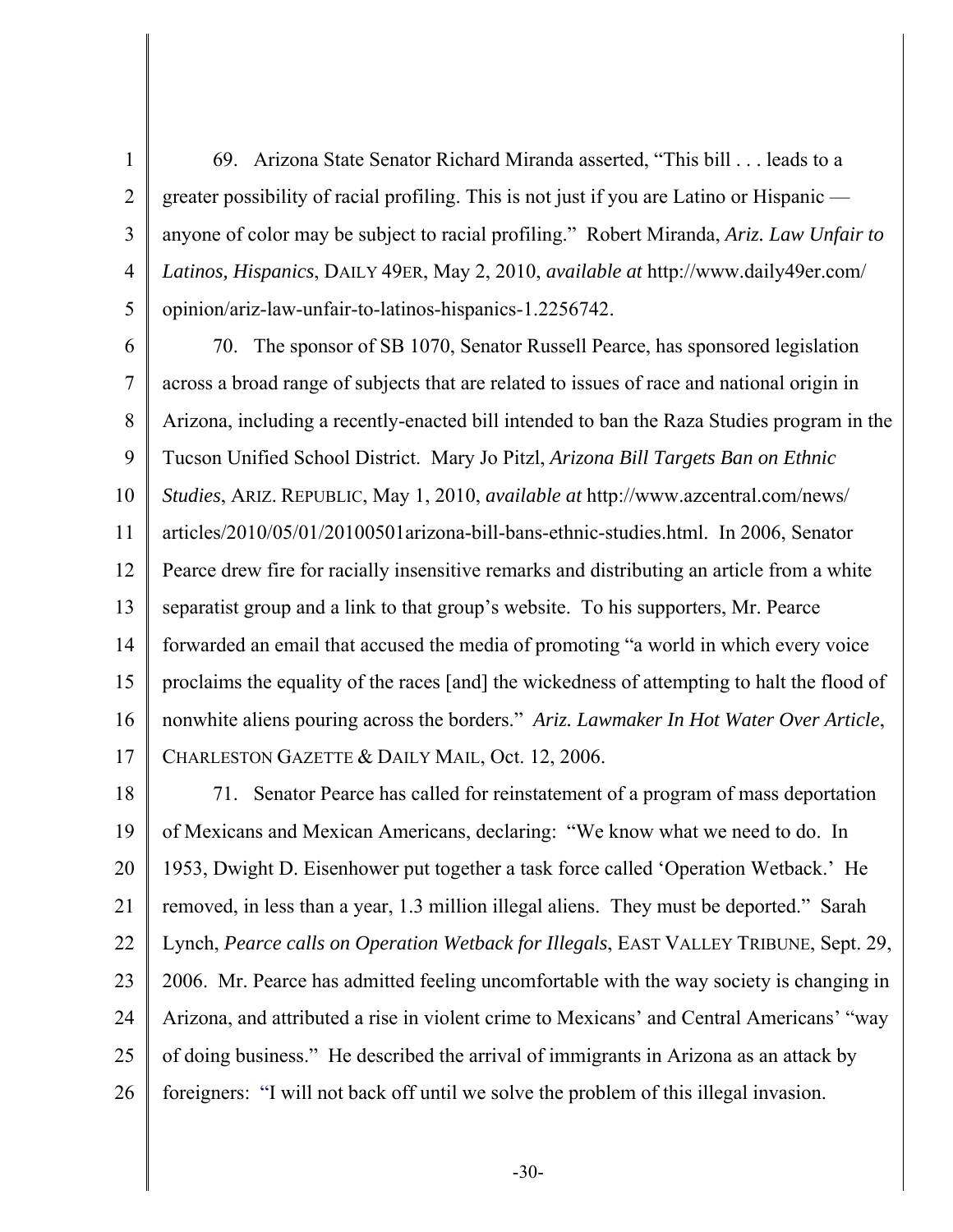69. Arizona State Senator Richard Miranda asserted, "This bill . . . leads to a greater possibility of racial profiling. This is not just if you are Latino or Hispanic — anyone of color may be subject to racial profiling." Robert Miranda, *Ariz. Law Unfair to Latinos, Hispanics*, DAILY 49ER, May 2, 2010, *available at* http://www.daily49er.com/opinion/ariz-law-unfair-to-latinos-hispanics-1.2256742.

70. The sponsor of SB 1070, Senator Russell Pearce, has sponsored legislation across a broad range of subjects that are related to issues of race and national origin in Arizona, including a recently-enacted bill intended to ban the Raza Studies program in the Tucson Unified School District. Mary Jo Pitzl, *Arizona Bill Targets Ban on Ethnic Studies*, ARIZ. REPUBLIC, May 1, 2010, *available at* http://www.azcentral.com/news/articles/2010/05/01/20100501arizona-bill-bans-ethnic-studies.html. In 2006, Senator Pearce drew fire for racially insensitive remarks and distributing an article from a white separatist group and a link to that group's website. To his supporters, Mr. Pearce forwarded an email that accused the media of promoting "a world in which every voice proclaims the equality of the races [and] the wickedness of attempting to halt the flood of nonwhite aliens pouring across the borders." *Ariz. Lawmaker In Hot Water Over Article*, CHARLESTON GAZETTE & DAILY MAIL, Oct. 12, 2006.

71. Senator Pearce has called for reinstatement of a program of mass deportation of Mexicans and Mexican Americans, declaring: "We know what we need to do. In 1953, Dwight D. Eisenhower put together a task force called 'Operation Wetback.' He removed, in less than a year, 1.3 million illegal aliens. They must be deported." Sarah Lynch, *Pearce calls on Operation Wetback for Illegals*, EAST VALLEY TRIBUNE, Sept. 29, 2006. Mr. Pearce has admitted feeling uncomfortable with the way society is changing in Arizona, and attributed a rise in violent crime to Mexicans' and Central Americans' "way of doing business." He described the arrival of immigrants in Arizona as an attack by foreigners: "I will not back off until we solve the problem of this illegal invasion.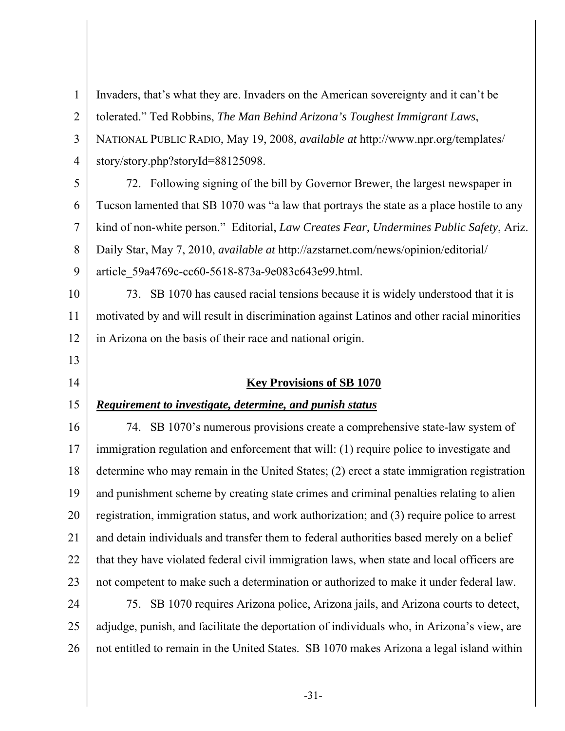Invaders, that's what they are. Invaders on the American sovereignty and it can't be tolerated." Ted Robbins, *The Man Behind Arizona's Toughest Immigrant Laws*, NATIONAL PUBLIC RADIO, May 19, 2008, *available at* http://www.npr.org/templates/story/story.php?storyId=88125098.

72. Following signing of the bill by Governor Brewer, the largest newspaper in Tucson lamented that SB 1070 was "a law that portrays the state as a place hostile to any kind of non-white person." Editorial, *Law Creates Fear, Undermines Public Safety*, Ariz. Daily Star, May 7, 2010, *available at* http://azstarnet.com/news/opinion/editorial/article_59a4769c-cc60-5618-873a-9e083c643e99.html.

73. SB 1070 has caused racial tensions because it is widely understood that it is motivated by and will result in discrimination against Latinos and other racial minorities in Arizona on the basis of their race and national origin.

## Key Provisions of SB 1070

### *Requirement to investigate, determine, and punish status*

74. SB 1070's numerous provisions create a comprehensive state-law system of immigration regulation and enforcement that will: (1) require police to investigate and determine who may remain in the United States; (2) erect a state immigration registration and punishment scheme by creating state crimes and criminal penalties relating to alien registration, immigration status, and work authorization; and (3) require police to arrest and detain individuals and transfer them to federal authorities based merely on a belief that they have violated federal civil immigration laws, when state and local officers are not competent to make such a determination or authorized to make it under federal law.

75. SB 1070 requires Arizona police, Arizona jails, and Arizona courts to detect, adjudge, punish, and facilitate the deportation of individuals who, in Arizona's view, are not entitled to remain in the United States. SB 1070 makes Arizona a legal island within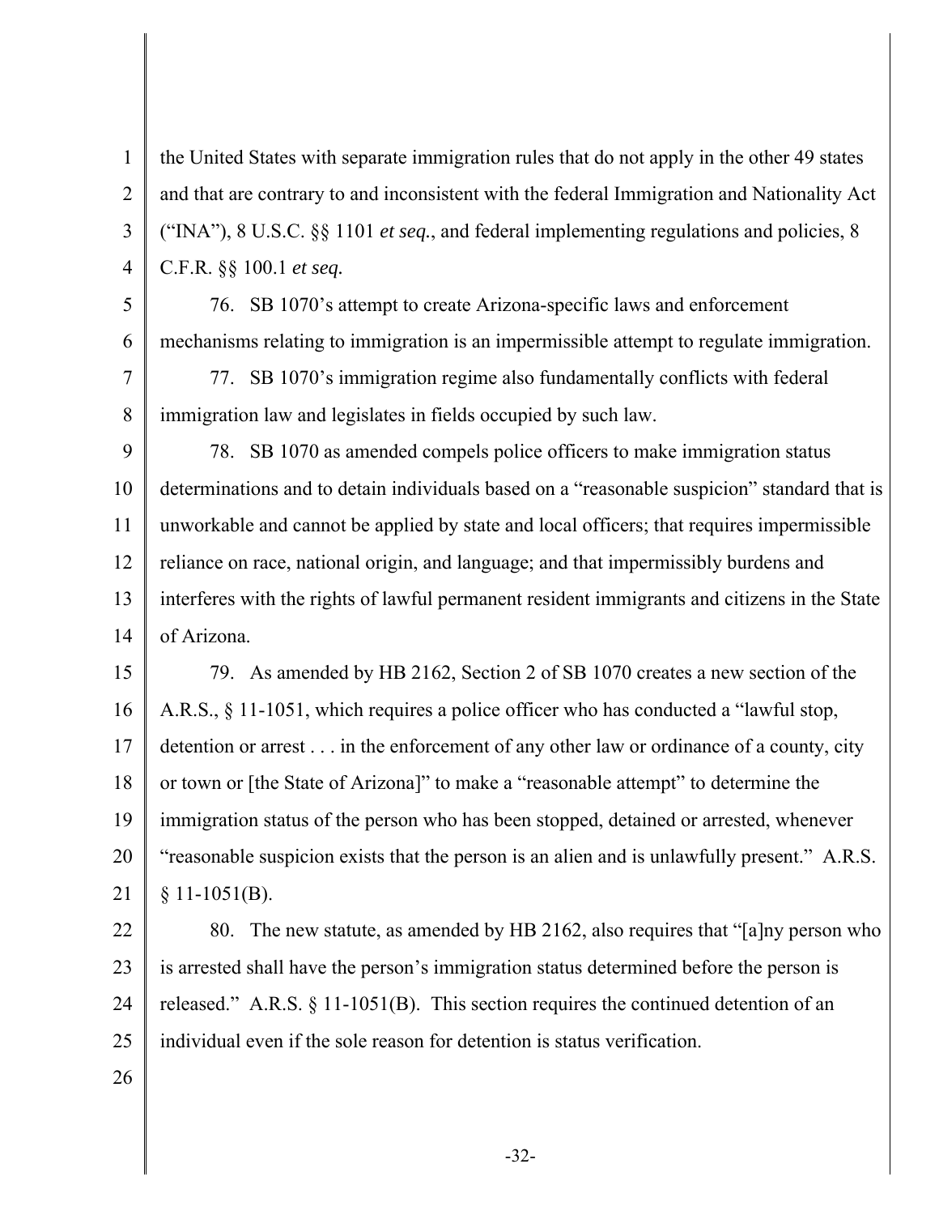the United States with separate immigration rules that do not apply in the other 49 states and that are contrary to and inconsistent with the federal Immigration and Nationality Act ("INA"), 8 U.S.C. §§ 1101 *et seq.*, and federal implementing regulations and policies, 8 C.F.R. §§ 100.1 *et seq.*

76. SB 1070's attempt to create Arizona-specific laws and enforcement mechanisms relating to immigration is an impermissible attempt to regulate immigration.

77. SB 1070's immigration regime also fundamentally conflicts with federal immigration law and legislates in fields occupied by such law.

78. SB 1070 as amended compels police officers to make immigration status determinations and to detain individuals based on a "reasonable suspicion" standard that is unworkable and cannot be applied by state and local officers; that requires impermissible reliance on race, national origin, and language; and that impermissibly burdens and interferes with the rights of lawful permanent resident immigrants and citizens in the State of Arizona.

79. As amended by HB 2162, Section 2 of SB 1070 creates a new section of the A.R.S., § 11-1051, which requires a police officer who has conducted a "lawful stop, detention or arrest . . . in the enforcement of any other law or ordinance of a county, city or town or [the State of Arizona]" to make a "reasonable attempt" to determine the immigration status of the person who has been stopped, detained or arrested, whenever "reasonable suspicion exists that the person is an alien and is unlawfully present." A.R.S. § 11-1051(B).

80. The new statute, as amended by HB 2162, also requires that "[a]ny person who is arrested shall have the person's immigration status determined before the person is released." A.R.S. § 11-1051(B). This section requires the continued detention of an individual even if the sole reason for detention is status verification.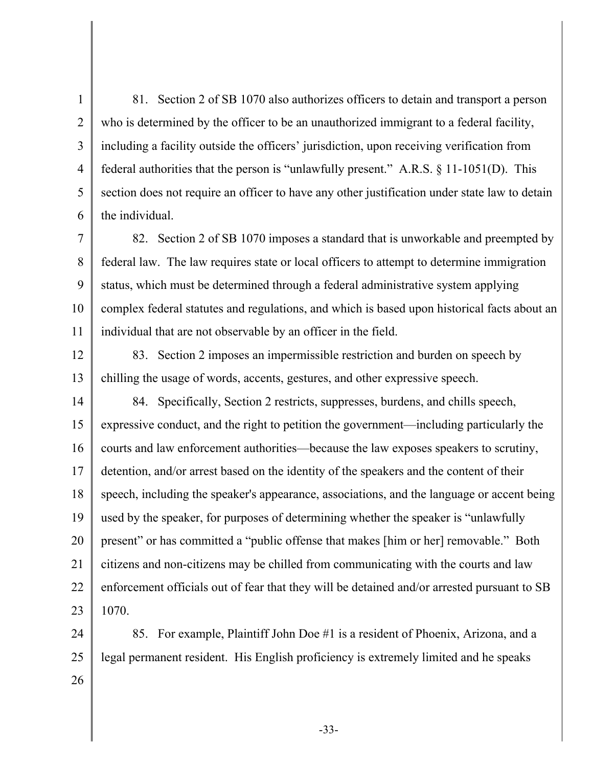81. Section 2 of SB 1070 also authorizes officers to detain and transport a person who is determined by the officer to be an unauthorized immigrant to a federal facility, including a facility outside the officers' jurisdiction, upon receiving verification from federal authorities that the person is "unlawfully present." A.R.S. § 11-1051(D). This section does not require an officer to have any other justification under state law to detain the individual.

82. Section 2 of SB 1070 imposes a standard that is unworkable and preempted by federal law. The law requires state or local officers to attempt to determine immigration status, which must be determined through a federal administrative system applying complex federal statutes and regulations, and which is based upon historical facts about an individual that are not observable by an officer in the field.

83. Section 2 imposes an impermissible restriction and burden on speech by chilling the usage of words, accents, gestures, and other expressive speech.

84. Specifically, Section 2 restricts, suppresses, burdens, and chills speech, expressive conduct, and the right to petition the government—including particularly the courts and law enforcement authorities—because the law exposes speakers to scrutiny, detention, and/or arrest based on the identity of the speakers and the content of their speech, including the speaker's appearance, associations, and the language or accent being used by the speaker, for purposes of determining whether the speaker is "unlawfully present" or has committed a "public offense that makes [him or her] removable." Both citizens and non-citizens may be chilled from communicating with the courts and law enforcement officials out of fear that they will be detained and/or arrested pursuant to SB 1070.

85. For example, Plaintiff John Doe #1 is a resident of Phoenix, Arizona, and a legal permanent resident. His English proficiency is extremely limited and he speaks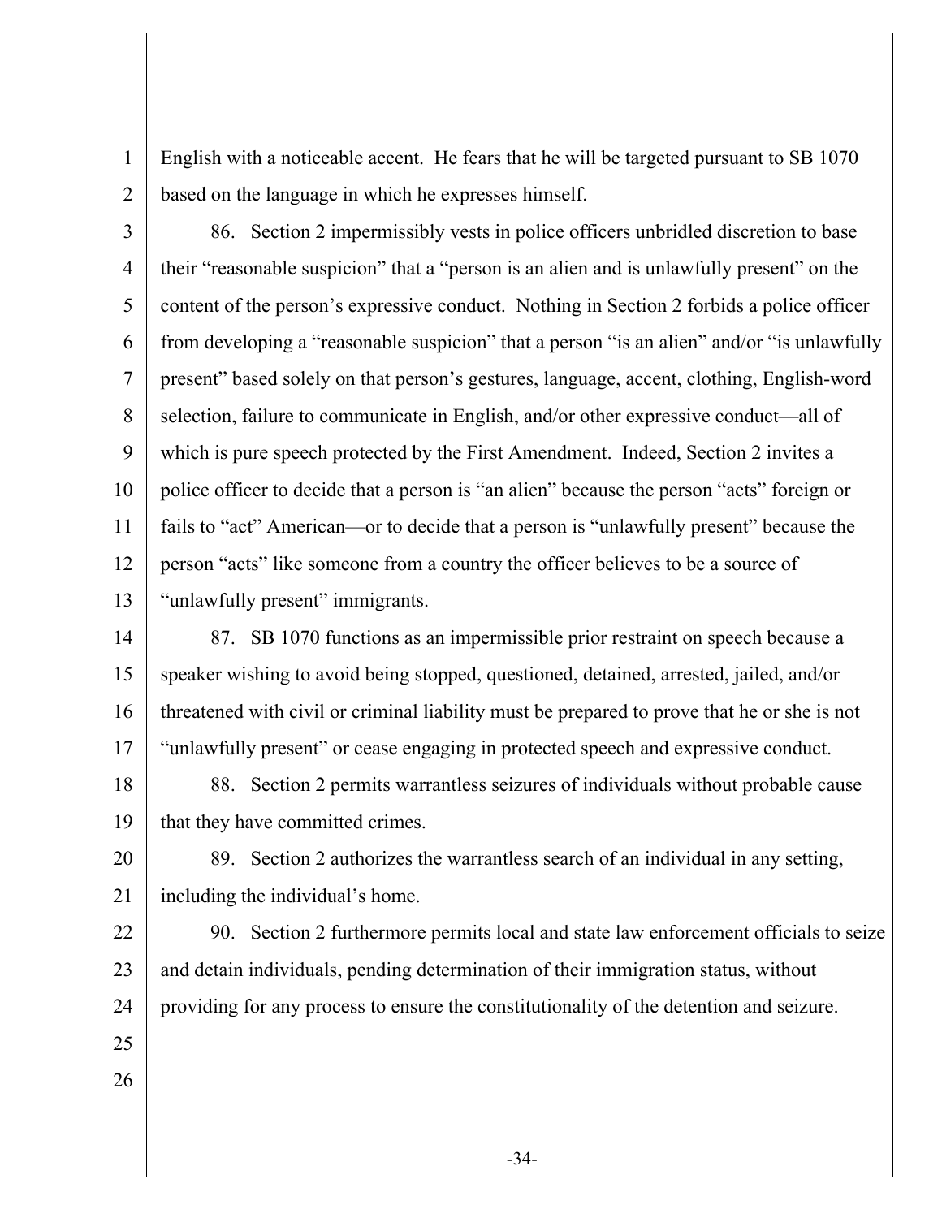English with a noticeable accent. He fears that he will be targeted pursuant to SB 1070 based on the language in which he expresses himself.

86. Section 2 impermissibly vests in police officers unbridled discretion to base their "reasonable suspicion" that a "person is an alien and is unlawfully present" on the content of the person's expressive conduct. Nothing in Section 2 forbids a police officer from developing a "reasonable suspicion" that a person "is an alien" and/or "is unlawfully present" based solely on that person's gestures, language, accent, clothing, English-word selection, failure to communicate in English, and/or other expressive conduct—all of which is pure speech protected by the First Amendment. Indeed, Section 2 invites a police officer to decide that a person is "an alien" because the person "acts" foreign or fails to "act" American—or to decide that a person is "unlawfully present" because the person "acts" like someone from a country the officer believes to be a source of "unlawfully present" immigrants.

87. SB 1070 functions as an impermissible prior restraint on speech because a speaker wishing to avoid being stopped, questioned, detained, arrested, jailed, and/or threatened with civil or criminal liability must be prepared to prove that he or she is not "unlawfully present" or cease engaging in protected speech and expressive conduct.

88. Section 2 permits warrantless seizures of individuals without probable cause that they have committed crimes.

89. Section 2 authorizes the warrantless search of an individual in any setting, including the individual's home.

90. Section 2 furthermore permits local and state law enforcement officials to seize and detain individuals, pending determination of their immigration status, without providing for any process to ensure the constitutionality of the detention and seizure.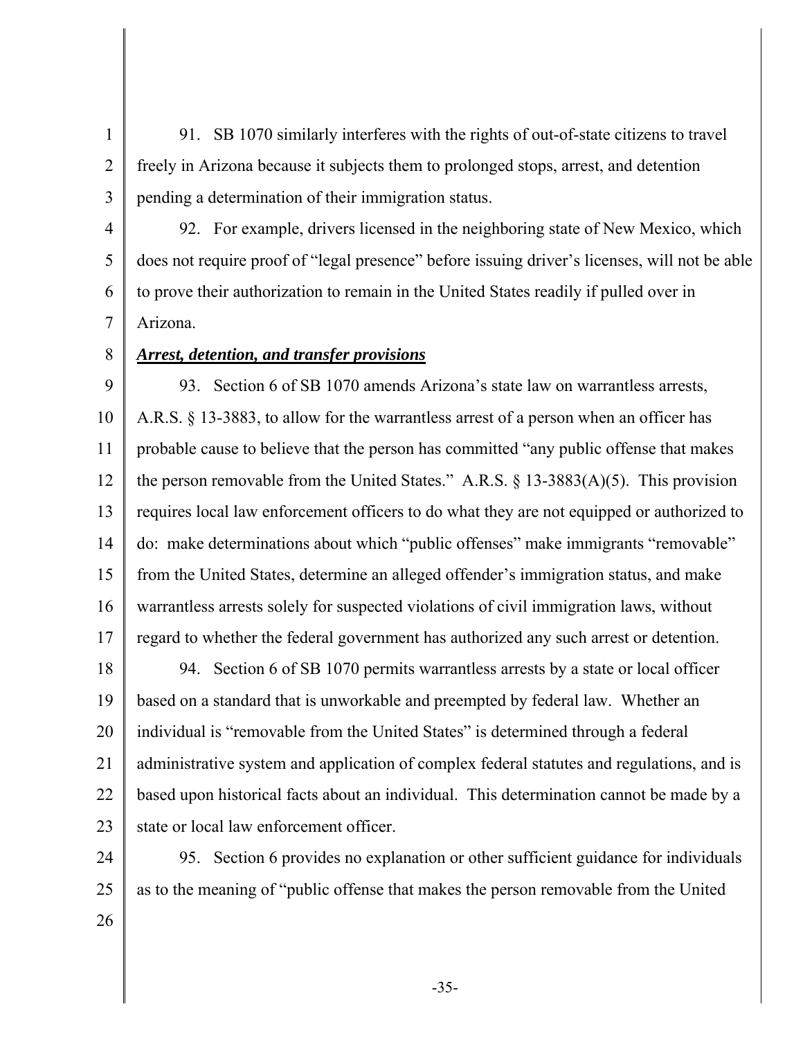91. SB 1070 similarly interferes with the rights of out-of-state citizens to travel freely in Arizona because it subjects them to prolonged stops, arrest, and detention pending a determination of their immigration status.

92. For example, drivers licensed in the neighboring state of New Mexico, which does not require proof of "legal presence" before issuing driver's licenses, will not be able to prove their authorization to remain in the United States readily if pulled over in Arizona.

***Arrest, detention, and transfer provisions***

93. Section 6 of SB 1070 amends Arizona's state law on warrantless arrests, A.R.S. § 13-3883, to allow for the warrantless arrest of a person when an officer has probable cause to believe that the person has committed "any public offense that makes the person removable from the United States." A.R.S. § 13-3883(A)(5). This provision requires local law enforcement officers to do what they are not equipped or authorized to do: make determinations about which "public offenses" make immigrants "removable" from the United States, determine an alleged offender's immigration status, and make warrantless arrests solely for suspected violations of civil immigration laws, without regard to whether the federal government has authorized any such arrest or detention.

94. Section 6 of SB 1070 permits warrantless arrests by a state or local officer based on a standard that is unworkable and preempted by federal law. Whether an individual is "removable from the United States" is determined through a federal administrative system and application of complex federal statutes and regulations, and is based upon historical facts about an individual. This determination cannot be made by a state or local law enforcement officer.

95. Section 6 provides no explanation or other sufficient guidance for individuals as to the meaning of "public offense that makes the person removable from the United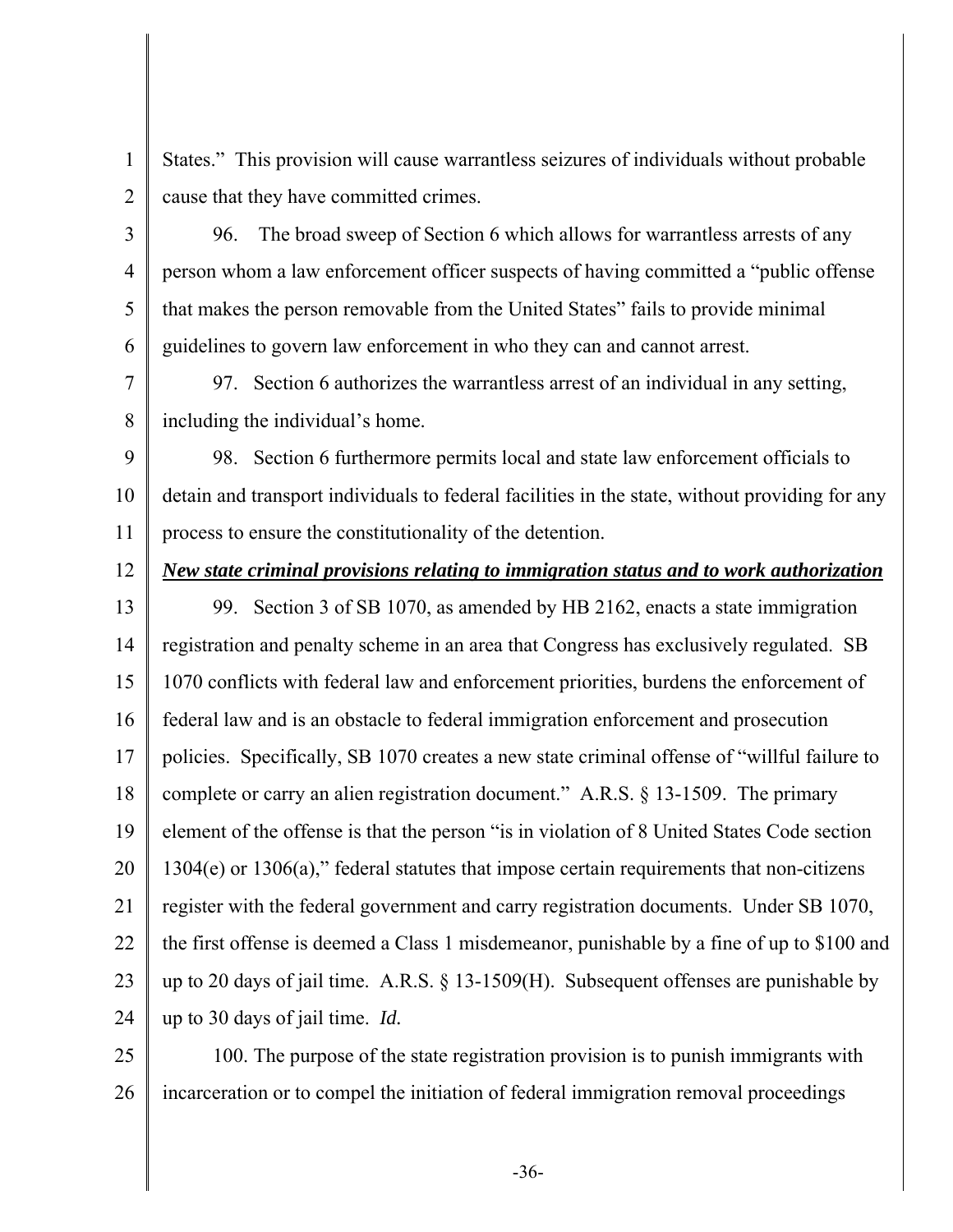States." This provision will cause warrantless seizures of individuals without probable cause that they have committed crimes.

96. The broad sweep of Section 6 which allows for warrantless arrests of any person whom a law enforcement officer suspects of having committed a "public offense that makes the person removable from the United States" fails to provide minimal guidelines to govern law enforcement in who they can and cannot arrest.

97. Section 6 authorizes the warrantless arrest of an individual in any setting, including the individual's home.

98. Section 6 furthermore permits local and state law enforcement officials to detain and transport individuals to federal facilities in the state, without providing for any process to ensure the constitutionality of the detention.

***New state criminal provisions relating to immigration status and to work authorization***

99. Section 3 of SB 1070, as amended by HB 2162, enacts a state immigration registration and penalty scheme in an area that Congress has exclusively regulated. SB 1070 conflicts with federal law and enforcement priorities, burdens the enforcement of federal law and is an obstacle to federal immigration enforcement and prosecution policies. Specifically, SB 1070 creates a new state criminal offense of "willful failure to complete or carry an alien registration document." A.R.S. § 13-1509. The primary element of the offense is that the person "is in violation of 8 United States Code section 1304(e) or 1306(a)," federal statutes that impose certain requirements that non-citizens register with the federal government and carry registration documents. Under SB 1070, the first offense is deemed a Class 1 misdemeanor, punishable by a fine of up to $100 and up to 20 days of jail time. A.R.S. § 13-1509(H). Subsequent offenses are punishable by up to 30 days of jail time. *Id.*

100. The purpose of the state registration provision is to punish immigrants with incarceration or to compel the initiation of federal immigration removal proceedings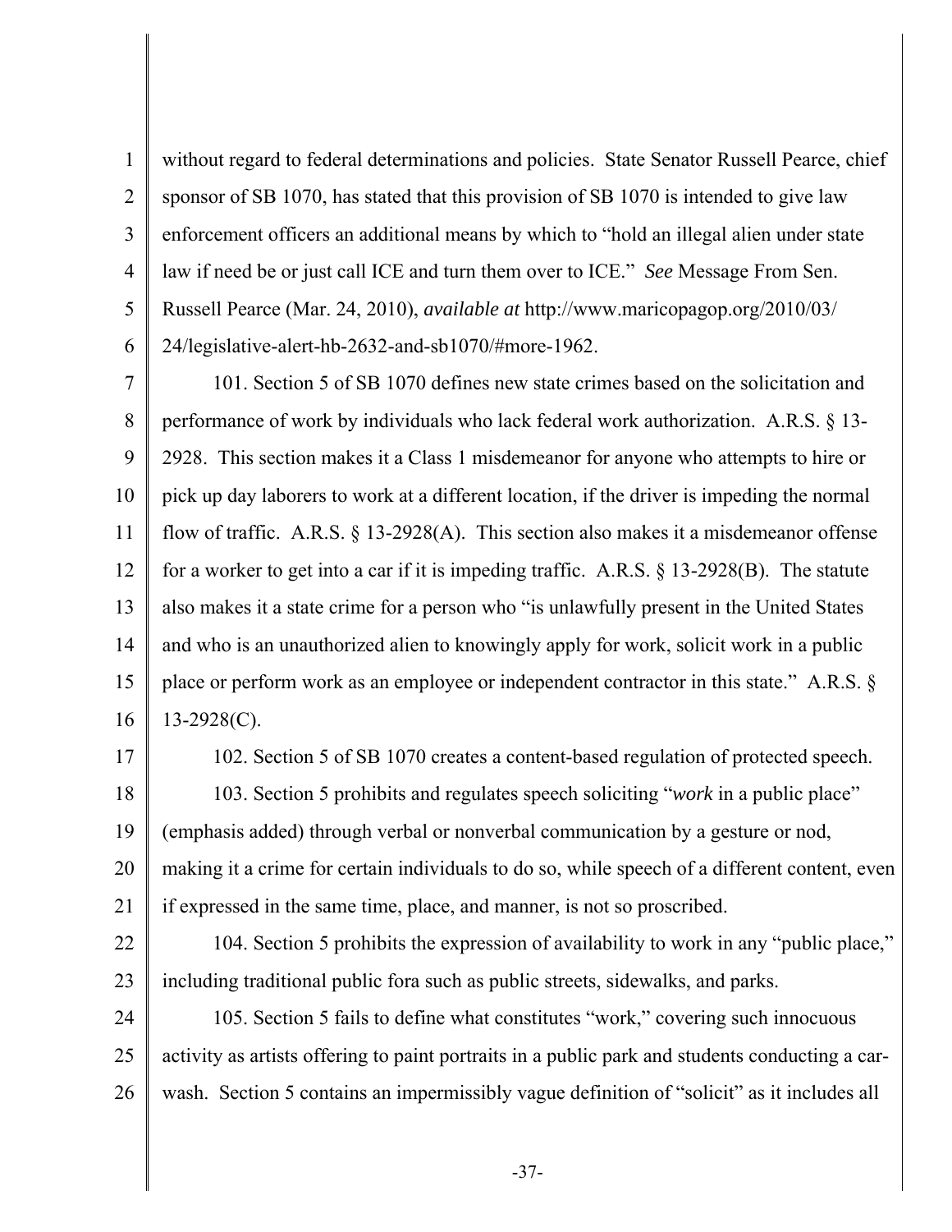without regard to federal determinations and policies. State Senator Russell Pearce, chief sponsor of SB 1070, has stated that this provision of SB 1070 is intended to give law enforcement officers an additional means by which to "hold an illegal alien under state law if need be or just call ICE and turn them over to ICE." *See* Message From Sen. Russell Pearce (Mar. 24, 2010), *available at* http://www.maricopagop.org/2010/03/24/legislative-alert-hb-2632-and-sb1070/#more-1962.

101. Section 5 of SB 1070 defines new state crimes based on the solicitation and performance of work by individuals who lack federal work authorization. A.R.S. § 13-2928. This section makes it a Class 1 misdemeanor for anyone who attempts to hire or pick up day laborers to work at a different location, if the driver is impeding the normal flow of traffic. A.R.S. § 13-2928(A). This section also makes it a misdemeanor offense for a worker to get into a car if it is impeding traffic. A.R.S. § 13-2928(B). The statute also makes it a state crime for a person who "is unlawfully present in the United States and who is an unauthorized alien to knowingly apply for work, solicit work in a public place or perform work as an employee or independent contractor in this state." A.R.S. § 13-2928(C).

102. Section 5 of SB 1070 creates a content-based regulation of protected speech.

103. Section 5 prohibits and regulates speech soliciting "*work* in a public place" (emphasis added) through verbal or nonverbal communication by a gesture or nod, making it a crime for certain individuals to do so, while speech of a different content, even if expressed in the same time, place, and manner, is not so proscribed.

104. Section 5 prohibits the expression of availability to work in any "public place," including traditional public fora such as public streets, sidewalks, and parks.

105. Section 5 fails to define what constitutes "work," covering such innocuous activity as artists offering to paint portraits in a public park and students conducting a car-wash. Section 5 contains an impermissibly vague definition of "solicit" as it includes all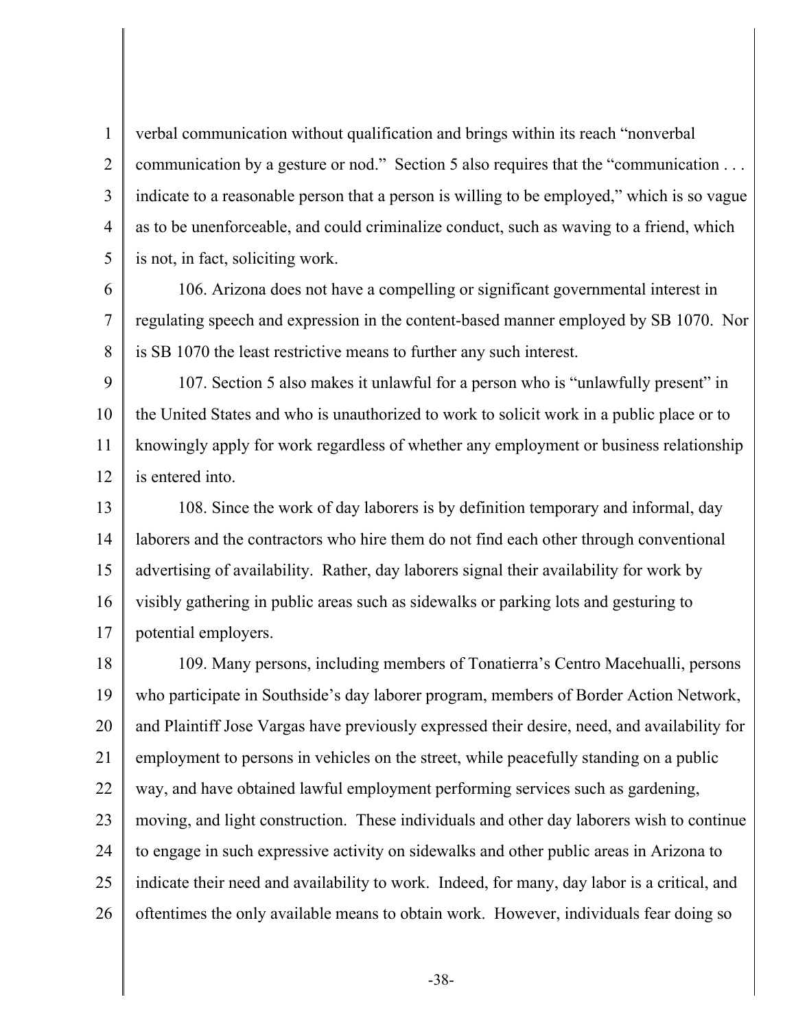verbal communication without qualification and brings within its reach "nonverbal communication by a gesture or nod." Section 5 also requires that the "communication . . . indicate to a reasonable person that a person is willing to be employed," which is so vague as to be unenforceable, and could criminalize conduct, such as waving to a friend, which is not, in fact, soliciting work.

106. Arizona does not have a compelling or significant governmental interest in regulating speech and expression in the content-based manner employed by SB 1070. Nor is SB 1070 the least restrictive means to further any such interest.

107. Section 5 also makes it unlawful for a person who is "unlawfully present" in the United States and who is unauthorized to work to solicit work in a public place or to knowingly apply for work regardless of whether any employment or business relationship is entered into.

108. Since the work of day laborers is by definition temporary and informal, day laborers and the contractors who hire them do not find each other through conventional advertising of availability. Rather, day laborers signal their availability for work by visibly gathering in public areas such as sidewalks or parking lots and gesturing to potential employers.

109. Many persons, including members of Tonatierra's Centro Macehualli, persons who participate in Southside's day laborer program, members of Border Action Network, and Plaintiff Jose Vargas have previously expressed their desire, need, and availability for employment to persons in vehicles on the street, while peacefully standing on a public way, and have obtained lawful employment performing services such as gardening, moving, and light construction. These individuals and other day laborers wish to continue to engage in such expressive activity on sidewalks and other public areas in Arizona to indicate their need and availability to work. Indeed, for many, day labor is a critical, and oftentimes the only available means to obtain work. However, individuals fear doing so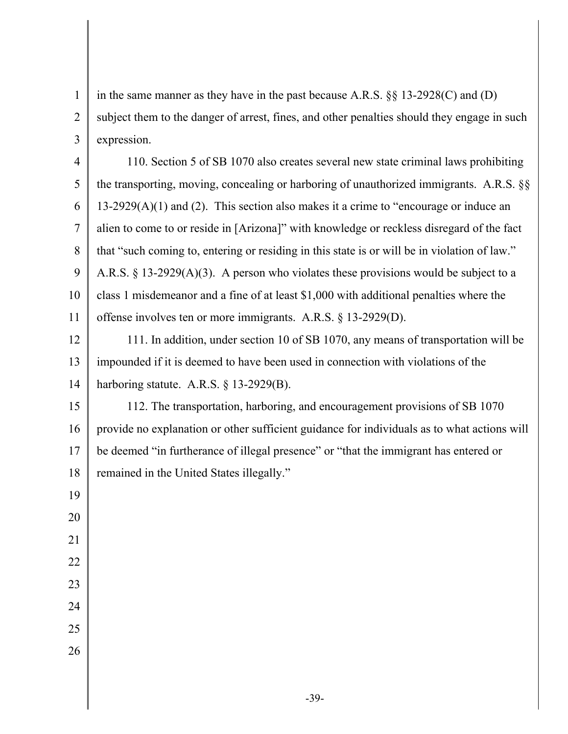in the same manner as they have in the past because A.R.S. §§ 13-2928(C) and (D) subject them to the danger of arrest, fines, and other penalties should they engage in such expression.

110. Section 5 of SB 1070 also creates several new state criminal laws prohibiting the transporting, moving, concealing or harboring of unauthorized immigrants. A.R.S. §§ 13-2929(A)(1) and (2). This section also makes it a crime to "encourage or induce an alien to come to or reside in [Arizona]" with knowledge or reckless disregard of the fact that "such coming to, entering or residing in this state is or will be in violation of law." A.R.S. § 13-2929(A)(3). A person who violates these provisions would be subject to a class 1 misdemeanor and a fine of at least $1,000 with additional penalties where the offense involves ten or more immigrants. A.R.S. § 13-2929(D).

111. In addition, under section 10 of SB 1070, any means of transportation will be impounded if it is deemed to have been used in connection with violations of the harboring statute. A.R.S. § 13-2929(B).

112. The transportation, harboring, and encouragement provisions of SB 1070 provide no explanation or other sufficient guidance for individuals as to what actions will be deemed "in furtherance of illegal presence" or "that the immigrant has entered or remained in the United States illegally."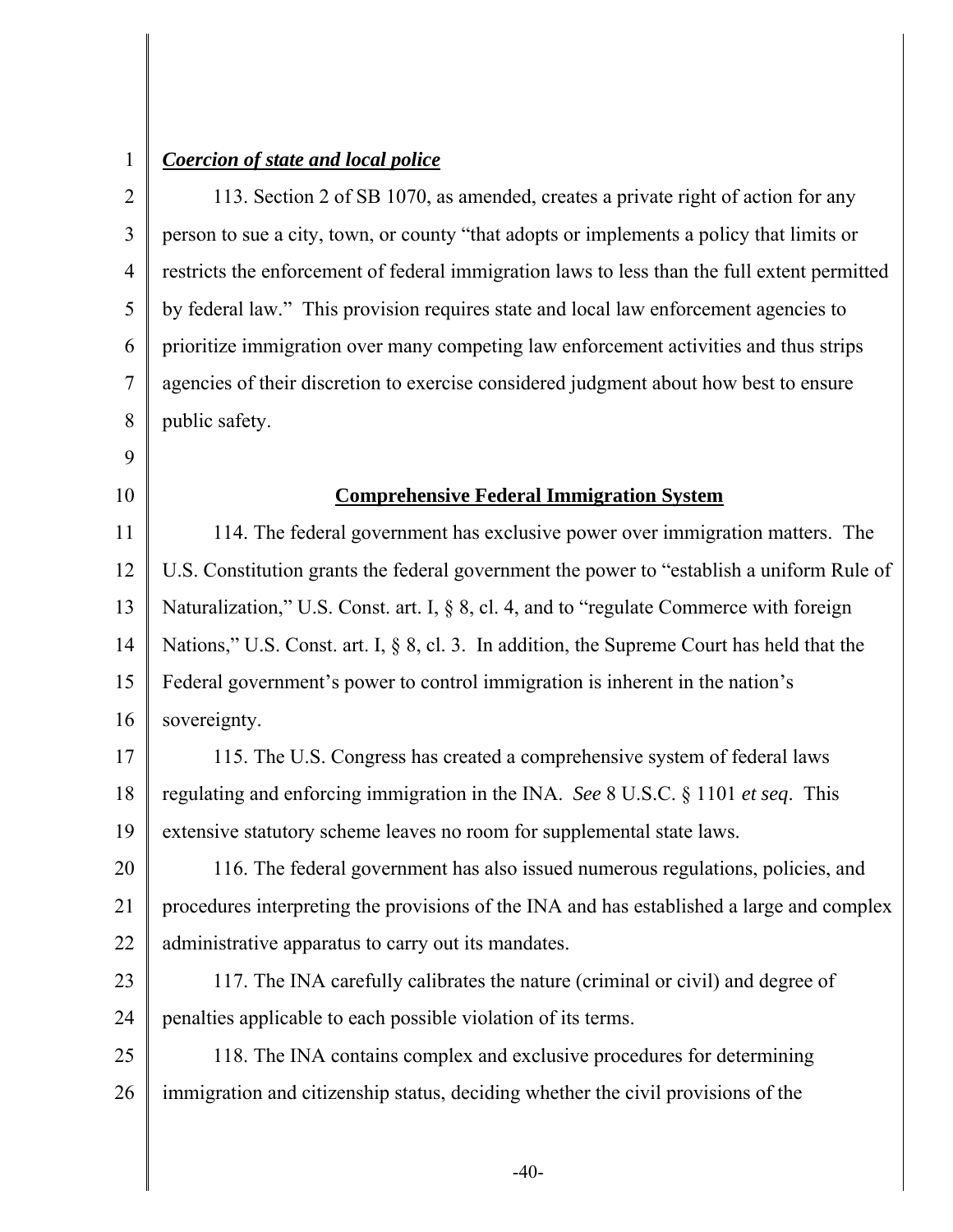***Coercion of state and local police***

113. Section 2 of SB 1070, as amended, creates a private right of action for any person to sue a city, town, or county "that adopts or implements a policy that limits or restricts the enforcement of federal immigration laws to less than the full extent permitted by federal law." This provision requires state and local law enforcement agencies to prioritize immigration over many competing law enforcement activities and thus strips agencies of their discretion to exercise considered judgment about how best to ensure public safety.

## **Comprehensive Federal Immigration System**

114. The federal government has exclusive power over immigration matters. The U.S. Constitution grants the federal government the power to "establish a uniform Rule of Naturalization," U.S. Const. art. I, § 8, cl. 4, and to "regulate Commerce with foreign Nations," U.S. Const. art. I, § 8, cl. 3. In addition, the Supreme Court has held that the Federal government's power to control immigration is inherent in the nation's sovereignty.

115. The U.S. Congress has created a comprehensive system of federal laws regulating and enforcing immigration in the INA. *See* 8 U.S.C. § 1101 *et seq*. This extensive statutory scheme leaves no room for supplemental state laws.

116. The federal government has also issued numerous regulations, policies, and procedures interpreting the provisions of the INA and has established a large and complex administrative apparatus to carry out its mandates.

117. The INA carefully calibrates the nature (criminal or civil) and degree of penalties applicable to each possible violation of its terms.

118. The INA contains complex and exclusive procedures for determining immigration and citizenship status, deciding whether the civil provisions of the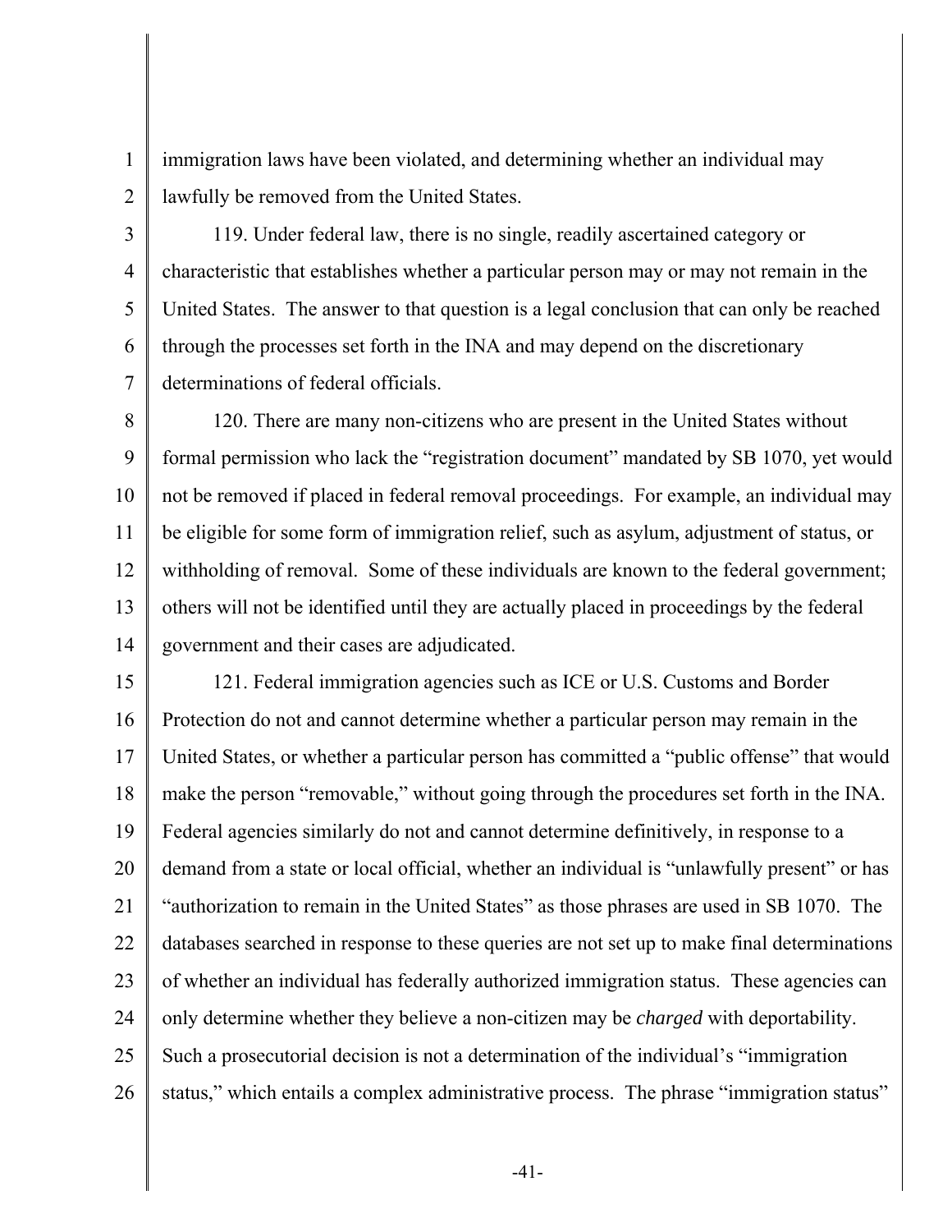immigration laws have been violated, and determining whether an individual may lawfully be removed from the United States.

119. Under federal law, there is no single, readily ascertained category or characteristic that establishes whether a particular person may or may not remain in the United States. The answer to that question is a legal conclusion that can only be reached through the processes set forth in the INA and may depend on the discretionary determinations of federal officials.

120. There are many non-citizens who are present in the United States without formal permission who lack the "registration document" mandated by SB 1070, yet would not be removed if placed in federal removal proceedings. For example, an individual may be eligible for some form of immigration relief, such as asylum, adjustment of status, or withholding of removal. Some of these individuals are known to the federal government; others will not be identified until they are actually placed in proceedings by the federal government and their cases are adjudicated.

121. Federal immigration agencies such as ICE or U.S. Customs and Border Protection do not and cannot determine whether a particular person may remain in the United States, or whether a particular person has committed a "public offense" that would make the person "removable," without going through the procedures set forth in the INA. Federal agencies similarly do not and cannot determine definitively, in response to a demand from a state or local official, whether an individual is "unlawfully present" or has "authorization to remain in the United States" as those phrases are used in SB 1070. The databases searched in response to these queries are not set up to make final determinations of whether an individual has federally authorized immigration status. These agencies can only determine whether they believe a non-citizen may be *charged* with deportability. Such a prosecutorial decision is not a determination of the individual's "immigration status," which entails a complex administrative process. The phrase "immigration status"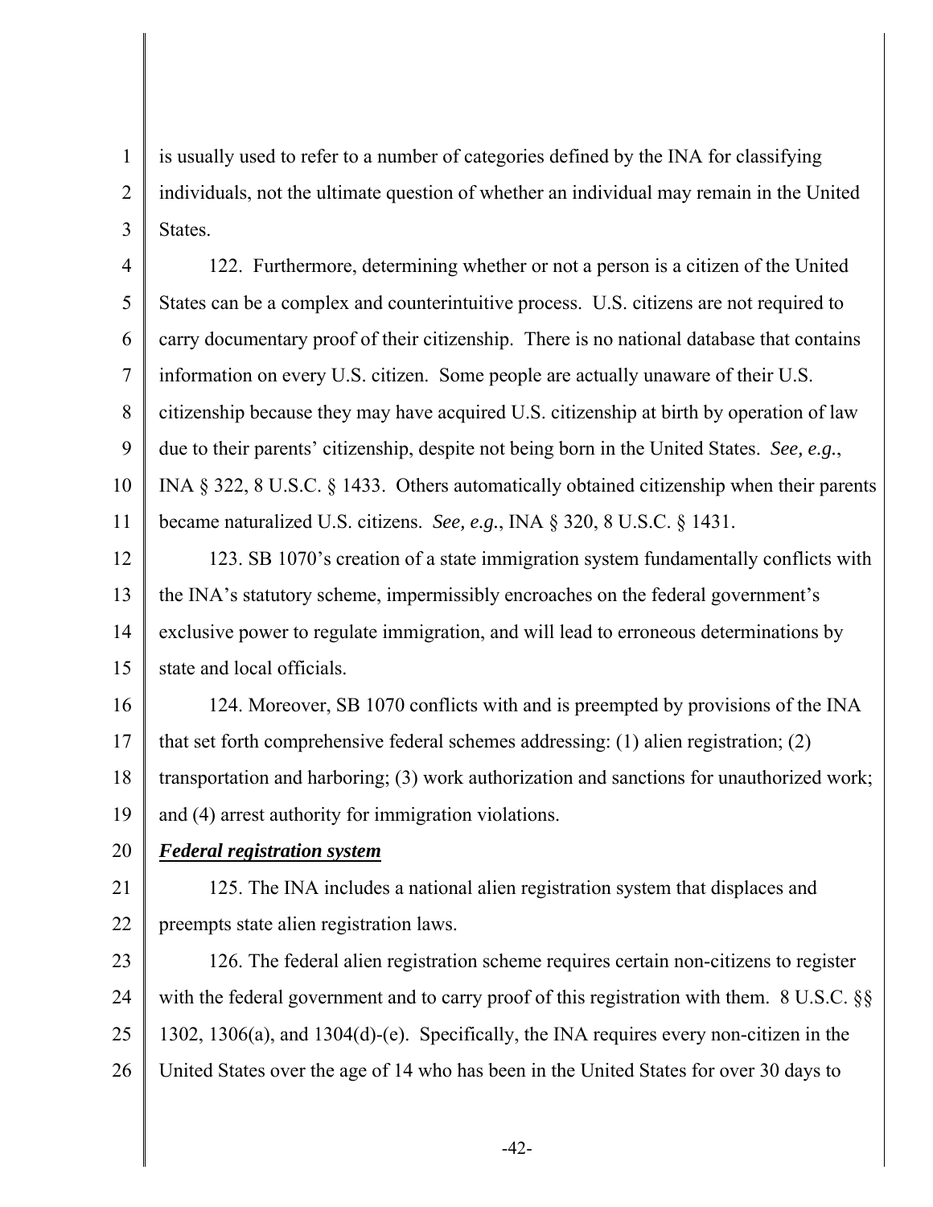is usually used to refer to a number of categories defined by the INA for classifying individuals, not the ultimate question of whether an individual may remain in the United States.

122. Furthermore, determining whether or not a person is a citizen of the United States can be a complex and counterintuitive process. U.S. citizens are not required to carry documentary proof of their citizenship. There is no national database that contains information on every U.S. citizen. Some people are actually unaware of their U.S. citizenship because they may have acquired U.S. citizenship at birth by operation of law due to their parents' citizenship, despite not being born in the United States. *See, e.g.*, INA § 322, 8 U.S.C. § 1433. Others automatically obtained citizenship when their parents became naturalized U.S. citizens. *See, e.g.*, INA § 320, 8 U.S.C. § 1431.

123. SB 1070's creation of a state immigration system fundamentally conflicts with the INA's statutory scheme, impermissibly encroaches on the federal government's exclusive power to regulate immigration, and will lead to erroneous determinations by state and local officials.

124. Moreover, SB 1070 conflicts with and is preempted by provisions of the INA that set forth comprehensive federal schemes addressing: (1) alien registration; (2) transportation and harboring; (3) work authorization and sanctions for unauthorized work; and (4) arrest authority for immigration violations.

***Federal registration system***

125. The INA includes a national alien registration system that displaces and preempts state alien registration laws.

126. The federal alien registration scheme requires certain non-citizens to register with the federal government and to carry proof of this registration with them. 8 U.S.C. §§ 1302, 1306(a), and 1304(d)-(e). Specifically, the INA requires every non-citizen in the United States over the age of 14 who has been in the United States for over 30 days to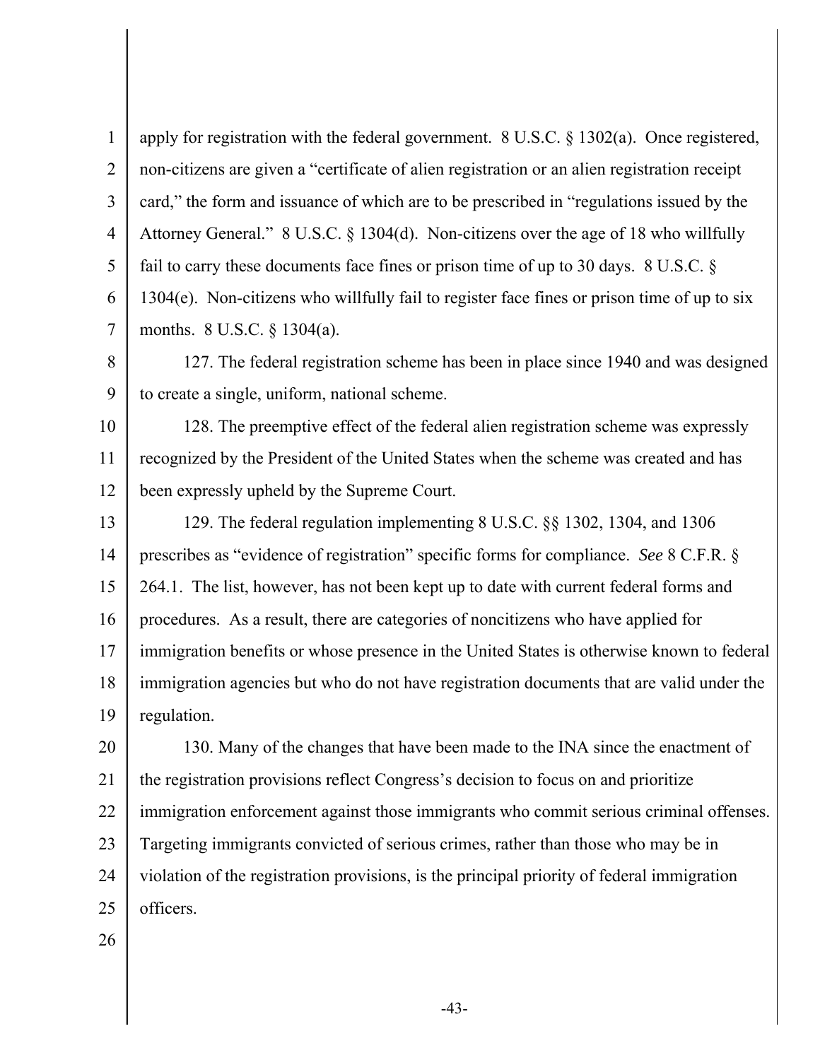apply for registration with the federal government. 8 U.S.C. § 1302(a). Once registered, non-citizens are given a "certificate of alien registration or an alien registration receipt card," the form and issuance of which are to be prescribed in "regulations issued by the Attorney General." 8 U.S.C. § 1304(d). Non-citizens over the age of 18 who willfully fail to carry these documents face fines or prison time of up to 30 days. 8 U.S.C. § 1304(e). Non-citizens who willfully fail to register face fines or prison time of up to six months. 8 U.S.C. § 1304(a).

127. The federal registration scheme has been in place since 1940 and was designed to create a single, uniform, national scheme.

128. The preemptive effect of the federal alien registration scheme was expressly recognized by the President of the United States when the scheme was created and has been expressly upheld by the Supreme Court.

129. The federal regulation implementing 8 U.S.C. §§ 1302, 1304, and 1306 prescribes as "evidence of registration" specific forms for compliance. *See* 8 C.F.R. § 264.1. The list, however, has not been kept up to date with current federal forms and procedures. As a result, there are categories of noncitizens who have applied for immigration benefits or whose presence in the United States is otherwise known to federal immigration agencies but who do not have registration documents that are valid under the regulation.

130. Many of the changes that have been made to the INA since the enactment of the registration provisions reflect Congress's decision to focus on and prioritize immigration enforcement against those immigrants who commit serious criminal offenses. Targeting immigrants convicted of serious crimes, rather than those who may be in violation of the registration provisions, is the principal priority of federal immigration officers.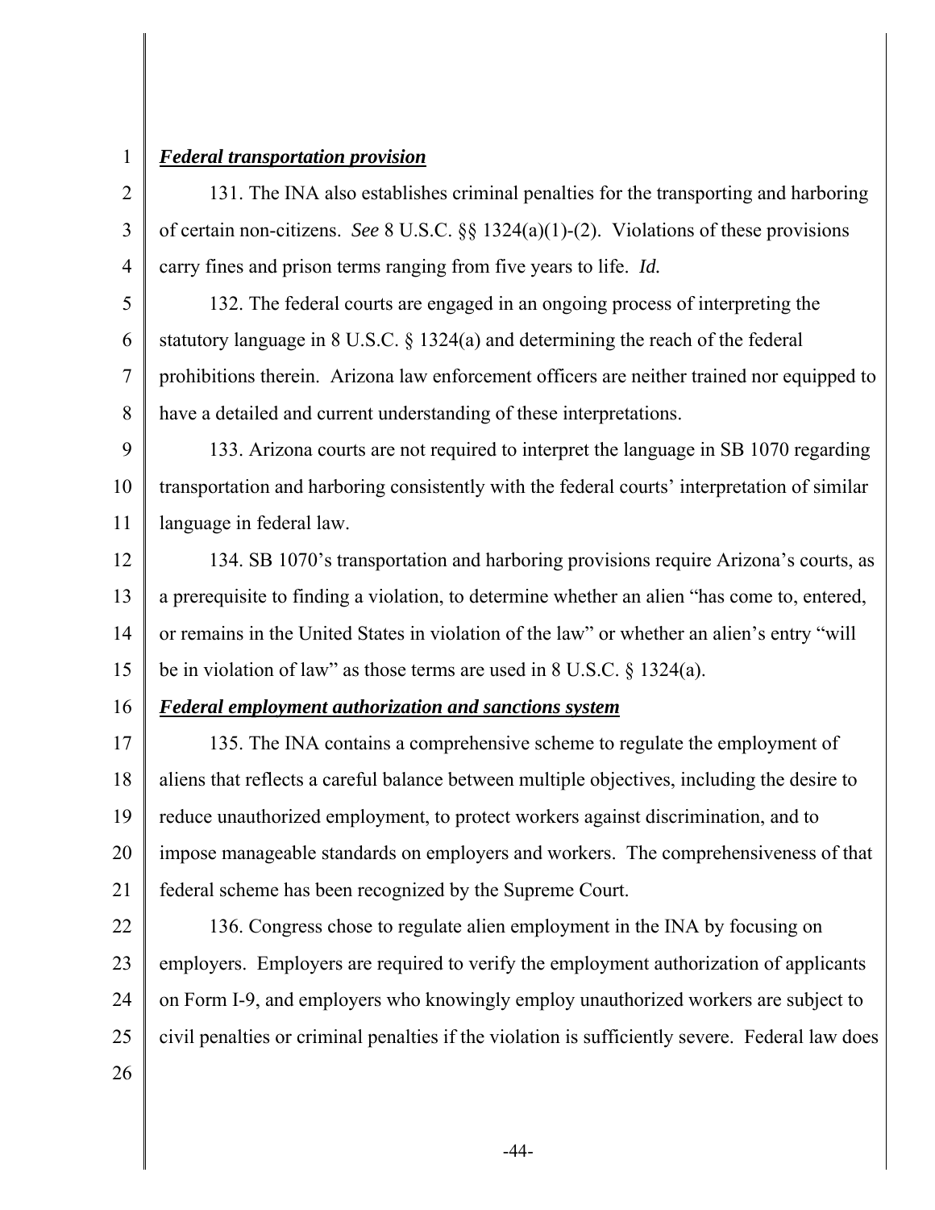***Federal transportation provision***

131. The INA also establishes criminal penalties for the transporting and harboring of certain non-citizens. *See* 8 U.S.C. §§ 1324(a)(1)-(2). Violations of these provisions carry fines and prison terms ranging from five years to life. *Id.*

132. The federal courts are engaged in an ongoing process of interpreting the statutory language in 8 U.S.C. § 1324(a) and determining the reach of the federal prohibitions therein. Arizona law enforcement officers are neither trained nor equipped to have a detailed and current understanding of these interpretations.

133. Arizona courts are not required to interpret the language in SB 1070 regarding transportation and harboring consistently with the federal courts' interpretation of similar language in federal law.

134. SB 1070's transportation and harboring provisions require Arizona's courts, as a prerequisite to finding a violation, to determine whether an alien "has come to, entered, or remains in the United States in violation of the law" or whether an alien's entry "will be in violation of law" as those terms are used in 8 U.S.C. § 1324(a).

***Federal employment authorization and sanctions system***

135. The INA contains a comprehensive scheme to regulate the employment of aliens that reflects a careful balance between multiple objectives, including the desire to reduce unauthorized employment, to protect workers against discrimination, and to impose manageable standards on employers and workers. The comprehensiveness of that federal scheme has been recognized by the Supreme Court.

136. Congress chose to regulate alien employment in the INA by focusing on employers. Employers are required to verify the employment authorization of applicants on Form I-9, and employers who knowingly employ unauthorized workers are subject to civil penalties or criminal penalties if the violation is sufficiently severe. Federal law does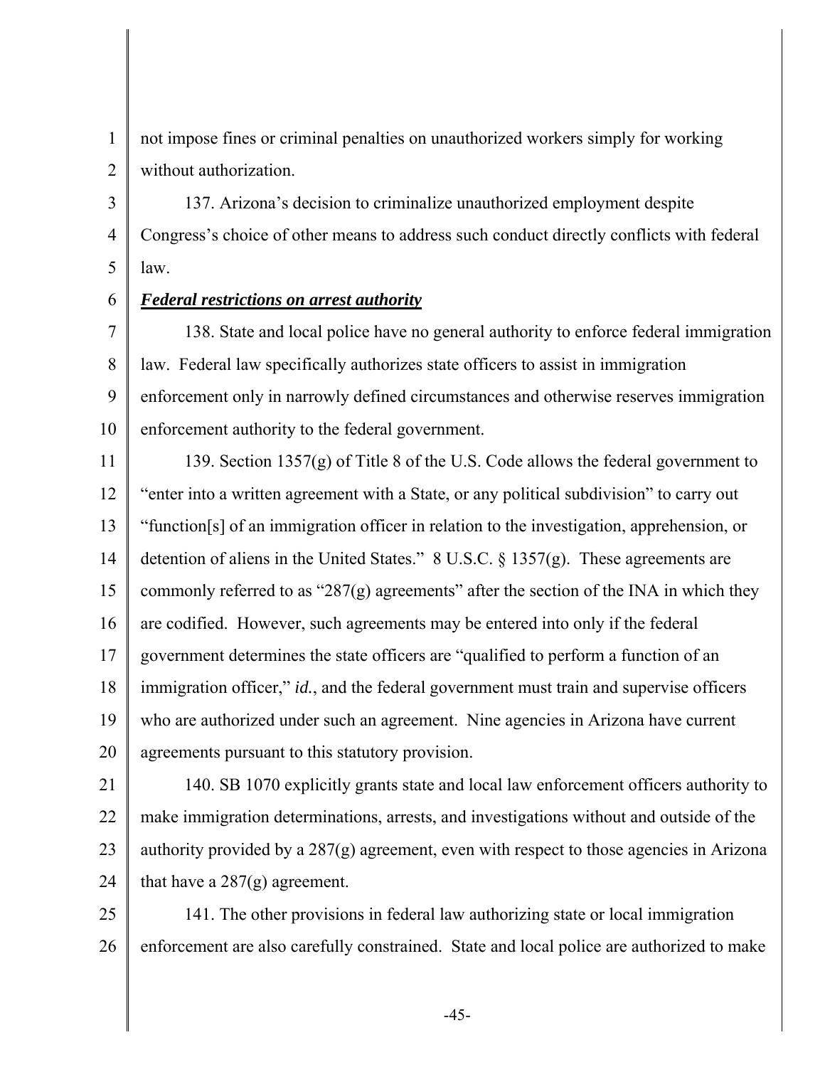not impose fines or criminal penalties on unauthorized workers simply for working without authorization.

137. Arizona's decision to criminalize unauthorized employment despite Congress's choice of other means to address such conduct directly conflicts with federal law.

***Federal restrictions on arrest authority***

138. State and local police have no general authority to enforce federal immigration law. Federal law specifically authorizes state officers to assist in immigration enforcement only in narrowly defined circumstances and otherwise reserves immigration enforcement authority to the federal government.

139. Section 1357(g) of Title 8 of the U.S. Code allows the federal government to "enter into a written agreement with a State, or any political subdivision" to carry out "function[s] of an immigration officer in relation to the investigation, apprehension, or detention of aliens in the United States." 8 U.S.C. § 1357(g). These agreements are commonly referred to as "287(g) agreements" after the section of the INA in which they are codified. However, such agreements may be entered into only if the federal government determines the state officers are "qualified to perform a function of an immigration officer," *id.*, and the federal government must train and supervise officers who are authorized under such an agreement. Nine agencies in Arizona have current agreements pursuant to this statutory provision.

140. SB 1070 explicitly grants state and local law enforcement officers authority to make immigration determinations, arrests, and investigations without and outside of the authority provided by a 287(g) agreement, even with respect to those agencies in Arizona that have a 287(g) agreement.

141. The other provisions in federal law authorizing state or local immigration enforcement are also carefully constrained. State and local police are authorized to make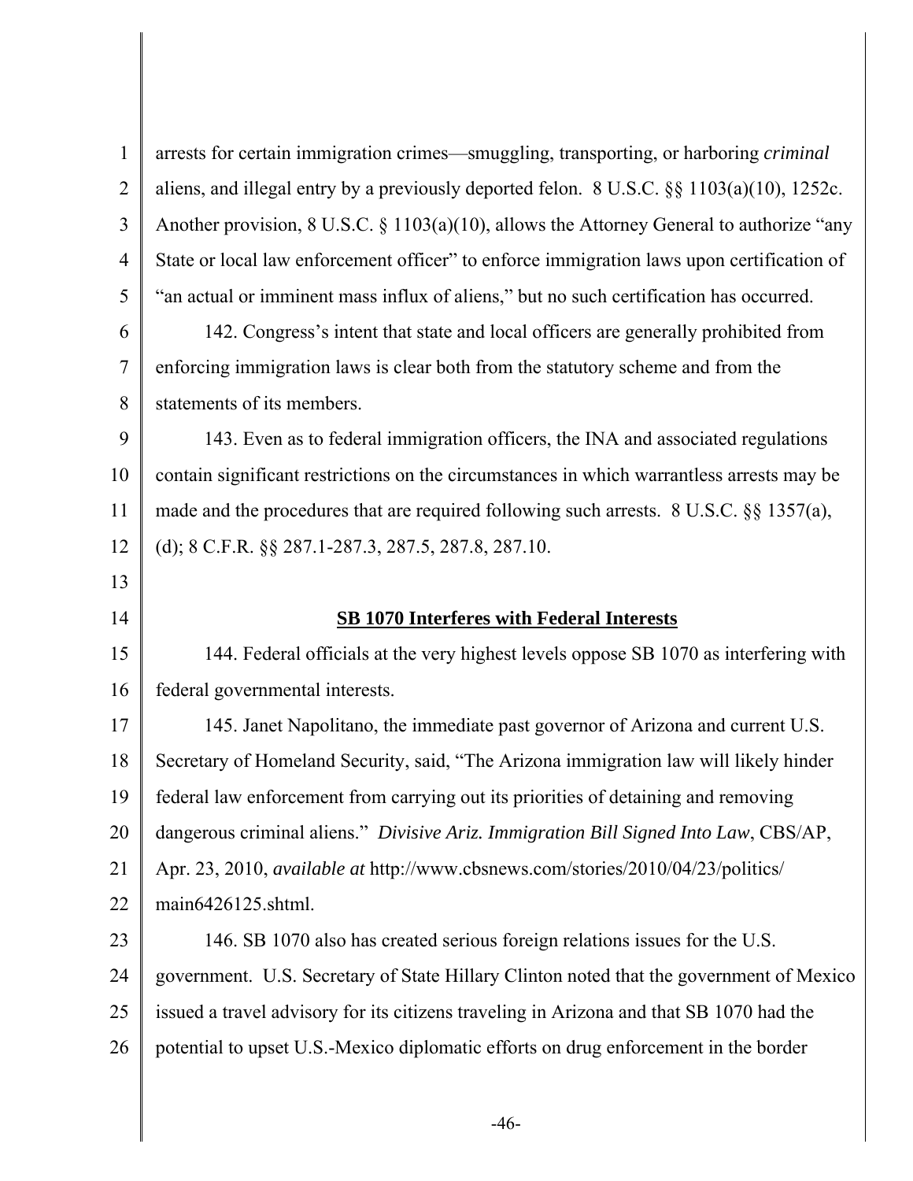arrests for certain immigration crimes—smuggling, transporting, or harboring *criminal* aliens, and illegal entry by a previously deported felon. 8 U.S.C. §§ 1103(a)(10), 1252c. Another provision, 8 U.S.C. § 1103(a)(10), allows the Attorney General to authorize "any State or local law enforcement officer" to enforce immigration laws upon certification of "an actual or imminent mass influx of aliens," but no such certification has occurred.

142. Congress's intent that state and local officers are generally prohibited from enforcing immigration laws is clear both from the statutory scheme and from the statements of its members.

143. Even as to federal immigration officers, the INA and associated regulations contain significant restrictions on the circumstances in which warrantless arrests may be made and the procedures that are required following such arrests. 8 U.S.C. §§ 1357(a), (d); 8 C.F.R. §§ 287.1-287.3, 287.5, 287.8, 287.10.

**SB 1070 Interferes with Federal Interests**

144. Federal officials at the very highest levels oppose SB 1070 as interfering with federal governmental interests.

145. Janet Napolitano, the immediate past governor of Arizona and current U.S. Secretary of Homeland Security, said, "The Arizona immigration law will likely hinder federal law enforcement from carrying out its priorities of detaining and removing dangerous criminal aliens." *Divisive Ariz. Immigration Bill Signed Into Law*, CBS/AP, Apr. 23, 2010, *available at* http://www.cbsnews.com/stories/2010/04/23/politics/main6426125.shtml.

146. SB 1070 also has created serious foreign relations issues for the U.S. government. U.S. Secretary of State Hillary Clinton noted that the government of Mexico issued a travel advisory for its citizens traveling in Arizona and that SB 1070 had the potential to upset U.S.-Mexico diplomatic efforts on drug enforcement in the border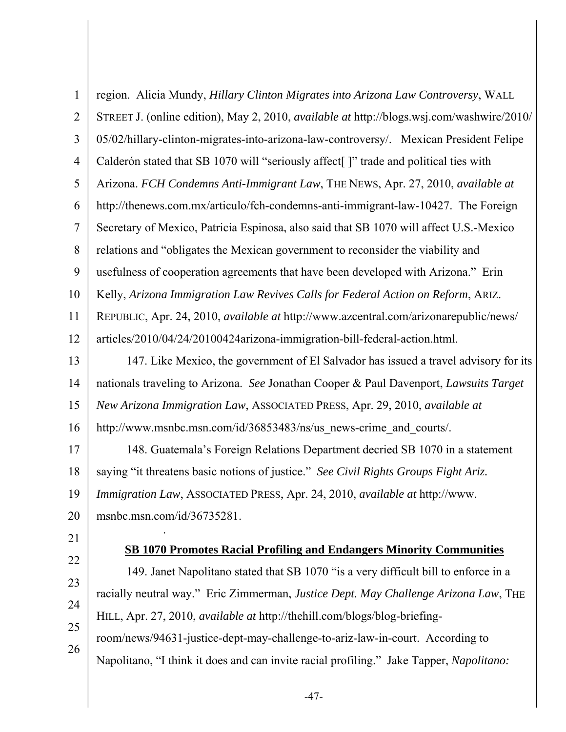region. Alicia Mundy, *Hillary Clinton Migrates into Arizona Law Controversy*, WALL STREET J. (online edition), May 2, 2010, *available at* http://blogs.wsj.com/washwire/2010/05/02/hillary-clinton-migrates-into-arizona-law-controversy/. Mexican President Felipe Calderón stated that SB 1070 will "seriously affect[ ]" trade and political ties with Arizona. *FCH Condemns Anti-Immigrant Law*, THE NEWS, Apr. 27, 2010, *available at* http://thenews.com.mx/articulo/fch-condemns-anti-immigrant-law-10427. The Foreign Secretary of Mexico, Patricia Espinosa, also said that SB 1070 will affect U.S.-Mexico relations and "obligates the Mexican government to reconsider the viability and usefulness of cooperation agreements that have been developed with Arizona." Erin Kelly, *Arizona Immigration Law Revives Calls for Federal Action on Reform*, ARIZ. REPUBLIC, Apr. 24, 2010, *available at* http://www.azcentral.com/arizonarepublic/news/articles/2010/04/24/20100424arizona-immigration-bill-federal-action.html.

147. Like Mexico, the government of El Salvador has issued a travel advisory for its nationals traveling to Arizona. *See* Jonathan Cooper & Paul Davenport, *Lawsuits Target New Arizona Immigration Law*, ASSOCIATED PRESS, Apr. 29, 2010, *available at* http://www.msnbc.msn.com/id/36853483/ns/us_news-crime_and_courts/.

148. Guatemala's Foreign Relations Department decried SB 1070 in a statement saying "it threatens basic notions of justice." *See Civil Rights Groups Fight Ariz. Immigration Law*, ASSOCIATED PRESS, Apr. 24, 2010, *available at* http://www.msnbc.msn.com/id/36735281.

**SB 1070 Promotes Racial Profiling and Endangers Minority Communities**

149. Janet Napolitano stated that SB 1070 "is a very difficult bill to enforce in a racially neutral way." Eric Zimmerman, *Justice Dept. May Challenge Arizona Law*, THE HILL, Apr. 27, 2010, *available at* http://thehill.com/blogs/blog-briefing-room/news/94631-justice-dept-may-challenge-to-ariz-law-in-court. According to Napolitano, "I think it does and can invite racial profiling." Jake Tapper, *Napolitano:*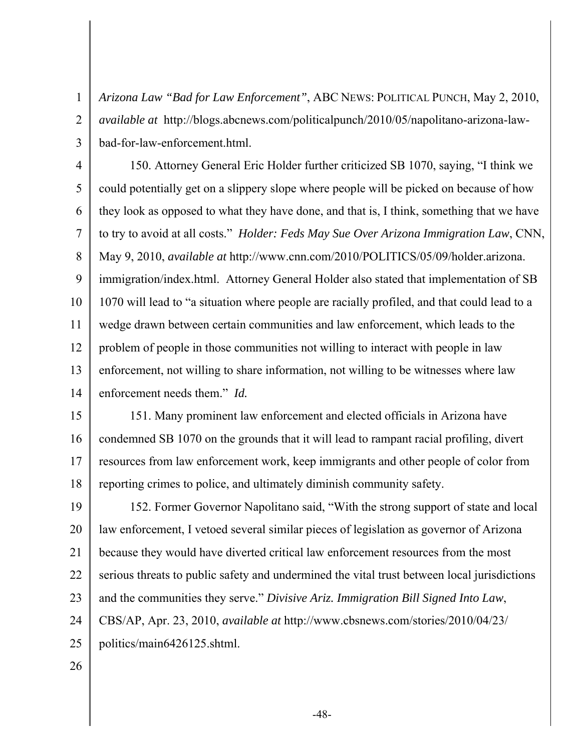*Arizona Law "Bad for Law Enforcement"*, ABC NEWS: POLITICAL PUNCH, May 2, 2010, *available at* http://blogs.abcnews.com/politicalpunch/2010/05/napolitano-arizona-law-bad-for-law-enforcement.html.

150. Attorney General Eric Holder further criticized SB 1070, saying, "I think we could potentially get on a slippery slope where people will be picked on because of how they look as opposed to what they have done, and that is, I think, something that we have to try to avoid at all costs." *Holder: Feds May Sue Over Arizona Immigration Law*, CNN, May 9, 2010, *available at* http://www.cnn.com/2010/POLITICS/05/09/holder.arizona.immigration/index.html. Attorney General Holder also stated that implementation of SB 1070 will lead to "a situation where people are racially profiled, and that could lead to a wedge drawn between certain communities and law enforcement, which leads to the problem of people in those communities not willing to interact with people in law enforcement, not willing to share information, not willing to be witnesses where law enforcement needs them." *Id.*

151. Many prominent law enforcement and elected officials in Arizona have condemned SB 1070 on the grounds that it will lead to rampant racial profiling, divert resources from law enforcement work, keep immigrants and other people of color from reporting crimes to police, and ultimately diminish community safety.

152. Former Governor Napolitano said, "With the strong support of state and local law enforcement, I vetoed several similar pieces of legislation as governor of Arizona because they would have diverted critical law enforcement resources from the most serious threats to public safety and undermined the vital trust between local jurisdictions and the communities they serve." *Divisive Ariz. Immigration Bill Signed Into Law*, CBS/AP, Apr. 23, 2010, *available at* http://www.cbsnews.com/stories/2010/04/23/politics/main6426125.shtml.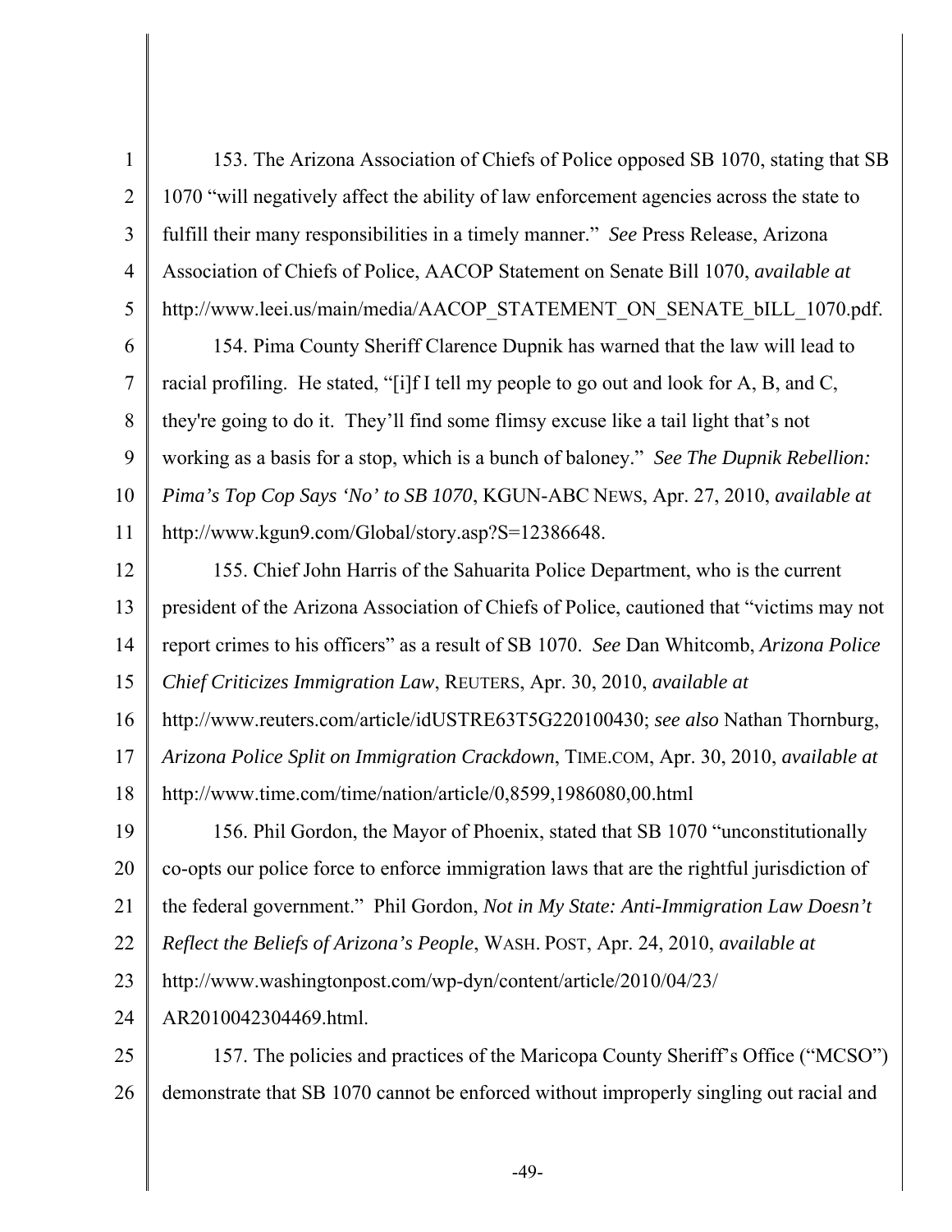153. The Arizona Association of Chiefs of Police opposed SB 1070, stating that SB 1070 "will negatively affect the ability of law enforcement agencies across the state to fulfill their many responsibilities in a timely manner." *See* Press Release, Arizona Association of Chiefs of Police, AACOP Statement on Senate Bill 1070, *available at* http://www.leei.us/main/media/AACOP_STATEMENT_ON_SENATE_bILL_1070.pdf.

154. Pima County Sheriff Clarence Dupnik has warned that the law will lead to racial profiling. He stated, "[i]f I tell my people to go out and look for A, B, and C, they're going to do it. They'll find some flimsy excuse like a tail light that's not working as a basis for a stop, which is a bunch of baloney." *See The Dupnik Rebellion: Pima's Top Cop Says 'No' to SB 1070*, KGUN-ABC NEWS, Apr. 27, 2010, *available at* http://www.kgun9.com/Global/story.asp?S=12386648.

155. Chief John Harris of the Sahuarita Police Department, who is the current president of the Arizona Association of Chiefs of Police, cautioned that "victims may not report crimes to his officers" as a result of SB 1070. *See* Dan Whitcomb, *Arizona Police Chief Criticizes Immigration Law*, REUTERS, Apr. 30, 2010, *available at* http://www.reuters.com/article/idUSTRE63T5G220100430; *see also* Nathan Thornburg, *Arizona Police Split on Immigration Crackdown*, TIME.COM, Apr. 30, 2010, *available at* http://www.time.com/time/nation/article/0,8599,1986080,00.html

156. Phil Gordon, the Mayor of Phoenix, stated that SB 1070 "unconstitutionally co-opts our police force to enforce immigration laws that are the rightful jurisdiction of the federal government." Phil Gordon, *Not in My State: Anti-Immigration Law Doesn't Reflect the Beliefs of Arizona's People*, WASH. POST, Apr. 24, 2010, *available at* http://www.washingtonpost.com/wp-dyn/content/article/2010/04/23/AR2010042304469.html.

157. The policies and practices of the Maricopa County Sheriff's Office ("MCSO") demonstrate that SB 1070 cannot be enforced without improperly singling out racial and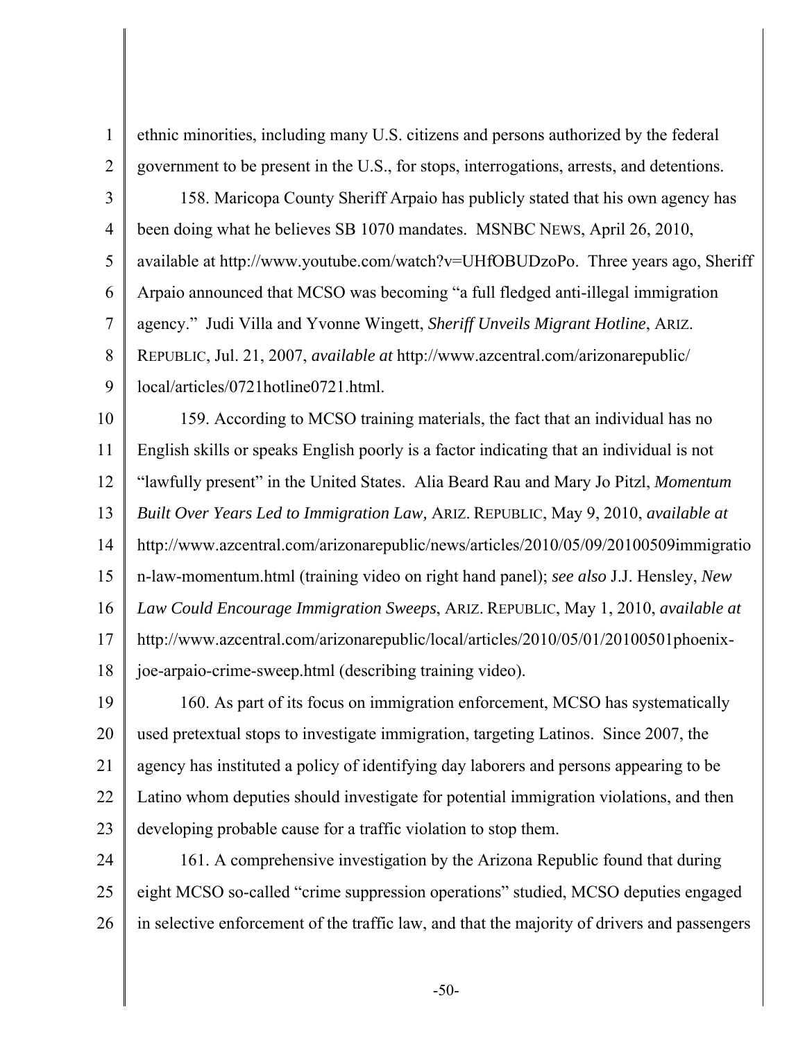ethnic minorities, including many U.S. citizens and persons authorized by the federal government to be present in the U.S., for stops, interrogations, arrests, and detentions.

158. Maricopa County Sheriff Arpaio has publicly stated that his own agency has been doing what he believes SB 1070 mandates. MSNBC NEWS, April 26, 2010, available at http://www.youtube.com/watch?v=UHfOBUDzoPo. Three years ago, Sheriff Arpaio announced that MCSO was becoming "a full fledged anti-illegal immigration agency." Judi Villa and Yvonne Wingett, *Sheriff Unveils Migrant Hotline*, ARIZ. REPUBLIC, Jul. 21, 2007, *available at* http://www.azcentral.com/arizonarepublic/local/articles/0721hotline0721.html.

159. According to MCSO training materials, the fact that an individual has no English skills or speaks English poorly is a factor indicating that an individual is not "lawfully present" in the United States. Alia Beard Rau and Mary Jo Pitzl, *Momentum Built Over Years Led to Immigration Law,* ARIZ. REPUBLIC, May 9, 2010, *available at* http://www.azcentral.com/arizonarepublic/news/articles/2010/05/09/20100509immigration-law-momentum.html (training video on right hand panel); *see also* J.J. Hensley, *New Law Could Encourage Immigration Sweeps*, ARIZ. REPUBLIC, May 1, 2010, *available at* http://www.azcentral.com/arizonarepublic/local/articles/2010/05/01/20100501phoenix-joe-arpaio-crime-sweep.html (describing training video).

160. As part of its focus on immigration enforcement, MCSO has systematically used pretextual stops to investigate immigration, targeting Latinos. Since 2007, the agency has instituted a policy of identifying day laborers and persons appearing to be Latino whom deputies should investigate for potential immigration violations, and then developing probable cause for a traffic violation to stop them.

161. A comprehensive investigation by the Arizona Republic found that during eight MCSO so-called "crime suppression operations" studied, MCSO deputies engaged in selective enforcement of the traffic law, and that the majority of drivers and passengers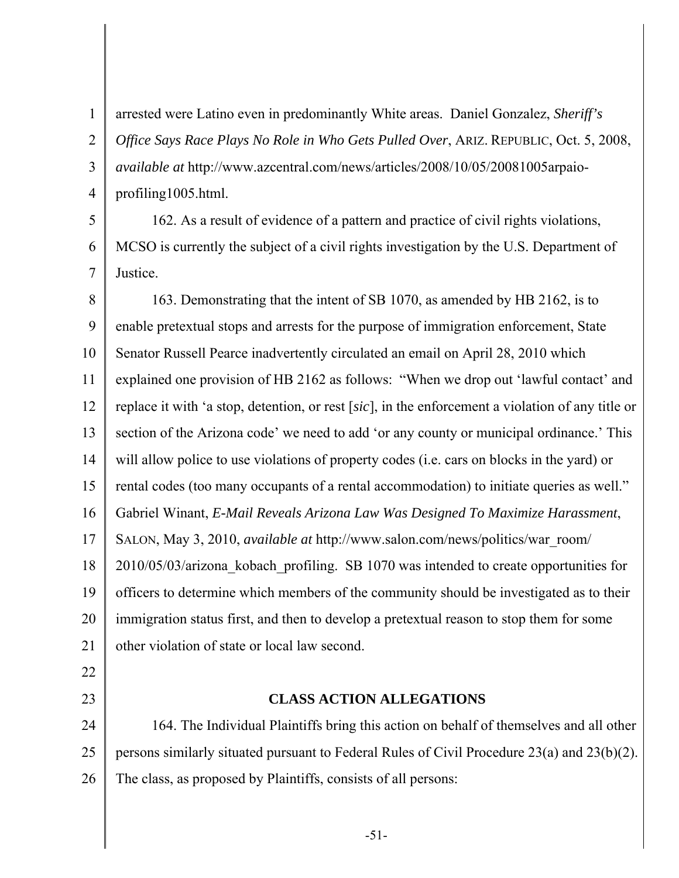arrested were Latino even in predominantly White areas. Daniel Gonzalez, *Sheriff's Office Says Race Plays No Role in Who Gets Pulled Over*, ARIZ. REPUBLIC, Oct. 5, 2008, *available at* http://www.azcentral.com/news/articles/2008/10/05/20081005arpaio-profiling1005.html.

162. As a result of evidence of a pattern and practice of civil rights violations, MCSO is currently the subject of a civil rights investigation by the U.S. Department of Justice.

163. Demonstrating that the intent of SB 1070, as amended by HB 2162, is to enable pretextual stops and arrests for the purpose of immigration enforcement, State Senator Russell Pearce inadvertently circulated an email on April 28, 2010 which explained one provision of HB 2162 as follows: "When we drop out 'lawful contact' and replace it with 'a stop, detention, or rest [*sic*], in the enforcement a violation of any title or section of the Arizona code' we need to add 'or any county or municipal ordinance.' This will allow police to use violations of property codes (i.e. cars on blocks in the yard) or rental codes (too many occupants of a rental accommodation) to initiate queries as well." Gabriel Winant, *E-Mail Reveals Arizona Law Was Designed To Maximize Harassment*, SALON, May 3, 2010, *available at* http://www.salon.com/news/politics/war_room/2010/05/03/arizona_kobach_profiling. SB 1070 was intended to create opportunities for officers to determine which members of the community should be investigated as to their immigration status first, and then to develop a pretextual reason to stop them for some other violation of state or local law second.

## CLASS ACTION ALLEGATIONS

164. The Individual Plaintiffs bring this action on behalf of themselves and all other persons similarly situated pursuant to Federal Rules of Civil Procedure 23(a) and 23(b)(2). The class, as proposed by Plaintiffs, consists of all persons: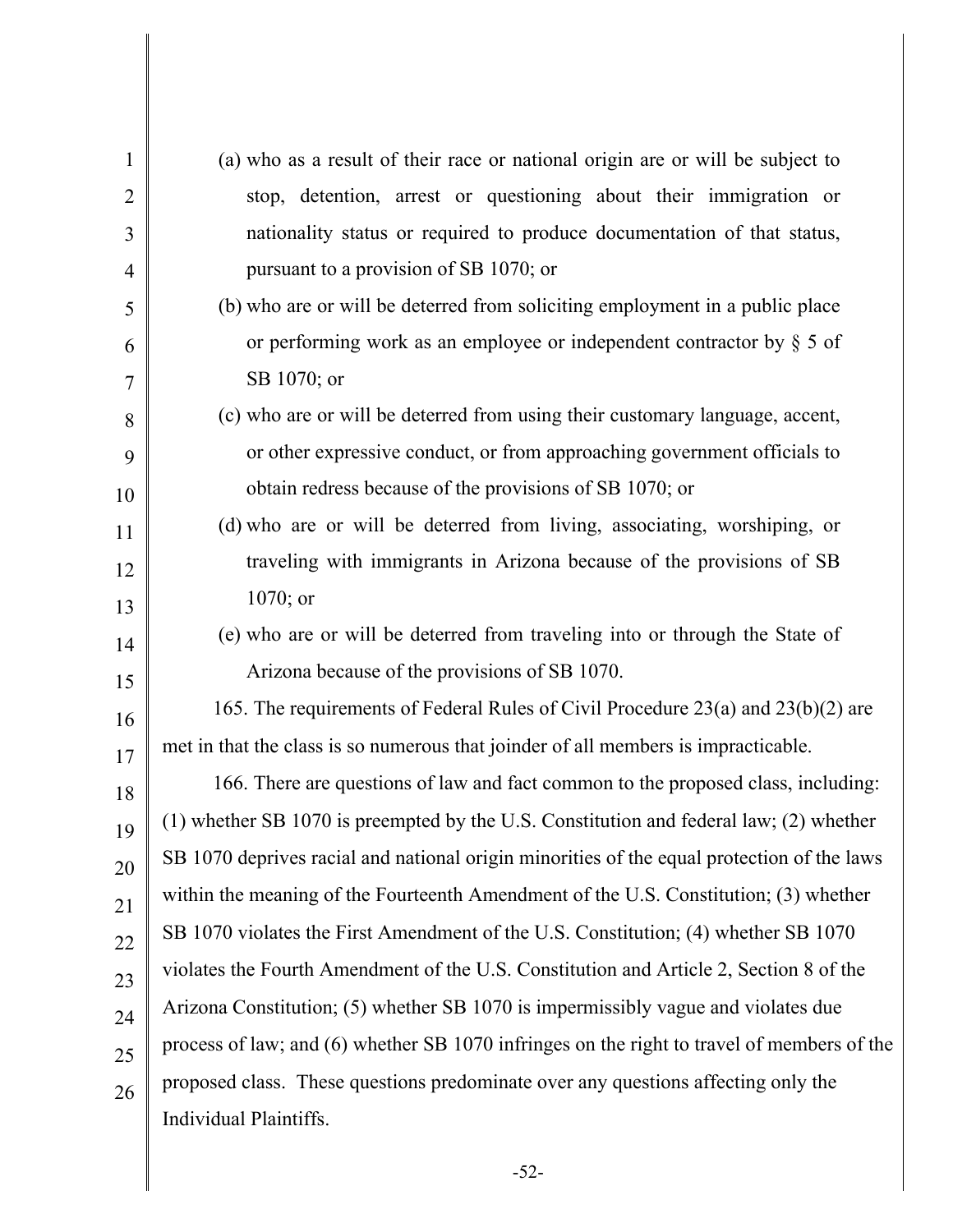(a) who as a result of their race or national origin are or will be subject to stop, detention, arrest or questioning about their immigration or nationality status or required to produce documentation of that status, pursuant to a provision of SB 1070; or

(b) who are or will be deterred from soliciting employment in a public place or performing work as an employee or independent contractor by § 5 of SB 1070; or

(c) who are or will be deterred from using their customary language, accent, or other expressive conduct, or from approaching government officials to obtain redress because of the provisions of SB 1070; or

(d) who are or will be deterred from living, associating, worshiping, or traveling with immigrants in Arizona because of the provisions of SB 1070; or

(e) who are or will be deterred from traveling into or through the State of Arizona because of the provisions of SB 1070.

165. The requirements of Federal Rules of Civil Procedure 23(a) and 23(b)(2) are met in that the class is so numerous that joinder of all members is impracticable.

166. There are questions of law and fact common to the proposed class, including: (1) whether SB 1070 is preempted by the U.S. Constitution and federal law; (2) whether SB 1070 deprives racial and national origin minorities of the equal protection of the laws within the meaning of the Fourteenth Amendment of the U.S. Constitution; (3) whether SB 1070 violates the First Amendment of the U.S. Constitution; (4) whether SB 1070 violates the Fourth Amendment of the U.S. Constitution and Article 2, Section 8 of the Arizona Constitution; (5) whether SB 1070 is impermissibly vague and violates due process of law; and (6) whether SB 1070 infringes on the right to travel of members of the proposed class. These questions predominate over any questions affecting only the Individual Plaintiffs.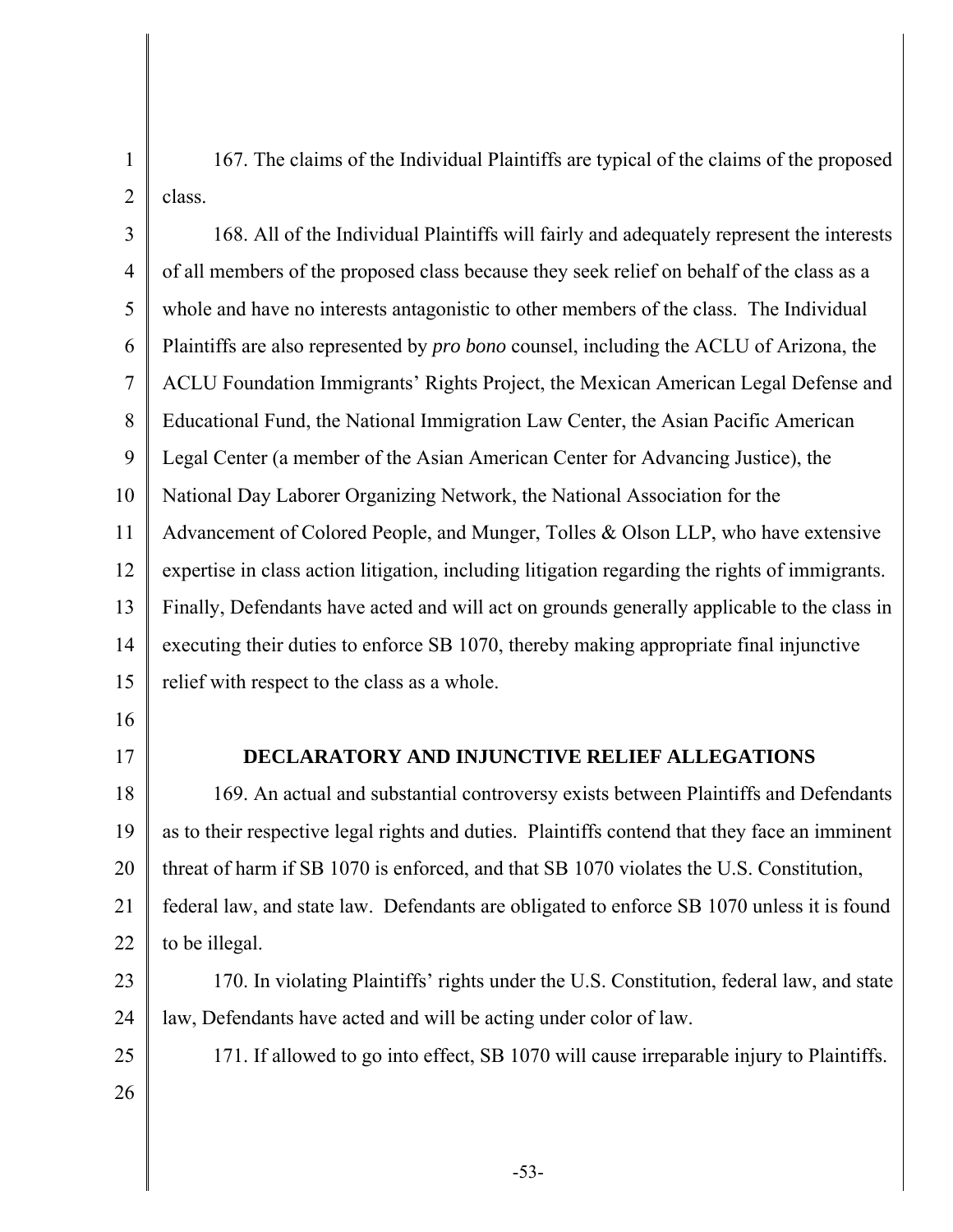167. The claims of the Individual Plaintiffs are typical of the claims of the proposed class.

168. All of the Individual Plaintiffs will fairly and adequately represent the interests of all members of the proposed class because they seek relief on behalf of the class as a whole and have no interests antagonistic to other members of the class. The Individual Plaintiffs are also represented by *pro bono* counsel, including the ACLU of Arizona, the ACLU Foundation Immigrants' Rights Project, the Mexican American Legal Defense and Educational Fund, the National Immigration Law Center, the Asian Pacific American Legal Center (a member of the Asian American Center for Advancing Justice), the National Day Laborer Organizing Network, the National Association for the Advancement of Colored People, and Munger, Tolles & Olson LLP, who have extensive expertise in class action litigation, including litigation regarding the rights of immigrants. Finally, Defendants have acted and will act on grounds generally applicable to the class in executing their duties to enforce SB 1070, thereby making appropriate final injunctive relief with respect to the class as a whole.

## DECLARATORY AND INJUNCTIVE RELIEF ALLEGATIONS

169. An actual and substantial controversy exists between Plaintiffs and Defendants as to their respective legal rights and duties. Plaintiffs contend that they face an imminent threat of harm if SB 1070 is enforced, and that SB 1070 violates the U.S. Constitution, federal law, and state law. Defendants are obligated to enforce SB 1070 unless it is found to be illegal.

170. In violating Plaintiffs' rights under the U.S. Constitution, federal law, and state law, Defendants have acted and will be acting under color of law.

171. If allowed to go into effect, SB 1070 will cause irreparable injury to Plaintiffs.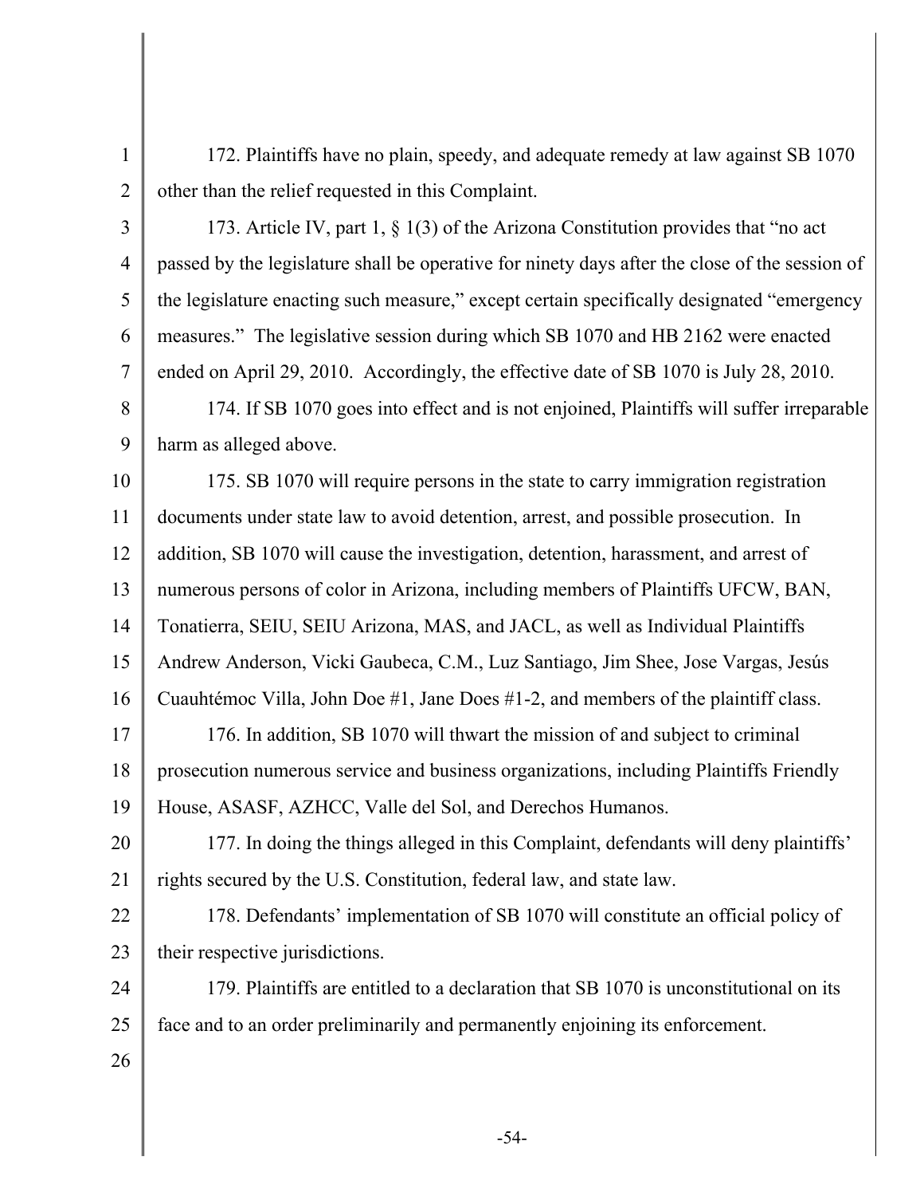172. Plaintiffs have no plain, speedy, and adequate remedy at law against SB 1070 other than the relief requested in this Complaint.

173. Article IV, part 1, § 1(3) of the Arizona Constitution provides that "no act passed by the legislature shall be operative for ninety days after the close of the session of the legislature enacting such measure," except certain specifically designated "emergency measures." The legislative session during which SB 1070 and HB 2162 were enacted ended on April 29, 2010. Accordingly, the effective date of SB 1070 is July 28, 2010.

174. If SB 1070 goes into effect and is not enjoined, Plaintiffs will suffer irreparable harm as alleged above.

175. SB 1070 will require persons in the state to carry immigration registration documents under state law to avoid detention, arrest, and possible prosecution. In addition, SB 1070 will cause the investigation, detention, harassment, and arrest of numerous persons of color in Arizona, including members of Plaintiffs UFCW, BAN, Tonatierra, SEIU, SEIU Arizona, MAS, and JACL, as well as Individual Plaintiffs Andrew Anderson, Vicki Gaubeca, C.M., Luz Santiago, Jim Shee, Jose Vargas, Jesús Cuauhtémoc Villa, John Doe #1, Jane Does #1-2, and members of the plaintiff class.

176. In addition, SB 1070 will thwart the mission of and subject to criminal prosecution numerous service and business organizations, including Plaintiffs Friendly House, ASASF, AZHCC, Valle del Sol, and Derechos Humanos.

177. In doing the things alleged in this Complaint, defendants will deny plaintiffs' rights secured by the U.S. Constitution, federal law, and state law.

178. Defendants' implementation of SB 1070 will constitute an official policy of their respective jurisdictions.

179. Plaintiffs are entitled to a declaration that SB 1070 is unconstitutional on its face and to an order preliminarily and permanently enjoining its enforcement.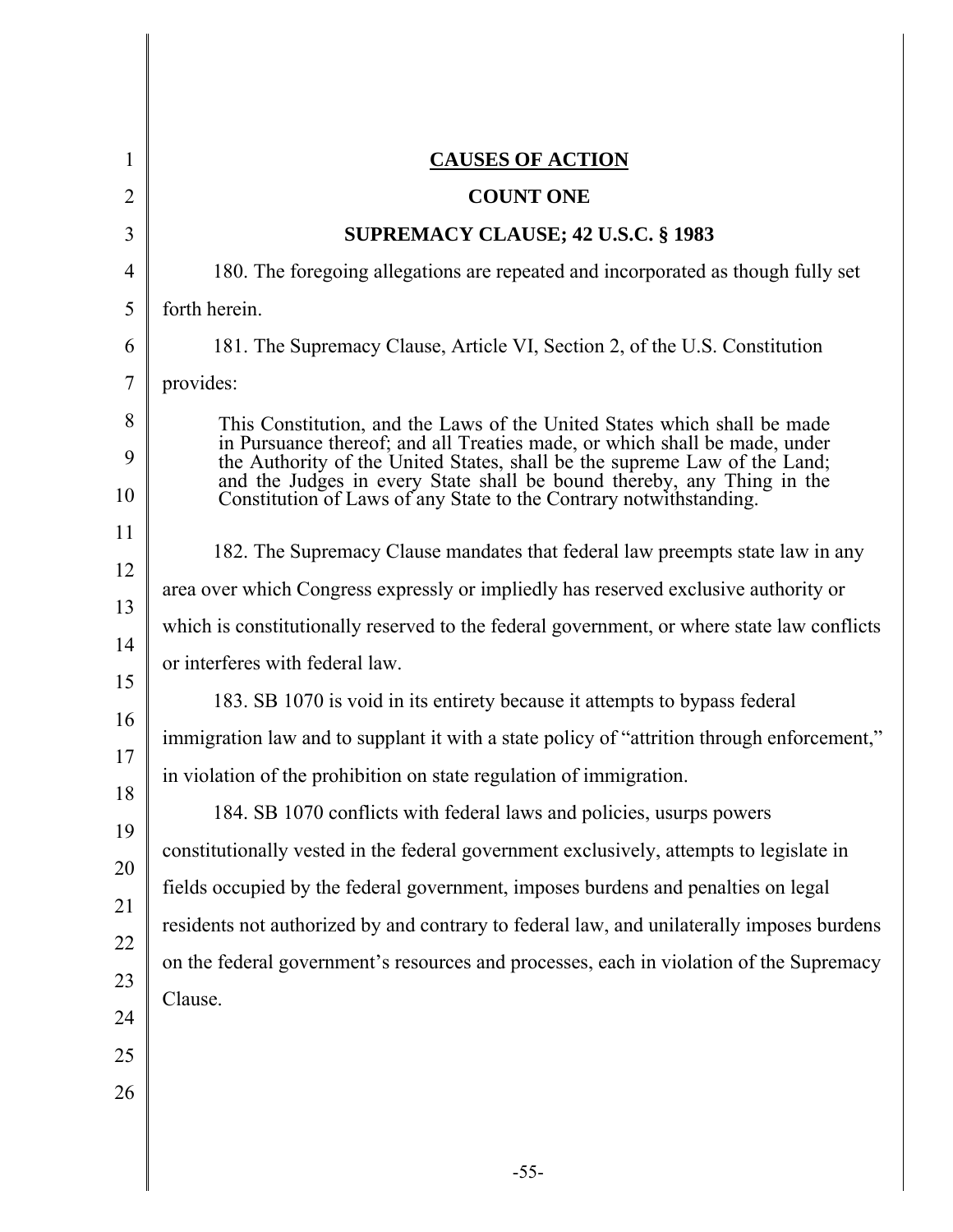## CAUSES OF ACTION

### COUNT ONE

### SUPREMACY CLAUSE; 42 U.S.C. § 1983

180. The foregoing allegations are repeated and incorporated as though fully set forth herein.

181. The Supremacy Clause, Article VI, Section 2, of the U.S. Constitution provides:

> This Constitution, and the Laws of the United States which shall be made in Pursuance thereof; and all Treaties made, or which shall be made, under the Authority of the United States, shall be the supreme Law of the Land; and the Judges in every State shall be bound thereby, any Thing in the Constitution of Laws of any State to the Contrary notwithstanding.

182. The Supremacy Clause mandates that federal law preempts state law in any area over which Congress expressly or impliedly has reserved exclusive authority or which is constitutionally reserved to the federal government, or where state law conflicts or interferes with federal law.

183. SB 1070 is void in its entirety because it attempts to bypass federal immigration law and to supplant it with a state policy of "attrition through enforcement," in violation of the prohibition on state regulation of immigration.

184. SB 1070 conflicts with federal laws and policies, usurps powers constitutionally vested in the federal government exclusively, attempts to legislate in fields occupied by the federal government, imposes burdens and penalties on legal residents not authorized by and contrary to federal law, and unilaterally imposes burdens on the federal government's resources and processes, each in violation of the Supremacy Clause.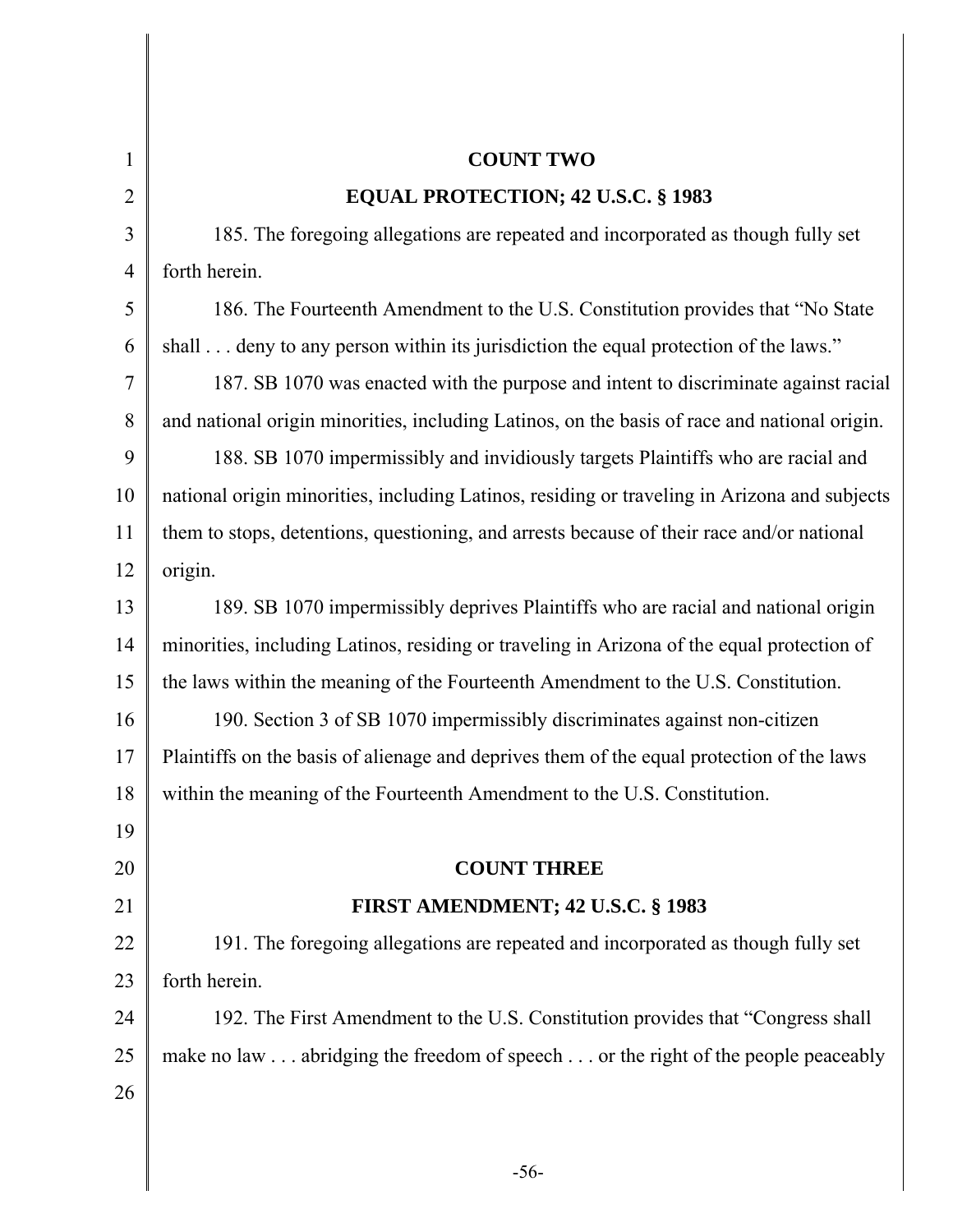## COUNT TWO

## EQUAL PROTECTION; 42 U.S.C. § 1983

185. The foregoing allegations are repeated and incorporated as though fully set forth herein.

186. The Fourteenth Amendment to the U.S. Constitution provides that "No State shall . . . deny to any person within its jurisdiction the equal protection of the laws."

187. SB 1070 was enacted with the purpose and intent to discriminate against racial and national origin minorities, including Latinos, on the basis of race and national origin.

188. SB 1070 impermissibly and invidiously targets Plaintiffs who are racial and national origin minorities, including Latinos, residing or traveling in Arizona and subjects them to stops, detentions, questioning, and arrests because of their race and/or national origin.

189. SB 1070 impermissibly deprives Plaintiffs who are racial and national origin minorities, including Latinos, residing or traveling in Arizona of the equal protection of the laws within the meaning of the Fourteenth Amendment to the U.S. Constitution.

190. Section 3 of SB 1070 impermissibly discriminates against non-citizen Plaintiffs on the basis of alienage and deprives them of the equal protection of the laws within the meaning of the Fourteenth Amendment to the U.S. Constitution.

## COUNT THREE

## FIRST AMENDMENT; 42 U.S.C. § 1983

191. The foregoing allegations are repeated and incorporated as though fully set forth herein.

192. The First Amendment to the U.S. Constitution provides that "Congress shall make no law . . . abridging the freedom of speech . . . or the right of the people peaceably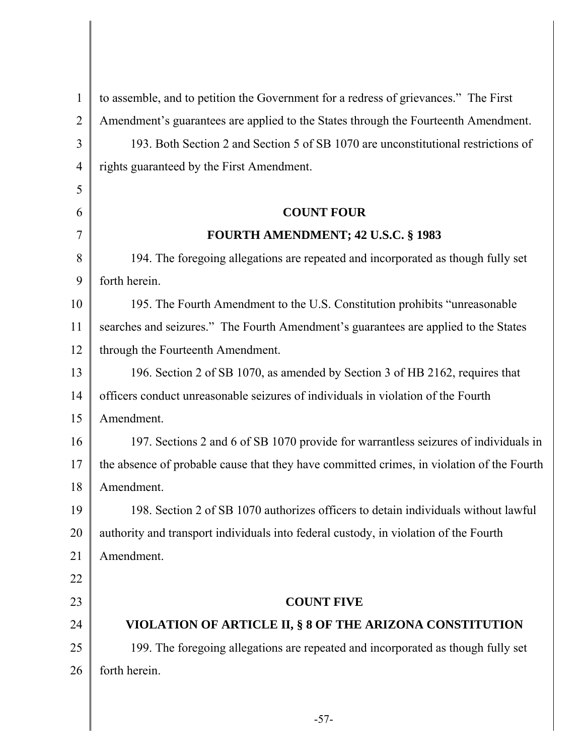to assemble, and to petition the Government for a redress of grievances." The First Amendment's guarantees are applied to the States through the Fourteenth Amendment.

193. Both Section 2 and Section 5 of SB 1070 are unconstitutional restrictions of rights guaranteed by the First Amendment.

**COUNT FOUR**

**FOURTH AMENDMENT; 42 U.S.C. § 1983**

194. The foregoing allegations are repeated and incorporated as though fully set forth herein.

195. The Fourth Amendment to the U.S. Constitution prohibits "unreasonable searches and seizures." The Fourth Amendment's guarantees are applied to the States through the Fourteenth Amendment.

196. Section 2 of SB 1070, as amended by Section 3 of HB 2162, requires that officers conduct unreasonable seizures of individuals in violation of the Fourth Amendment.

197. Sections 2 and 6 of SB 1070 provide for warrantless seizures of individuals in the absence of probable cause that they have committed crimes, in violation of the Fourth Amendment.

198. Section 2 of SB 1070 authorizes officers to detain individuals without lawful authority and transport individuals into federal custody, in violation of the Fourth Amendment.

**COUNT FIVE**

**VIOLATION OF ARTICLE II, § 8 OF THE ARIZONA CONSTITUTION**

199. The foregoing allegations are repeated and incorporated as though fully set forth herein.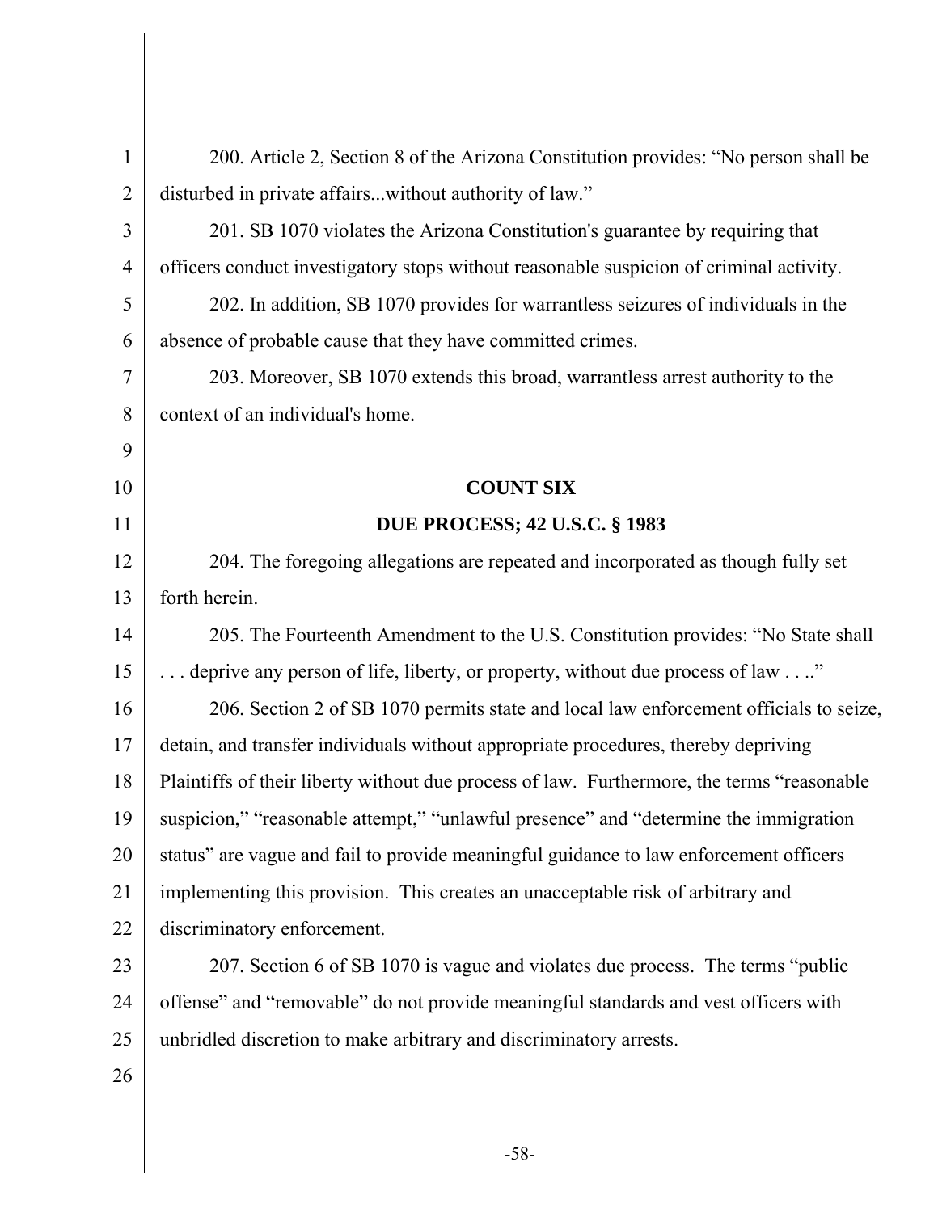200. Article 2, Section 8 of the Arizona Constitution provides: "No person shall be disturbed in private affairs...without authority of law."

201. SB 1070 violates the Arizona Constitution's guarantee by requiring that officers conduct investigatory stops without reasonable suspicion of criminal activity.

202. In addition, SB 1070 provides for warrantless seizures of individuals in the absence of probable cause that they have committed crimes.

203. Moreover, SB 1070 extends this broad, warrantless arrest authority to the context of an individual's home.

## COUNT SIX

## DUE PROCESS; 42 U.S.C. § 1983

204. The foregoing allegations are repeated and incorporated as though fully set forth herein.

205. The Fourteenth Amendment to the U.S. Constitution provides: "No State shall . . . deprive any person of life, liberty, or property, without due process of law . . .."

206. Section 2 of SB 1070 permits state and local law enforcement officials to seize, detain, and transfer individuals without appropriate procedures, thereby depriving Plaintiffs of their liberty without due process of law. Furthermore, the terms "reasonable suspicion," "reasonable attempt," "unlawful presence" and "determine the immigration status" are vague and fail to provide meaningful guidance to law enforcement officers implementing this provision. This creates an unacceptable risk of arbitrary and discriminatory enforcement.

207. Section 6 of SB 1070 is vague and violates due process. The terms "public offense" and "removable" do not provide meaningful standards and vest officers with unbridled discretion to make arbitrary and discriminatory arrests.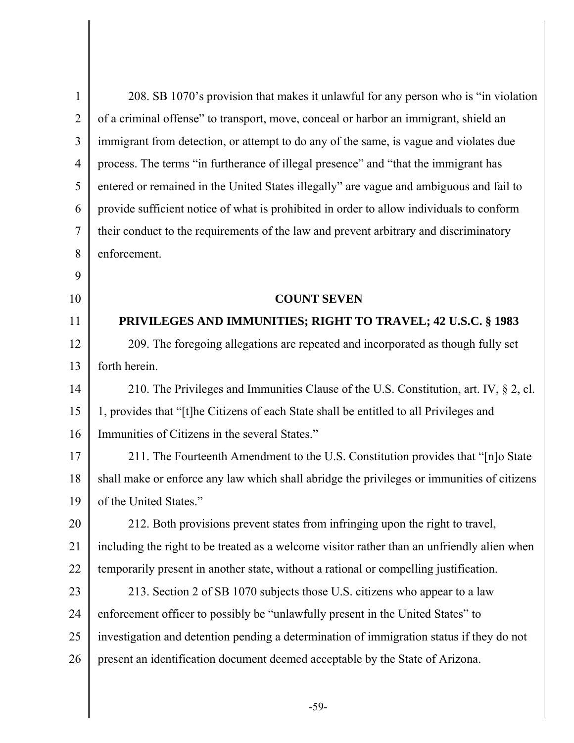208. SB 1070's provision that makes it unlawful for any person who is "in violation of a criminal offense" to transport, move, conceal or harbor an immigrant, shield an immigrant from detection, or attempt to do any of the same, is vague and violates due process. The terms "in furtherance of illegal presence" and "that the immigrant has entered or remained in the United States illegally" are vague and ambiguous and fail to provide sufficient notice of what is prohibited in order to allow individuals to conform their conduct to the requirements of the law and prevent arbitrary and discriminatory enforcement.

**COUNT SEVEN**

**PRIVILEGES AND IMMUNITIES; RIGHT TO TRAVEL; 42 U.S.C. § 1983**

209. The foregoing allegations are repeated and incorporated as though fully set forth herein.

210. The Privileges and Immunities Clause of the U.S. Constitution, art. IV, § 2, cl. 1, provides that "[t]he Citizens of each State shall be entitled to all Privileges and Immunities of Citizens in the several States."

211. The Fourteenth Amendment to the U.S. Constitution provides that "[n]o State shall make or enforce any law which shall abridge the privileges or immunities of citizens of the United States."

212. Both provisions prevent states from infringing upon the right to travel, including the right to be treated as a welcome visitor rather than an unfriendly alien when temporarily present in another state, without a rational or compelling justification.

213. Section 2 of SB 1070 subjects those U.S. citizens who appear to a law enforcement officer to possibly be "unlawfully present in the United States" to investigation and detention pending a determination of immigration status if they do not present an identification document deemed acceptable by the State of Arizona.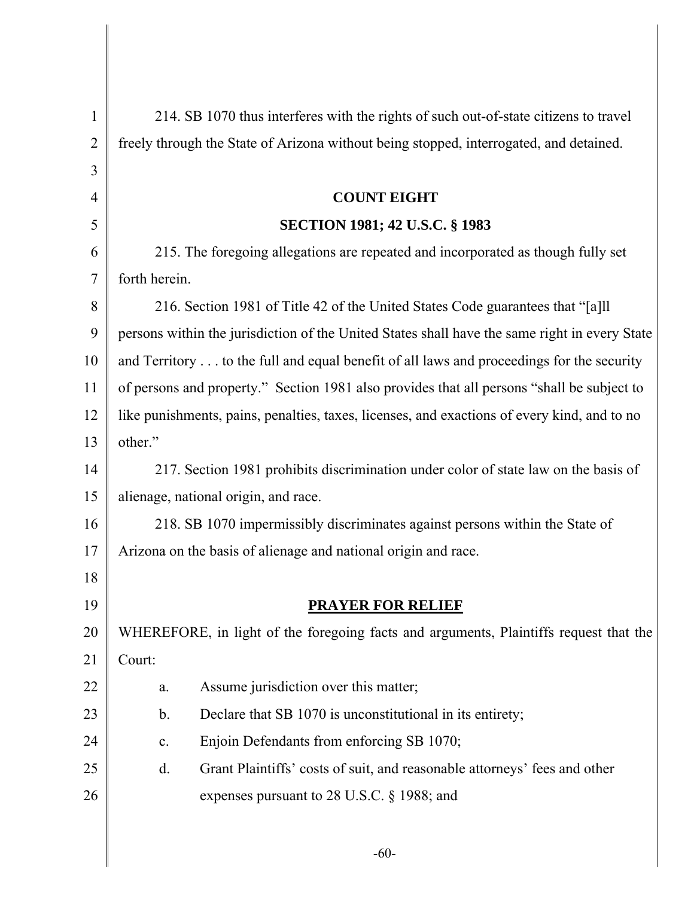214. SB 1070 thus interferes with the rights of such out-of-state citizens to travel freely through the State of Arizona without being stopped, interrogated, and detained.

**COUNT EIGHT**

**SECTION 1981; 42 U.S.C. § 1983**

215. The foregoing allegations are repeated and incorporated as though fully set forth herein.

216. Section 1981 of Title 42 of the United States Code guarantees that "[a]ll persons within the jurisdiction of the United States shall have the same right in every State and Territory . . . to the full and equal benefit of all laws and proceedings for the security of persons and property." Section 1981 also provides that all persons "shall be subject to like punishments, pains, penalties, taxes, licenses, and exactions of every kind, and to no other."

217. Section 1981 prohibits discrimination under color of state law on the basis of alienage, national origin, and race.

218. SB 1070 impermissibly discriminates against persons within the State of Arizona on the basis of alienage and national origin and race.

**PRAYER FOR RELIEF**

WHEREFORE, in light of the foregoing facts and arguments, Plaintiffs request that the Court:

a. Assume jurisdiction over this matter;

b. Declare that SB 1070 is unconstitutional in its entirety;

c. Enjoin Defendants from enforcing SB 1070;

d. Grant Plaintiffs' costs of suit, and reasonable attorneys' fees and other expenses pursuant to 28 U.S.C. § 1988; and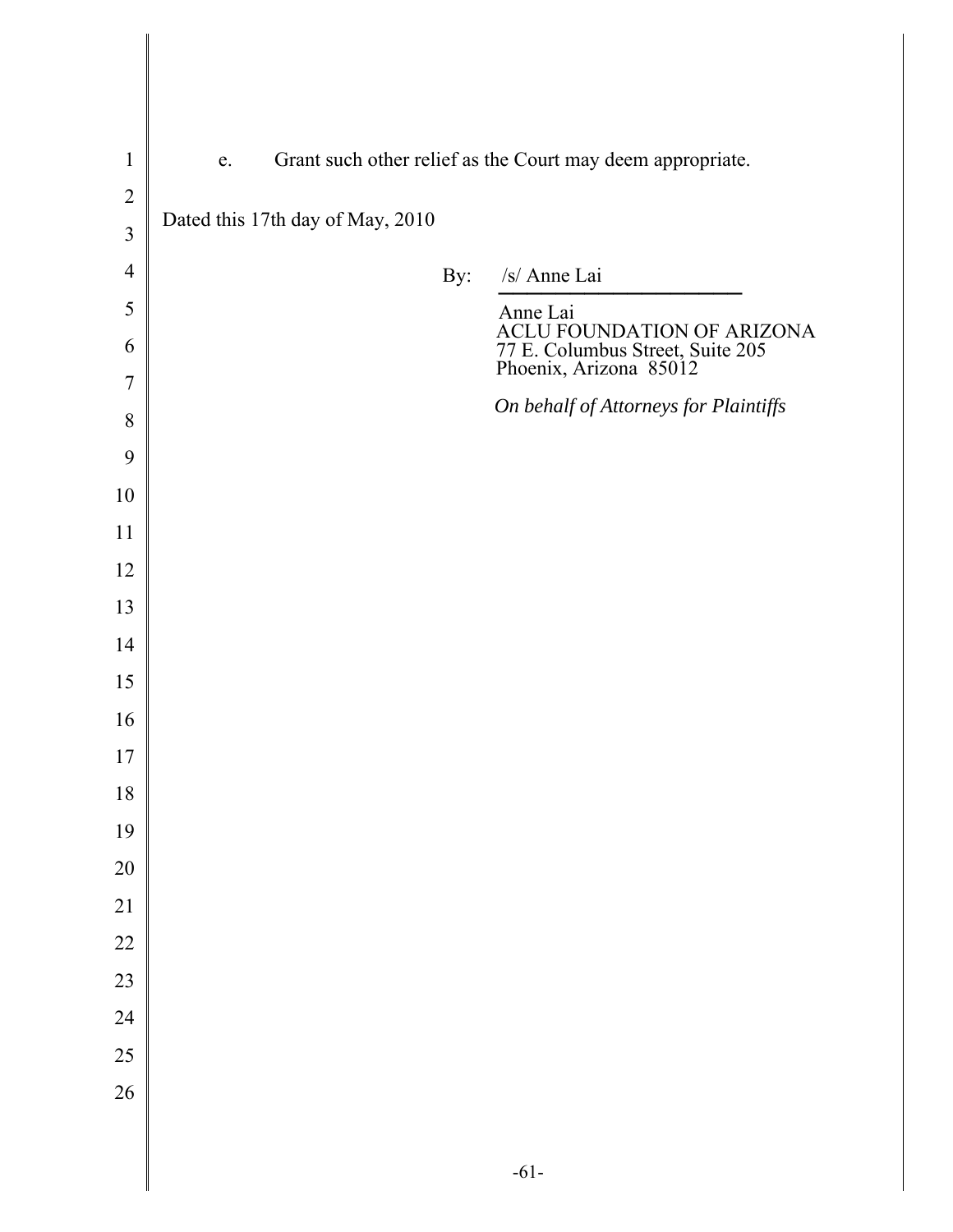e. Grant such other relief as the Court may deem appropriate.

Dated this 17th day of May, 2010

By: /s/ Anne Lai

Anne Lai
ACLU FOUNDATION OF ARIZONA
77 E. Columbus Street, Suite 205
Phoenix, Arizona 85012

*On behalf of Attorneys for Plaintiffs*